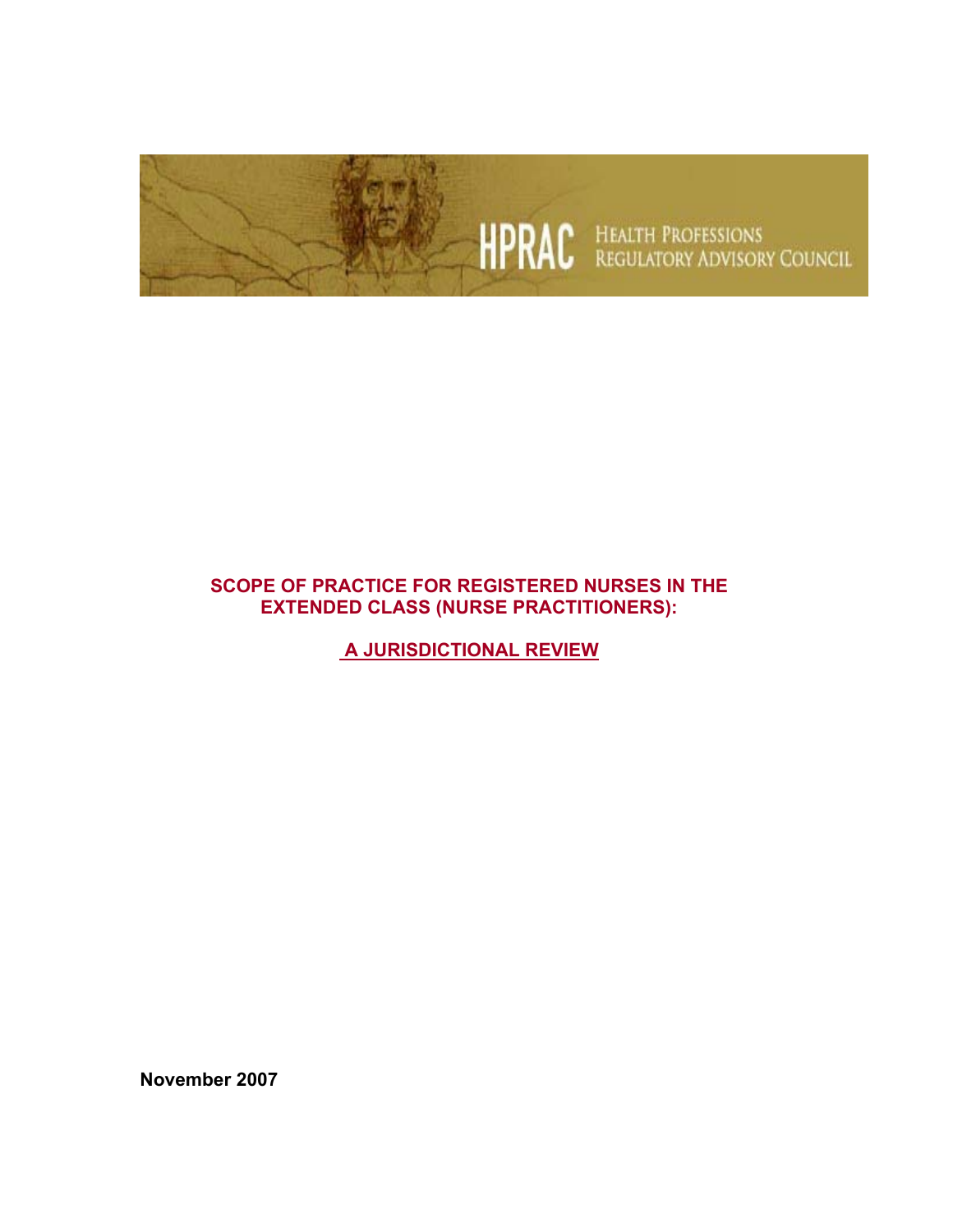HPRAC HEALTH PROFESSIONS REGULATORY ADVISORY COUNCIL

# SCOPE OF PRACTICE FOR REGISTERED NURSES IN THE EXTENDED CLASS (NURSE PRACTITIONERS):

## A JURISDICTIONAL REVIEW

**November 2007**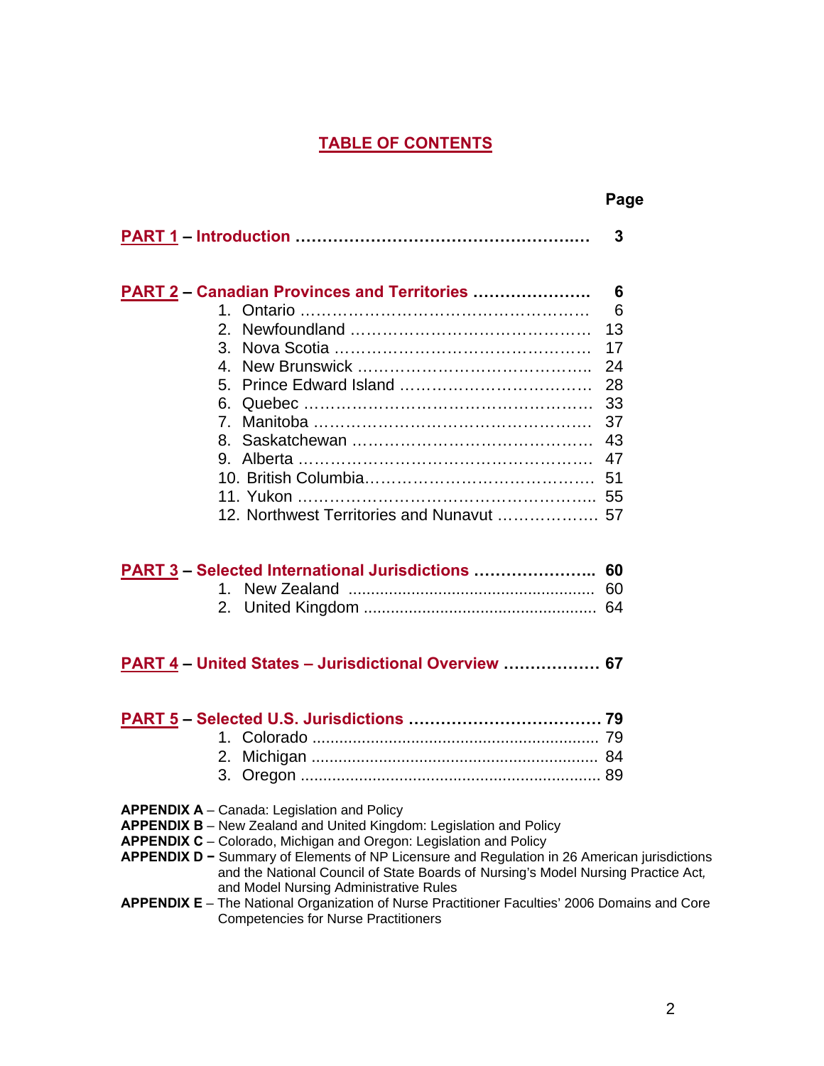# TABLE OF CONTENTS

| | Page |
|---|---|
| **PART 1 – Introduction** | **3** |
| **PART 2 – Canadian Provinces and Territories** | **6** |
| 1. Ontario | 6 |
| 2. Newfoundland | 13 |
| 3. Nova Scotia | 17 |
| 4. New Brunswick | 24 |
| 5. Prince Edward Island | 28 |
| 6. Quebec | 33 |
| 7. Manitoba | 37 |
| 8. Saskatchewan | 43 |
| 9. Alberta | 47 |
| 10. British Columbia | 51 |
| 11. Yukon | 55 |
| 12. Northwest Territories and Nunavut | 57 |
| **PART 3 – Selected International Jurisdictions** | **60** |
| 1. New Zealand | 60 |
| 2. United Kingdom | 64 |
| **PART 4 – United States – Jurisdictional Overview** | **67** |
| **PART 5 – Selected U.S. Jurisdictions** | **79** |
| 1. Colorado | 79 |
| 2. Michigan | 84 |
| 3. Oregon | 89 |

**APPENDIX A** – Canada: Legislation and Policy

**APPENDIX B** – New Zealand and United Kingdom: Legislation and Policy

**APPENDIX C** – Colorado, Michigan and Oregon: Legislation and Policy

**APPENDIX D** – Summary of Elements of NP Licensure and Regulation in 26 American jurisdictions and the National Council of State Boards of Nursing's Model Nursing Practice Act, and Model Nursing Administrative Rules

**APPENDIX E** – The National Organization of Nurse Practitioner Faculties' 2006 Domains and Core Competencies for Nurse Practitioners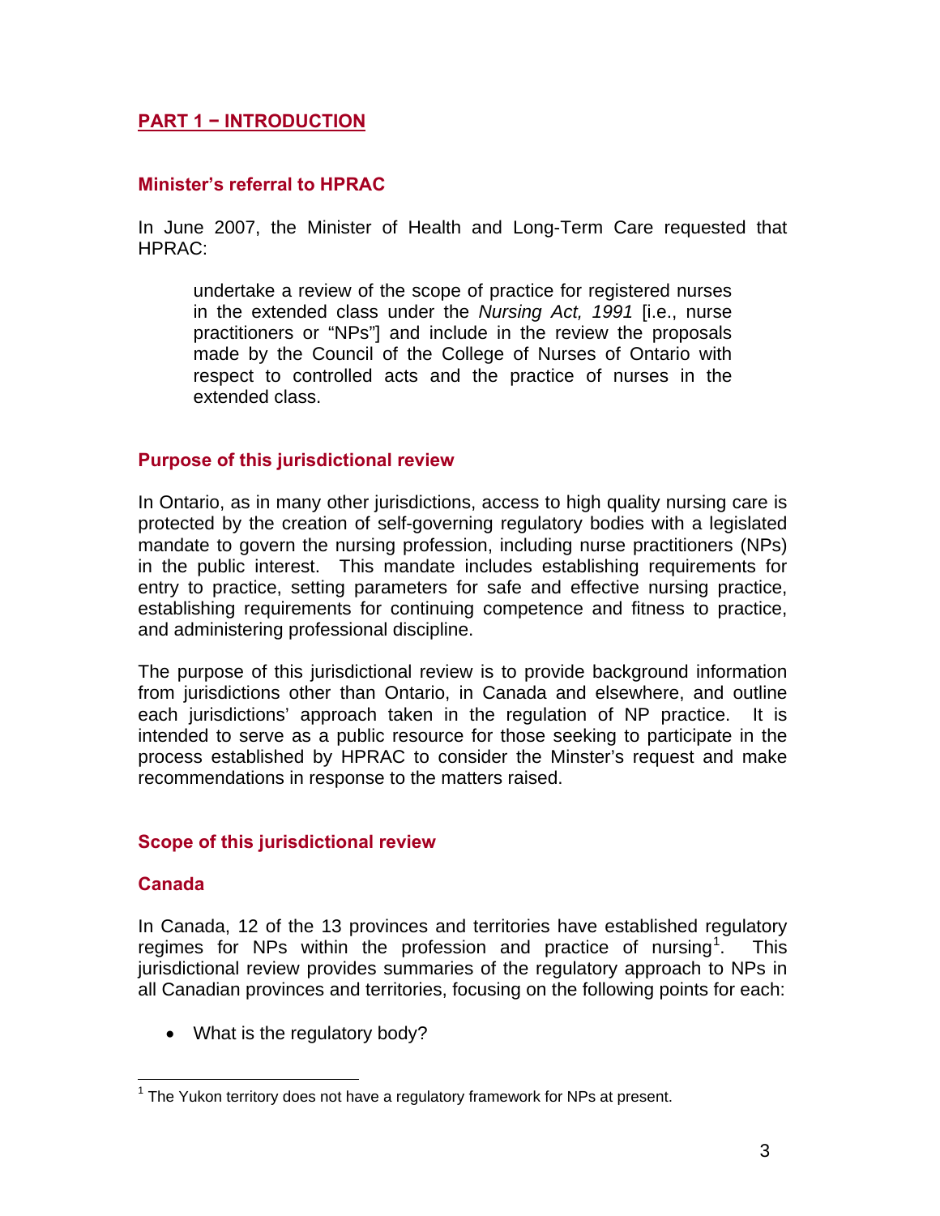## PART 1 − INTRODUCTION

### Minister's referral to HPRAC

In June 2007, the Minister of Health and Long-Term Care requested that HPRAC:

> undertake a review of the scope of practice for registered nurses in the extended class under the *Nursing Act, 1991* [i.e., nurse practitioners or "NPs"] and include in the review the proposals made by the Council of the College of Nurses of Ontario with respect to controlled acts and the practice of nurses in the extended class.

### Purpose of this jurisdictional review

In Ontario, as in many other jurisdictions, access to high quality nursing care is protected by the creation of self-governing regulatory bodies with a legislated mandate to govern the nursing profession, including nurse practitioners (NPs) in the public interest. This mandate includes establishing requirements for entry to practice, setting parameters for safe and effective nursing practice, establishing requirements for continuing competence and fitness to practice, and administering professional discipline.

The purpose of this jurisdictional review is to provide background information from jurisdictions other than Ontario, in Canada and elsewhere, and outline each jurisdictions' approach taken in the regulation of NP practice. It is intended to serve as a public resource for those seeking to participate in the process established by HPRAC to consider the Minster's request and make recommendations in response to the matters raised.

### Scope of this jurisdictional review

### Canada

In Canada, 12 of the 13 provinces and territories have established regulatory regimes for NPs within the profession and practice of nursing[1]. This jurisdictional review provides summaries of the regulatory approach to NPs in all Canadian provinces and territories, focusing on the following points for each:

- What is the regulatory body?

[1] The Yukon territory does not have a regulatory framework for NPs at present.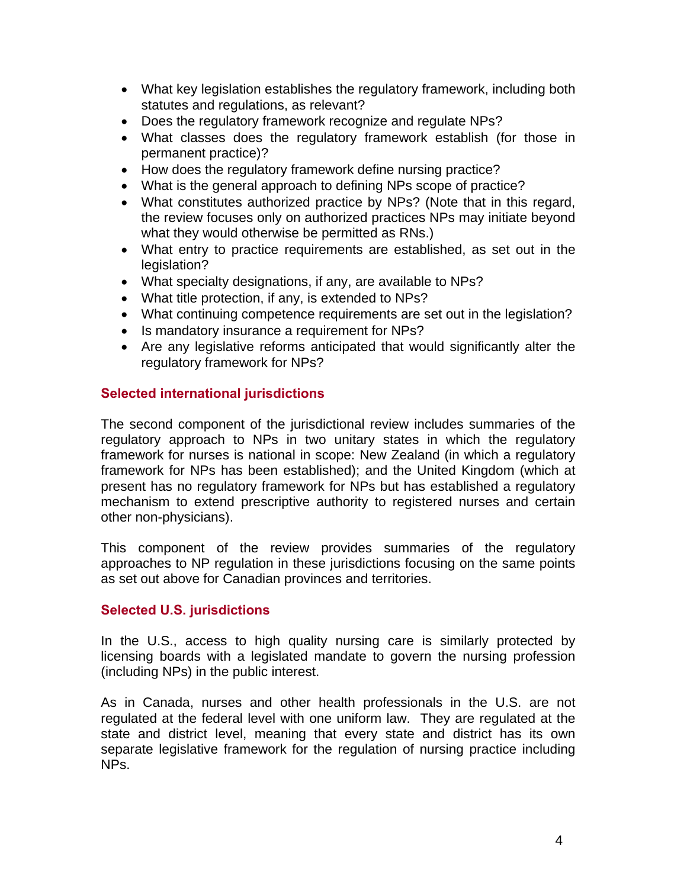- What key legislation establishes the regulatory framework, including both statutes and regulations, as relevant?
- Does the regulatory framework recognize and regulate NPs?
- What classes does the regulatory framework establish (for those in permanent practice)?
- How does the regulatory framework define nursing practice?
- What is the general approach to defining NPs scope of practice?
- What constitutes authorized practice by NPs? (Note that in this regard, the review focuses only on authorized practices NPs may initiate beyond what they would otherwise be permitted as RNs.)
- What entry to practice requirements are established, as set out in the legislation?
- What specialty designations, if any, are available to NPs?
- What title protection, if any, is extended to NPs?
- What continuing competence requirements are set out in the legislation?
- Is mandatory insurance a requirement for NPs?
- Are any legislative reforms anticipated that would significantly alter the regulatory framework for NPs?

### Selected international jurisdictions

The second component of the jurisdictional review includes summaries of the regulatory approach to NPs in two unitary states in which the regulatory framework for nurses is national in scope: New Zealand (in which a regulatory framework for NPs has been established); and the United Kingdom (which at present has no regulatory framework for NPs but has established a regulatory mechanism to extend prescriptive authority to registered nurses and certain other non-physicians).

This component of the review provides summaries of the regulatory approaches to NP regulation in these jurisdictions focusing on the same points as set out above for Canadian provinces and territories.

### Selected U.S. jurisdictions

In the U.S., access to high quality nursing care is similarly protected by licensing boards with a legislated mandate to govern the nursing profession (including NPs) in the public interest.

As in Canada, nurses and other health professionals in the U.S. are not regulated at the federal level with one uniform law. They are regulated at the state and district level, meaning that every state and district has its own separate legislative framework for the regulation of nursing practice including NPs.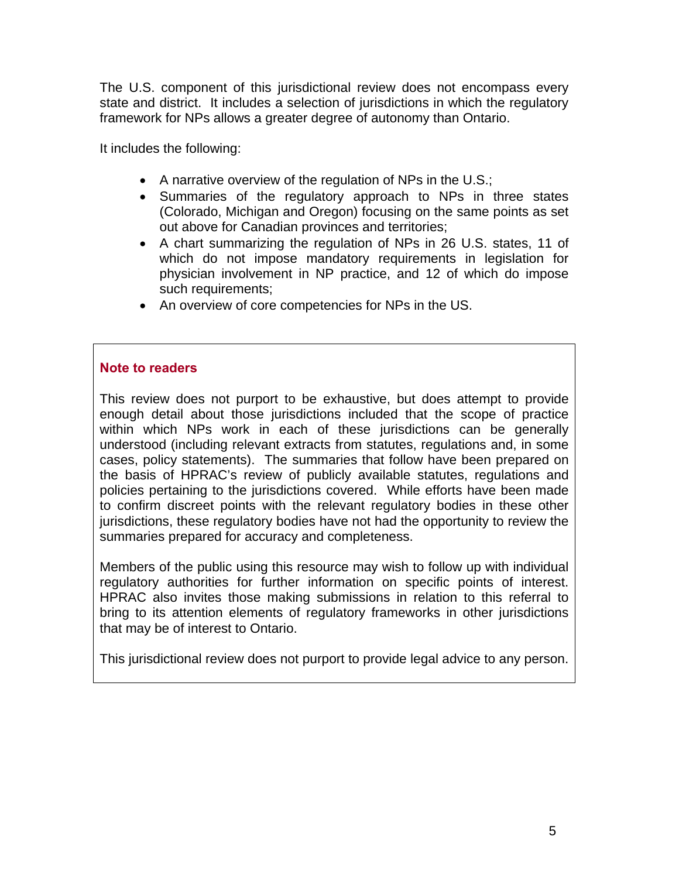The U.S. component of this jurisdictional review does not encompass every state and district. It includes a selection of jurisdictions in which the regulatory framework for NPs allows a greater degree of autonomy than Ontario.

It includes the following:

- A narrative overview of the regulation of NPs in the U.S.;
- Summaries of the regulatory approach to NPs in three states (Colorado, Michigan and Oregon) focusing on the same points as set out above for Canadian provinces and territories;
- A chart summarizing the regulation of NPs in 26 U.S. states, 11 of which do not impose mandatory requirements in legislation for physician involvement in NP practice, and 12 of which do impose such requirements;
- An overview of core competencies for NPs in the US.

**Note to readers**

This review does not purport to be exhaustive, but does attempt to provide enough detail about those jurisdictions included that the scope of practice within which NPs work in each of these jurisdictions can be generally understood (including relevant extracts from statutes, regulations and, in some cases, policy statements). The summaries that follow have been prepared on the basis of HPRAC's review of publicly available statutes, regulations and policies pertaining to the jurisdictions covered. While efforts have been made to confirm discreet points with the relevant regulatory bodies in these other jurisdictions, these regulatory bodies have not had the opportunity to review the summaries prepared for accuracy and completeness.

Members of the public using this resource may wish to follow up with individual regulatory authorities for further information on specific points of interest. HPRAC also invites those making submissions in relation to this referral to bring to its attention elements of regulatory frameworks in other jurisdictions that may be of interest to Ontario.

This jurisdictional review does not purport to provide legal advice to any person.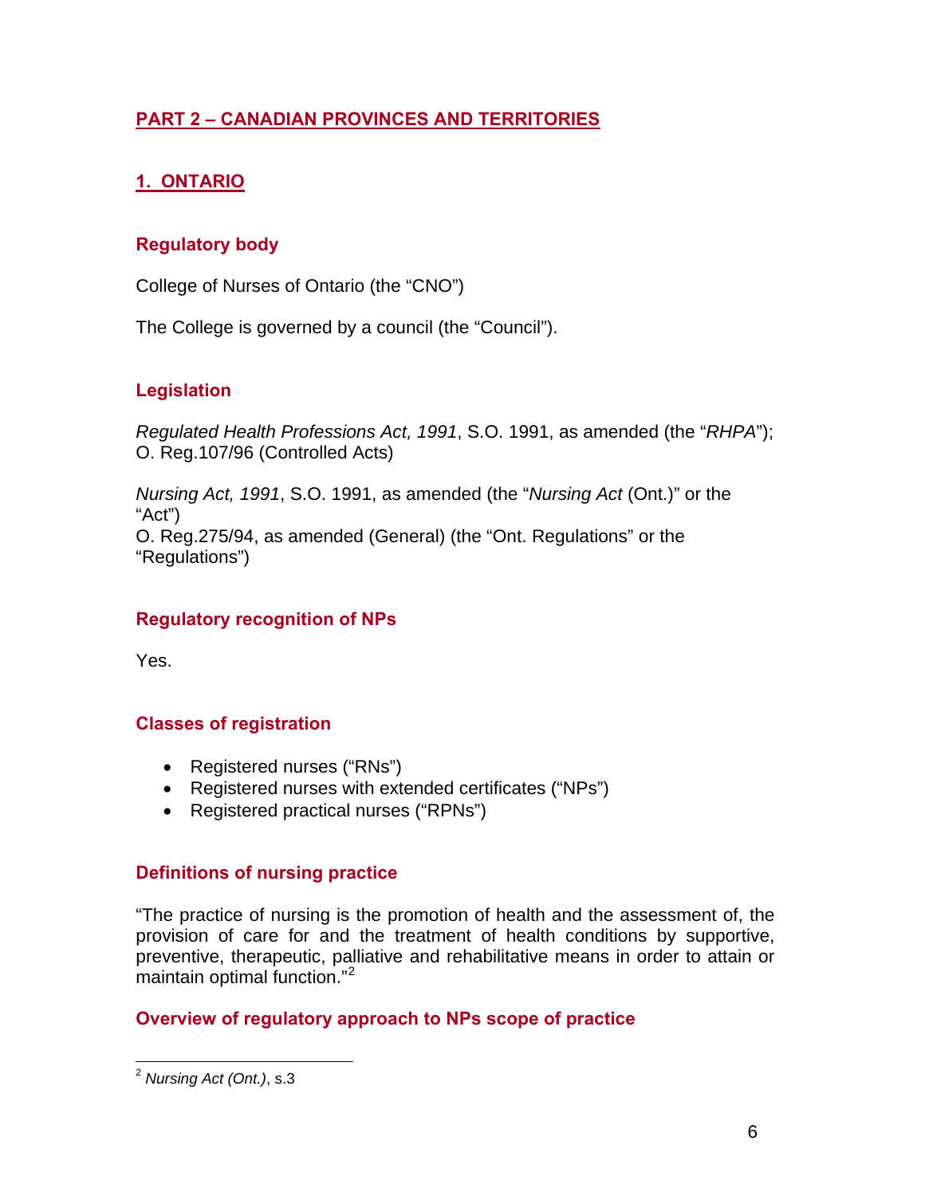## PART 2 – CANADIAN PROVINCES AND TERRITORIES

### 1. ONTARIO

#### Regulatory body

College of Nurses of Ontario (the "CNO")

The College is governed by a council (the "Council").

#### Legislation

*Regulated Health Professions Act, 1991*, S.O. 1991, as amended (the "*RHPA*"); O. Reg.107/96 (Controlled Acts)

*Nursing Act, 1991*, S.O. 1991, as amended (the "*Nursing Act* (Ont.)" or the "Act")
O. Reg.275/94, as amended (General) (the "Ont. Regulations" or the "Regulations")

#### Regulatory recognition of NPs

Yes.

#### Classes of registration

- Registered nurses ("RNs")
- Registered nurses with extended certificates ("NPs")
- Registered practical nurses ("RPNs")

#### Definitions of nursing practice

"The practice of nursing is the promotion of health and the assessment of, the provision of care for and the treatment of health conditions by supportive, preventive, therapeutic, palliative and rehabilitative means in order to attain or maintain optimal function."[2]

#### Overview of regulatory approach to NPs scope of practice

[2] *Nursing Act (Ont.)*, s.3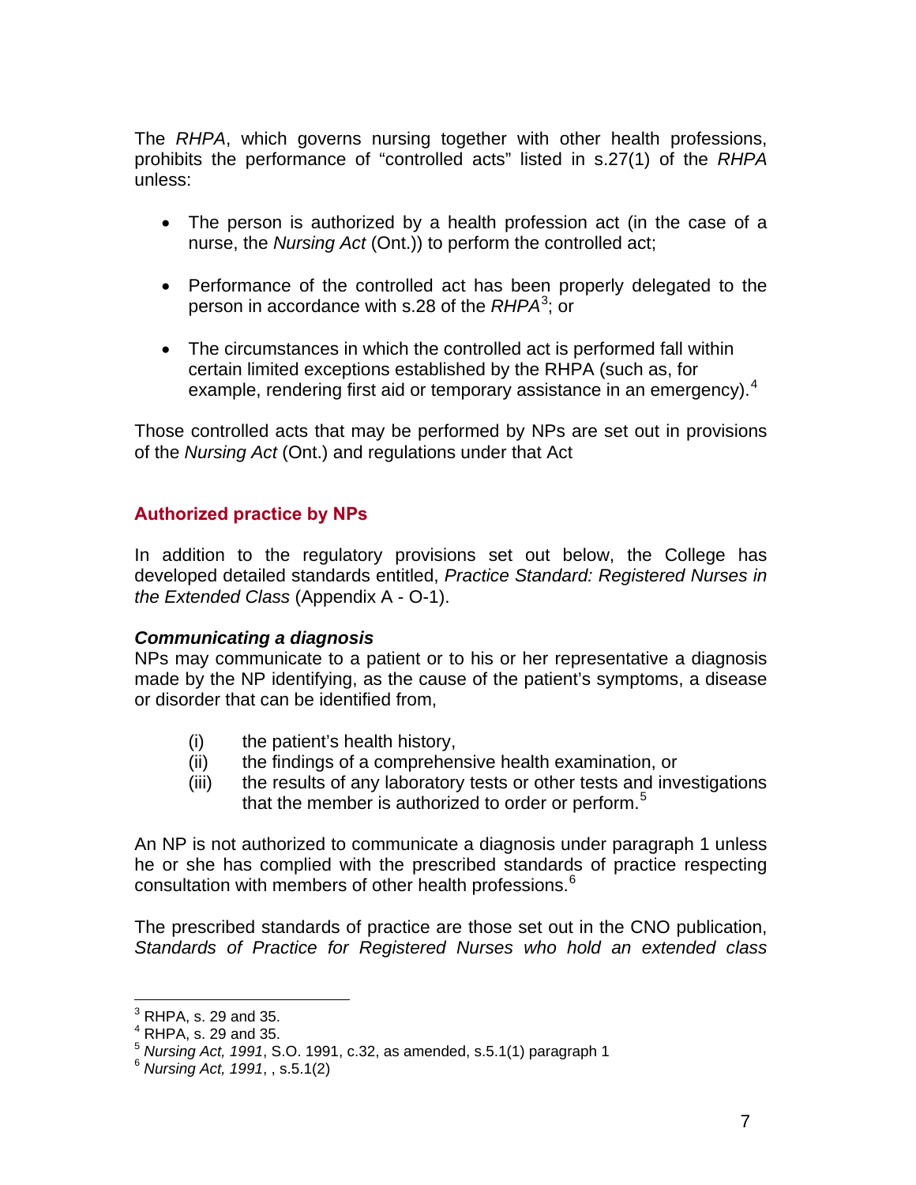The *RHPA*, which governs nursing together with other health professions, prohibits the performance of "controlled acts" listed in s.27(1) of the *RHPA* unless:

- The person is authorized by a health profession act (in the case of a nurse, the *Nursing Act* (Ont.)) to perform the controlled act;
- Performance of the controlled act has been properly delegated to the person in accordance with s.28 of the *RHPA*[3]; or
- The circumstances in which the controlled act is performed fall within certain limited exceptions established by the RHPA (such as, for example, rendering first aid or temporary assistance in an emergency).[4]

Those controlled acts that may be performed by NPs are set out in provisions of the *Nursing Act* (Ont.) and regulations under that Act

## Authorized practice by NPs

In addition to the regulatory provisions set out below, the College has developed detailed standards entitled, *Practice Standard: Registered Nurses in the Extended Class* (Appendix A - O-1).

### *Communicating a diagnosis*

NPs may communicate to a patient or to his or her representative a diagnosis made by the NP identifying, as the cause of the patient's symptoms, a disease or disorder that can be identified from,

(i) the patient's health history,
(ii) the findings of a comprehensive health examination, or
(iii) the results of any laboratory tests or other tests and investigations that the member is authorized to order or perform.[5]

An NP is not authorized to communicate a diagnosis under paragraph 1 unless he or she has complied with the prescribed standards of practice respecting consultation with members of other health professions.[6]

The prescribed standards of practice are those set out in the CNO publication, *Standards of Practice for Registered Nurses who hold an extended class*

---

[3] RHPA, s. 29 and 35.
[4] RHPA, s. 29 and 35.
[5] *Nursing Act, 1991*, S.O. 1991, c.32, as amended, s.5.1(1) paragraph 1
[6] *Nursing Act, 1991*, , s.5.1(2)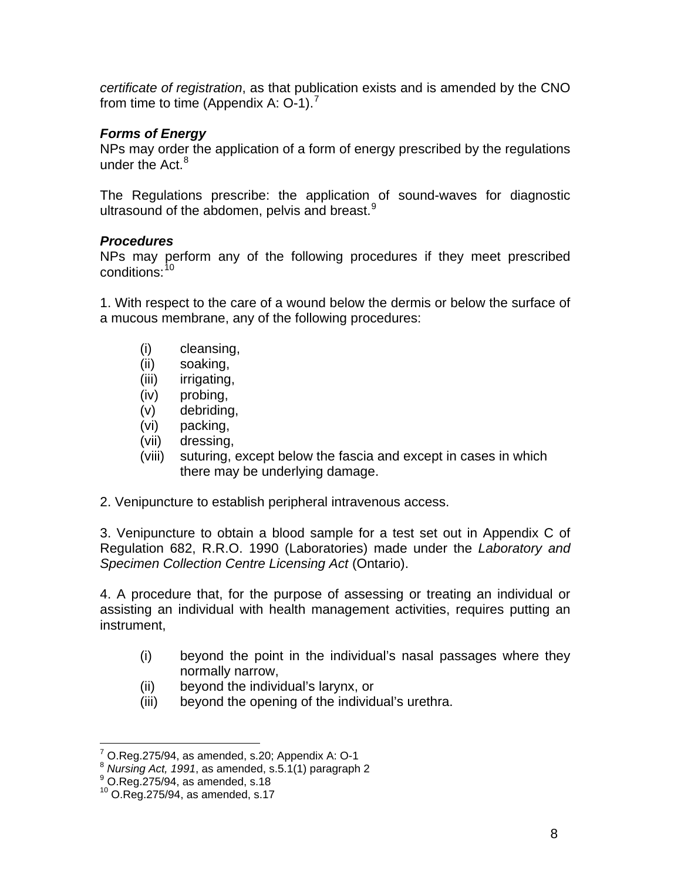*certificate of registration*, as that publication exists and is amended by the CNO from time to time (Appendix A: O-1).[7]

***Forms of Energy***

NPs may order the application of a form of energy prescribed by the regulations under the Act.[8]

The Regulations prescribe: the application of sound-waves for diagnostic ultrasound of the abdomen, pelvis and breast.[9]

***Procedures***

NPs may perform any of the following procedures if they meet prescribed conditions:[10]

1. With respect to the care of a wound below the dermis or below the surface of a mucous membrane, any of the following procedures:

   (i) cleansing,
   (ii) soaking,
   (iii) irrigating,
   (iv) probing,
   (v) debriding,
   (vi) packing,
   (vii) dressing,
   (viii) suturing, except below the fascia and except in cases in which there may be underlying damage.

2. Venipuncture to establish peripheral intravenous access.

3. Venipuncture to obtain a blood sample for a test set out in Appendix C of Regulation 682, R.R.O. 1990 (Laboratories) made under the *Laboratory and Specimen Collection Centre Licensing Act* (Ontario).

4. A procedure that, for the purpose of assessing or treating an individual or assisting an individual with health management activities, requires putting an instrument,

   (i) beyond the point in the individual's nasal passages where they normally narrow,
   (ii) beyond the individual's larynx, or
   (iii) beyond the opening of the individual's urethra.

---

[7] O.Reg.275/94, as amended, s.20; Appendix A: O-1
[8] *Nursing Act, 1991*, as amended, s.5.1(1) paragraph 2
[9] O.Reg.275/94, as amended, s.18
[10] O.Reg.275/94, as amended, s.17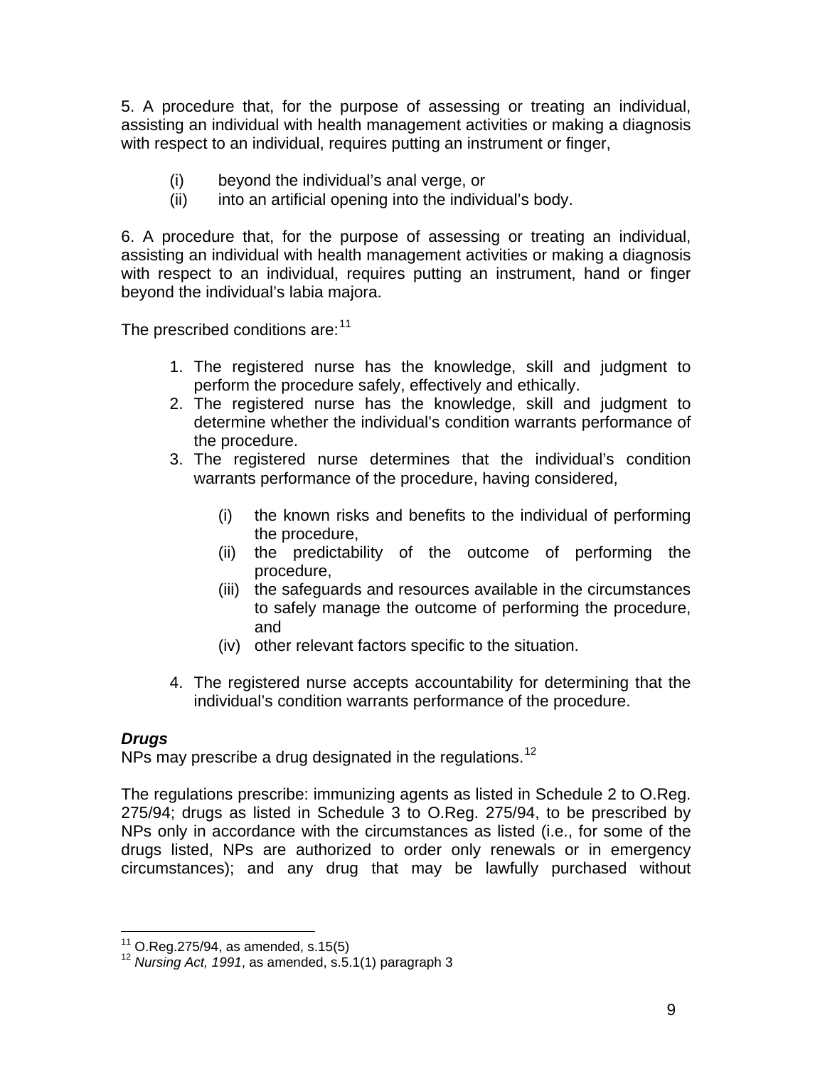5. A procedure that, for the purpose of assessing or treating an individual, assisting an individual with health management activities or making a diagnosis with respect to an individual, requires putting an instrument or finger,

- (i) beyond the individual's anal verge, or
- (ii) into an artificial opening into the individual's body.

6. A procedure that, for the purpose of assessing or treating an individual, assisting an individual with health management activities or making a diagnosis with respect to an individual, requires putting an instrument, hand or finger beyond the individual's labia majora.

The prescribed conditions are:[11]

1. The registered nurse has the knowledge, skill and judgment to perform the procedure safely, effectively and ethically.
2. The registered nurse has the knowledge, skill and judgment to determine whether the individual's condition warrants performance of the procedure.
3. The registered nurse determines that the individual's condition warrants performance of the procedure, having considered,
   - (i) the known risks and benefits to the individual of performing the procedure,
   - (ii) the predictability of the outcome of performing the procedure,
   - (iii) the safeguards and resources available in the circumstances to safely manage the outcome of performing the procedure, and
   - (iv) other relevant factors specific to the situation.
4. The registered nurse accepts accountability for determining that the individual's condition warrants performance of the procedure.

***Drugs***

NPs may prescribe a drug designated in the regulations.[12]

The regulations prescribe: immunizing agents as listed in Schedule 2 to O.Reg. 275/94; drugs as listed in Schedule 3 to O.Reg. 275/94, to be prescribed by NPs only in accordance with the circumstances as listed (i.e., for some of the drugs listed, NPs are authorized to order only renewals or in emergency circumstances); and any drug that may be lawfully purchased without

---

[11] O.Reg.275/94, as amended, s.15(5)

[12] *Nursing Act, 1991*, as amended, s.5.1(1) paragraph 3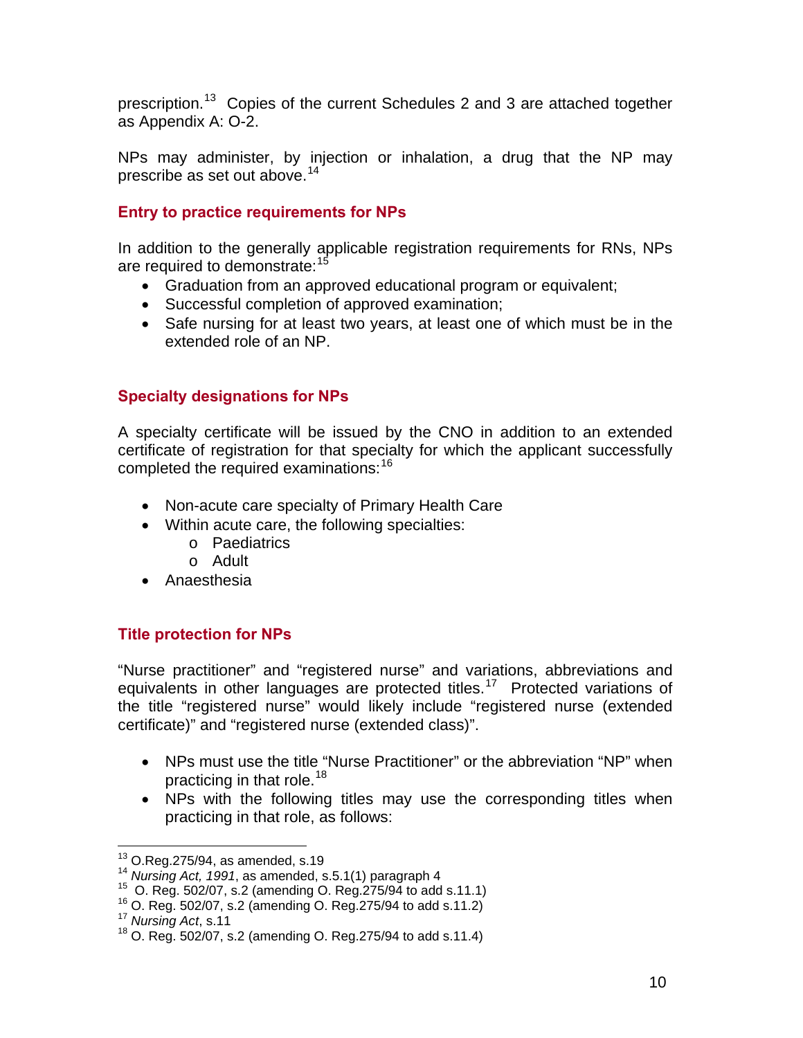prescription.[13] Copies of the current Schedules 2 and 3 are attached together as Appendix A: O-2.

NPs may administer, by injection or inhalation, a drug that the NP may prescribe as set out above.[14]

### Entry to practice requirements for NPs

In addition to the generally applicable registration requirements for RNs, NPs are required to demonstrate:[15]

- Graduation from an approved educational program or equivalent;
- Successful completion of approved examination;
- Safe nursing for at least two years, at least one of which must be in the extended role of an NP.

### Specialty designations for NPs

A specialty certificate will be issued by the CNO in addition to an extended certificate of registration for that specialty for which the applicant successfully completed the required examinations:[16]

- Non-acute care specialty of Primary Health Care
- Within acute care, the following specialties:
    - Paediatrics
    - Adult
- Anaesthesia

### Title protection for NPs

"Nurse practitioner" and "registered nurse" and variations, abbreviations and equivalents in other languages are protected titles.[17] Protected variations of the title "registered nurse" would likely include "registered nurse (extended certificate)" and "registered nurse (extended class)".

- NPs must use the title "Nurse Practitioner" or the abbreviation "NP" when practicing in that role.[18]
- NPs with the following titles may use the corresponding titles when practicing in that role, as follows:

---

[13] O.Reg.275/94, as amended, s.19
[14] *Nursing Act, 1991*, as amended, s.5.1(1) paragraph 4
[15] O. Reg. 502/07, s.2 (amending O. Reg.275/94 to add s.11.1)
[16] O. Reg. 502/07, s.2 (amending O. Reg.275/94 to add s.11.2)
[17] *Nursing Act*, s.11
[18] O. Reg. 502/07, s.2 (amending O. Reg.275/94 to add s.11.4)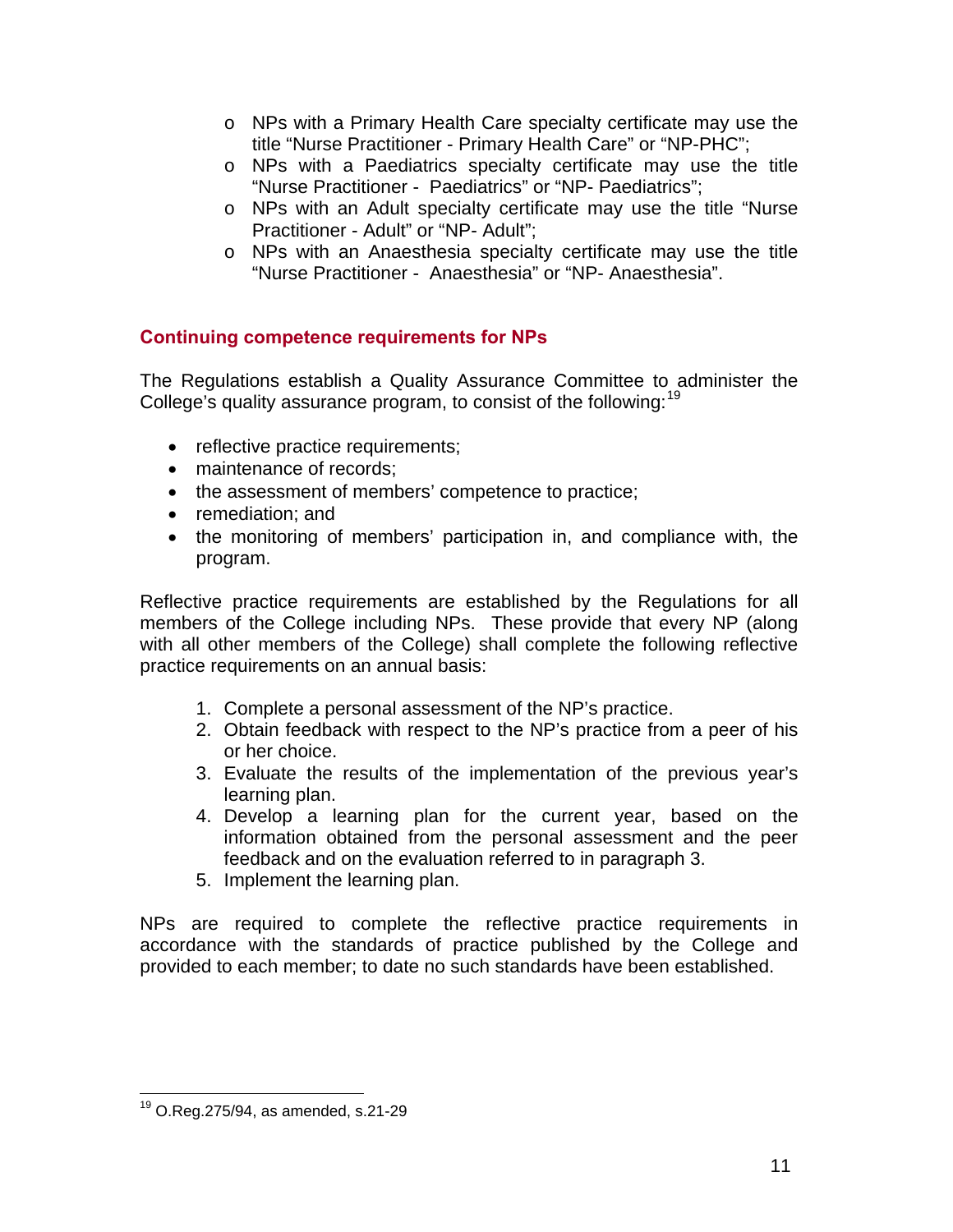- NPs with a Primary Health Care specialty certificate may use the title "Nurse Practitioner - Primary Health Care" or "NP-PHC";
- NPs with a Paediatrics specialty certificate may use the title "Nurse Practitioner - Paediatrics" or "NP- Paediatrics";
- NPs with an Adult specialty certificate may use the title "Nurse Practitioner - Adult" or "NP- Adult";
- NPs with an Anaesthesia specialty certificate may use the title "Nurse Practitioner - Anaesthesia" or "NP- Anaesthesia".

## Continuing competence requirements for NPs

The Regulations establish a Quality Assurance Committee to administer the College's quality assurance program, to consist of the following:[19]

- reflective practice requirements;
- maintenance of records;
- the assessment of members' competence to practice;
- remediation; and
- the monitoring of members' participation in, and compliance with, the program.

Reflective practice requirements are established by the Regulations for all members of the College including NPs. These provide that every NP (along with all other members of the College) shall complete the following reflective practice requirements on an annual basis:

1. Complete a personal assessment of the NP's practice.
2. Obtain feedback with respect to the NP's practice from a peer of his or her choice.
3. Evaluate the results of the implementation of the previous year's learning plan.
4. Develop a learning plan for the current year, based on the information obtained from the personal assessment and the peer feedback and on the evaluation referred to in paragraph 3.
5. Implement the learning plan.

NPs are required to complete the reflective practice requirements in accordance with the standards of practice published by the College and provided to each member; to date no such standards have been established.

---

[19] O.Reg.275/94, as amended, s.21-29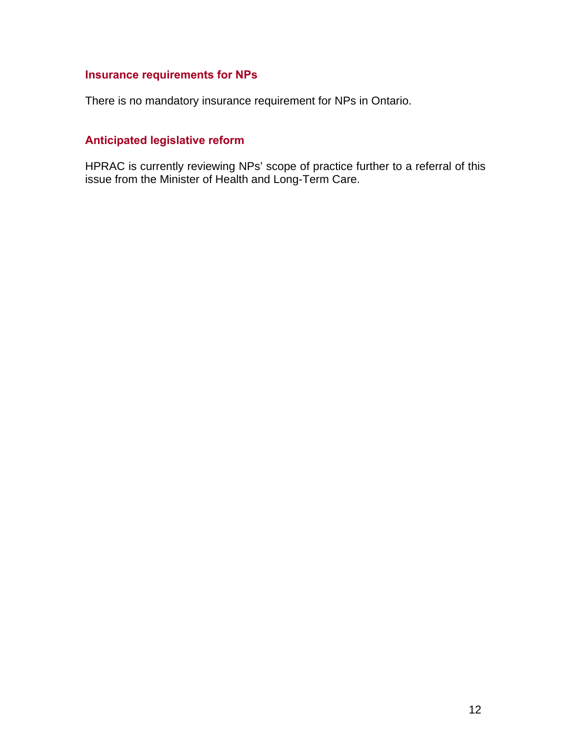### Insurance requirements for NPs

There is no mandatory insurance requirement for NPs in Ontario.

### Anticipated legislative reform

HPRAC is currently reviewing NPs' scope of practice further to a referral of this issue from the Minister of Health and Long-Term Care.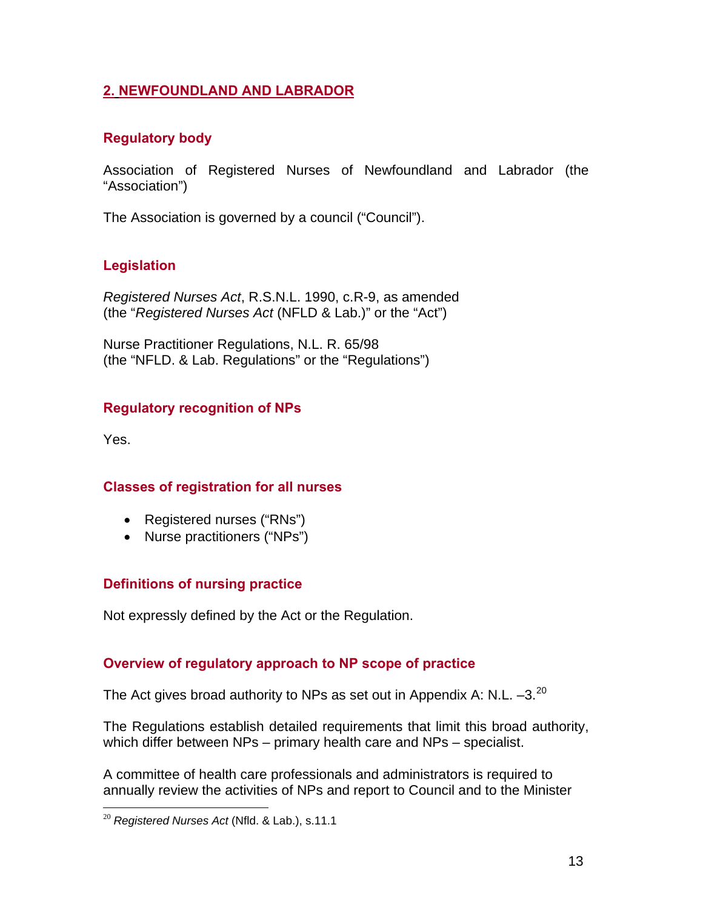## 2. NEWFOUNDLAND AND LABRADOR

### Regulatory body

Association of Registered Nurses of Newfoundland and Labrador (the "Association")

The Association is governed by a council ("Council").

### Legislation

*Registered Nurses Act*, R.S.N.L. 1990, c.R-9, as amended (the "*Registered Nurses Act* (NFLD & Lab.)" or the "Act")

Nurse Practitioner Regulations, N.L. R. 65/98 (the "NFLD. & Lab. Regulations" or the "Regulations")

### Regulatory recognition of NPs

Yes.

### Classes of registration for all nurses

- Registered nurses ("RNs")
- Nurse practitioners ("NPs")

### Definitions of nursing practice

Not expressly defined by the Act or the Regulation.

### Overview of regulatory approach to NP scope of practice

The Act gives broad authority to NPs as set out in Appendix A: N.L. –3.[20]

The Regulations establish detailed requirements that limit this broad authority, which differ between NPs – primary health care and NPs – specialist.

A committee of health care professionals and administrators is required to annually review the activities of NPs and report to Council and to the Minister

[20] *Registered Nurses Act* (Nfld. & Lab.), s.11.1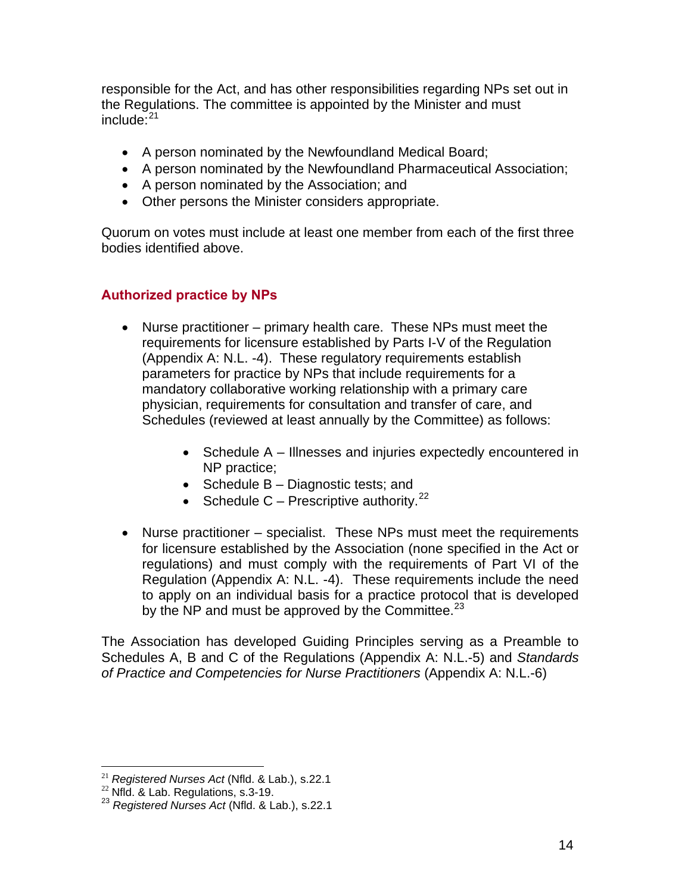responsible for the Act, and has other responsibilities regarding NPs set out in the Regulations. The committee is appointed by the Minister and must include:[21]

- A person nominated by the Newfoundland Medical Board;
- A person nominated by the Newfoundland Pharmaceutical Association;
- A person nominated by the Association; and
- Other persons the Minister considers appropriate.

Quorum on votes must include at least one member from each of the first three bodies identified above.

### Authorized practice by NPs

- Nurse practitioner – primary health care. These NPs must meet the requirements for licensure established by Parts I-V of the Regulation (Appendix A: N.L. -4). These regulatory requirements establish parameters for practice by NPs that include requirements for a mandatory collaborative working relationship with a primary care physician, requirements for consultation and transfer of care, and Schedules (reviewed at least annually by the Committee) as follows:
    - Schedule A – Illnesses and injuries expectedly encountered in NP practice;
    - Schedule B – Diagnostic tests; and
    - Schedule C – Prescriptive authority.[22]
- Nurse practitioner – specialist. These NPs must meet the requirements for licensure established by the Association (none specified in the Act or regulations) and must comply with the requirements of Part VI of the Regulation (Appendix A: N.L. -4). These requirements include the need to apply on an individual basis for a practice protocol that is developed by the NP and must be approved by the Committee.[23]

The Association has developed Guiding Principles serving as a Preamble to Schedules A, B and C of the Regulations (Appendix A: N.L.-5) and *Standards of Practice and Competencies for Nurse Practitioners* (Appendix A: N.L.-6)

---

[21] *Registered Nurses Act* (Nfld. & Lab.), s.22.1
[22] Nfld. & Lab. Regulations, s.3-19.
[23] *Registered Nurses Act* (Nfld. & Lab.), s.22.1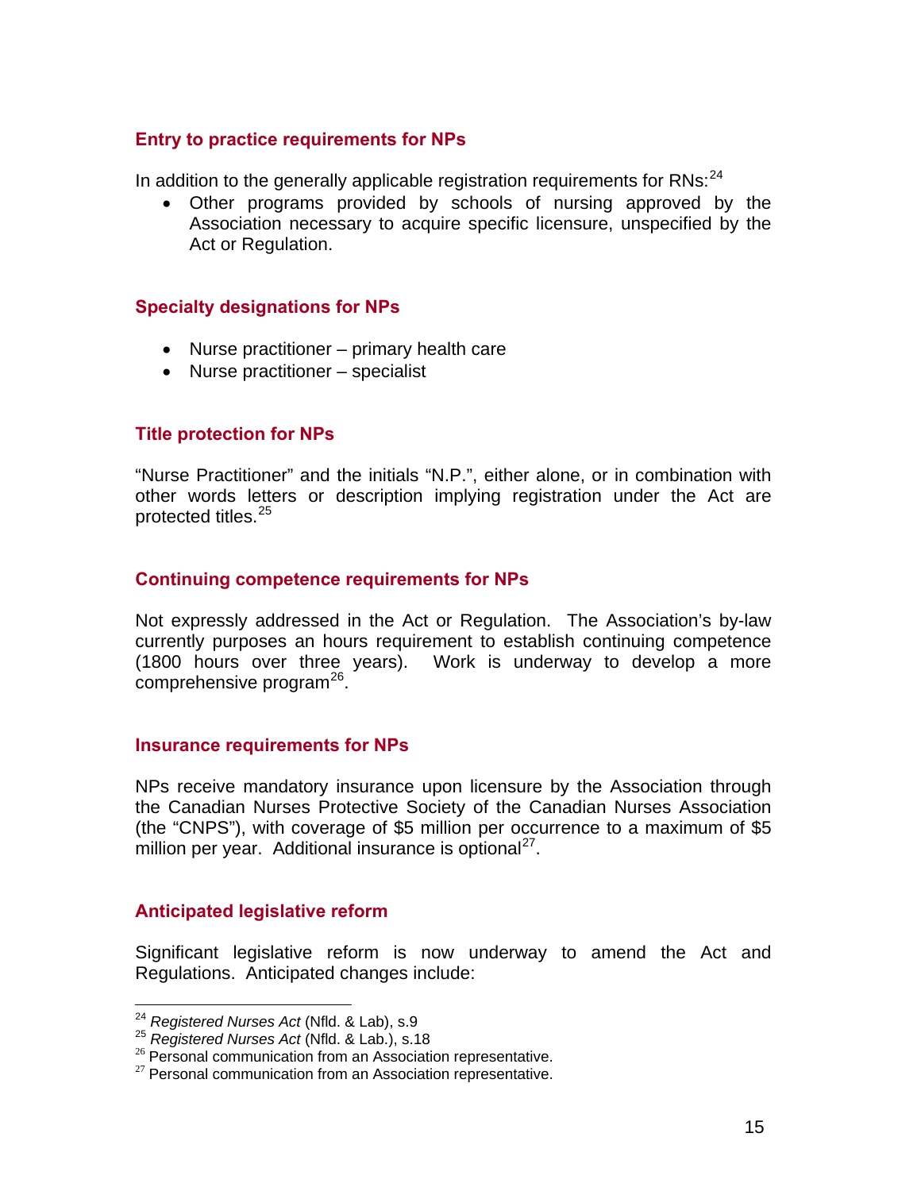### Entry to practice requirements for NPs

In addition to the generally applicable registration requirements for RNs:[24]

- Other programs provided by schools of nursing approved by the Association necessary to acquire specific licensure, unspecified by the Act or Regulation.

### Specialty designations for NPs

- Nurse practitioner – primary health care
- Nurse practitioner – specialist

### Title protection for NPs

"Nurse Practitioner" and the initials "N.P.", either alone, or in combination with other words letters or description implying registration under the Act are protected titles.[25]

### Continuing competence requirements for NPs

Not expressly addressed in the Act or Regulation. The Association's by-law currently purposes an hours requirement to establish continuing competence (1800 hours over three years). Work is underway to develop a more comprehensive program[26].

### Insurance requirements for NPs

NPs receive mandatory insurance upon licensure by the Association through the Canadian Nurses Protective Society of the Canadian Nurses Association (the "CNPS"), with coverage of $5 million per occurrence to a maximum of $5 million per year. Additional insurance is optional[27].

### Anticipated legislative reform

Significant legislative reform is now underway to amend the Act and Regulations. Anticipated changes include:

---

[24] *Registered Nurses Act* (Nfld. & Lab), s.9
[25] *Registered Nurses Act* (Nfld. & Lab.), s.18
[26] Personal communication from an Association representative.
[27] Personal communication from an Association representative.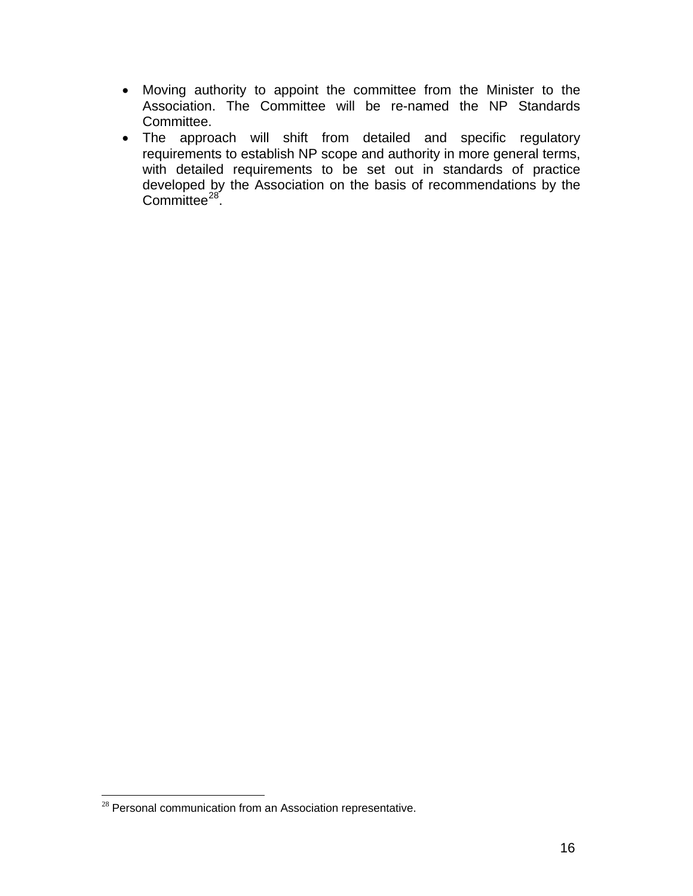- Moving authority to appoint the committee from the Minister to the Association. The Committee will be re-named the NP Standards Committee.
- The approach will shift from detailed and specific regulatory requirements to establish NP scope and authority in more general terms, with detailed requirements to be set out in standards of practice developed by the Association on the basis of recommendations by the Committee[28].

[28] Personal communication from an Association representative.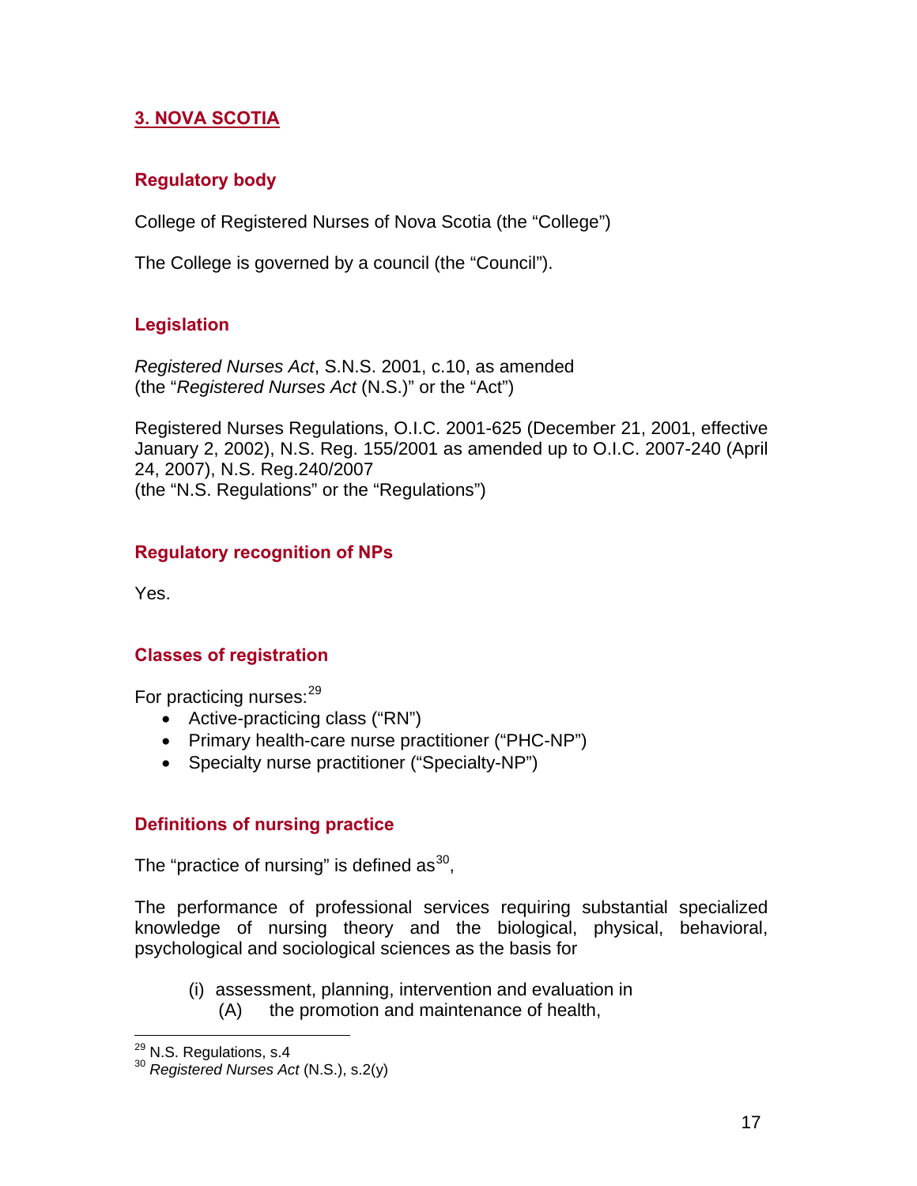## 3. NOVA SCOTIA

### Regulatory body

College of Registered Nurses of Nova Scotia (the "College")

The College is governed by a council (the "Council").

### Legislation

*Registered Nurses Act*, S.N.S. 2001, c.10, as amended
(the "*Registered Nurses Act* (N.S.)" or the "Act")

Registered Nurses Regulations, O.I.C. 2001-625 (December 21, 2001, effective January 2, 2002), N.S. Reg. 155/2001 as amended up to O.I.C. 2007-240 (April 24, 2007), N.S. Reg.240/2007
(the "N.S. Regulations" or the "Regulations")

### Regulatory recognition of NPs

Yes.

### Classes of registration

For practicing nurses:[29]

- Active-practicing class ("RN")
- Primary health-care nurse practitioner ("PHC-NP")
- Specialty nurse practitioner ("Specialty-NP")

### Definitions of nursing practice

The "practice of nursing" is defined as[30],

The performance of professional services requiring substantial specialized knowledge of nursing theory and the biological, physical, behavioral, psychological and sociological sciences as the basis for

(i) assessment, planning, intervention and evaluation in
  (A) the promotion and maintenance of health,

---

[29] N.S. Regulations, s.4
[30] *Registered Nurses Act* (N.S.), s.2(y)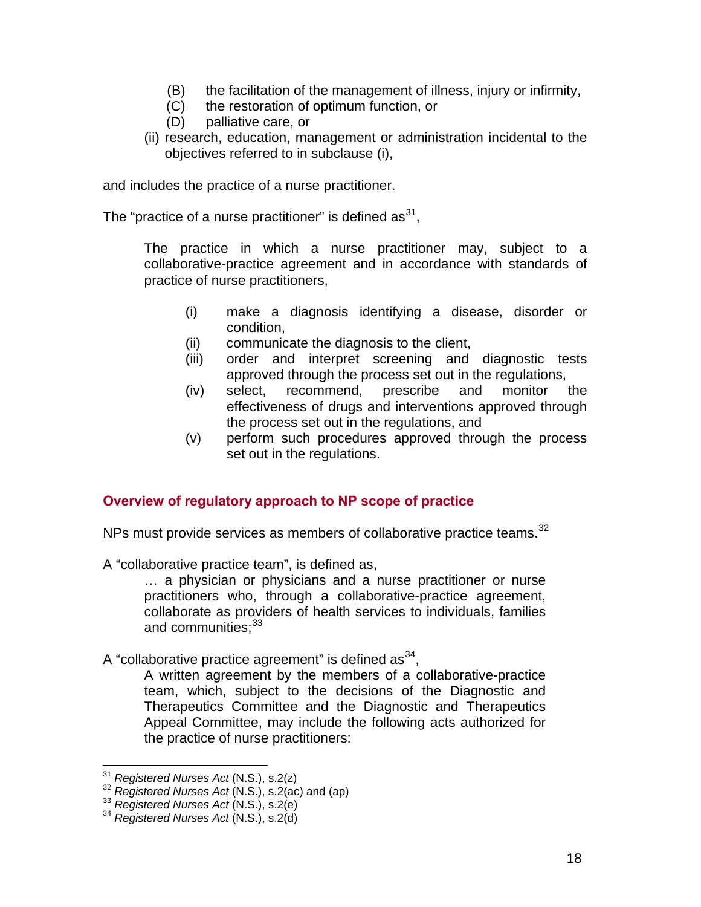(B) the facilitation of the management of illness, injury or infirmity,
(C) the restoration of optimum function, or
(D) palliative care, or

(ii) research, education, management or administration incidental to the objectives referred to in subclause (i),

and includes the practice of a nurse practitioner.

The "practice of a nurse practitioner" is defined as[31],

> The practice in which a nurse practitioner may, subject to a collaborative-practice agreement and in accordance with standards of practice of nurse practitioners,
>
> (i) make a diagnosis identifying a disease, disorder or condition,
> (ii) communicate the diagnosis to the client,
> (iii) order and interpret screening and diagnostic tests approved through the process set out in the regulations,
> (iv) select, recommend, prescribe and monitor the effectiveness of drugs and interventions approved through the process set out in the regulations, and
> (v) perform such procedures approved through the process set out in the regulations.

## Overview of regulatory approach to NP scope of practice

NPs must provide services as members of collaborative practice teams.[32]

A "collaborative practice team", is defined as,

> … a physician or physicians and a nurse practitioner or nurse practitioners who, through a collaborative-practice agreement, collaborate as providers of health services to individuals, families and communities;[33]

A "collaborative practice agreement" is defined as[34],

> A written agreement by the members of a collaborative-practice team, which, subject to the decisions of the Diagnostic and Therapeutics Committee and the Diagnostic and Therapeutics Appeal Committee, may include the following acts authorized for the practice of nurse practitioners:

---

[31] *Registered Nurses Act* (N.S.), s.2(z)
[32] *Registered Nurses Act* (N.S.), s.2(ac) and (ap)
[33] *Registered Nurses Act* (N.S.), s.2(e)
[34] *Registered Nurses Act* (N.S.), s.2(d)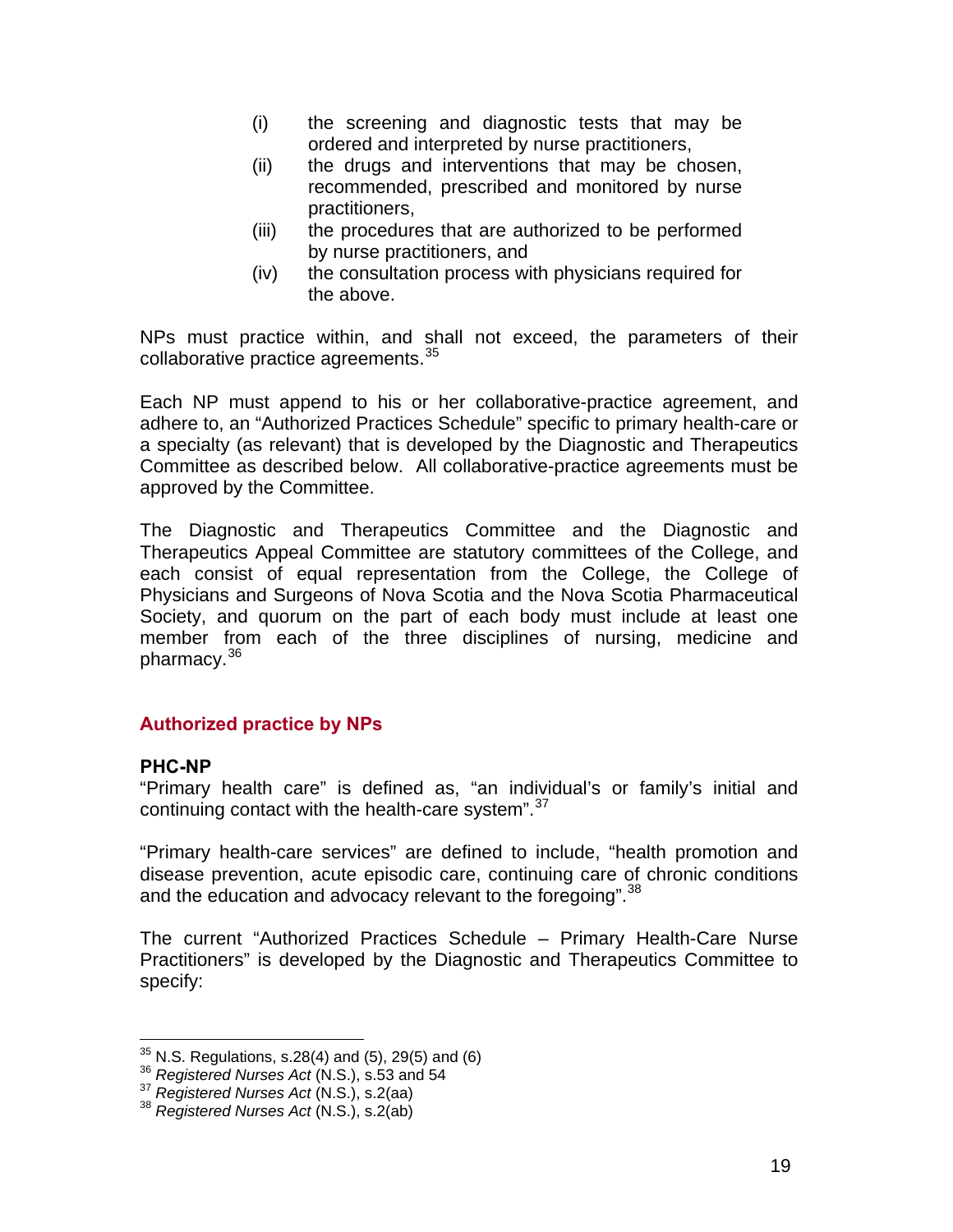(i) the screening and diagnostic tests that may be ordered and interpreted by nurse practitioners,
(ii) the drugs and interventions that may be chosen, recommended, prescribed and monitored by nurse practitioners,
(iii) the procedures that are authorized to be performed by nurse practitioners, and
(iv) the consultation process with physicians required for the above.

NPs must practice within, and shall not exceed, the parameters of their collaborative practice agreements.[35]

Each NP must append to his or her collaborative-practice agreement, and adhere to, an "Authorized Practices Schedule" specific to primary health-care or a specialty (as relevant) that is developed by the Diagnostic and Therapeutics Committee as described below. All collaborative-practice agreements must be approved by the Committee.

The Diagnostic and Therapeutics Committee and the Diagnostic and Therapeutics Appeal Committee are statutory committees of the College, and each consist of equal representation from the College, the College of Physicians and Surgeons of Nova Scotia and the Nova Scotia Pharmaceutical Society, and quorum on the part of each body must include at least one member from each of the three disciplines of nursing, medicine and pharmacy.[36]

## Authorized practice by NPs

### PHC-NP

"Primary health care" is defined as, "an individual's or family's initial and continuing contact with the health-care system".[37]

"Primary health-care services" are defined to include, "health promotion and disease prevention, acute episodic care, continuing care of chronic conditions and the education and advocacy relevant to the foregoing".[38]

The current "Authorized Practices Schedule – Primary Health-Care Nurse Practitioners" is developed by the Diagnostic and Therapeutics Committee to specify:

---

[35] N.S. Regulations, s.28(4) and (5), 29(5) and (6)
[36] *Registered Nurses Act* (N.S.), s.53 and 54
[37] *Registered Nurses Act* (N.S.), s.2(aa)
[38] *Registered Nurses Act* (N.S.), s.2(ab)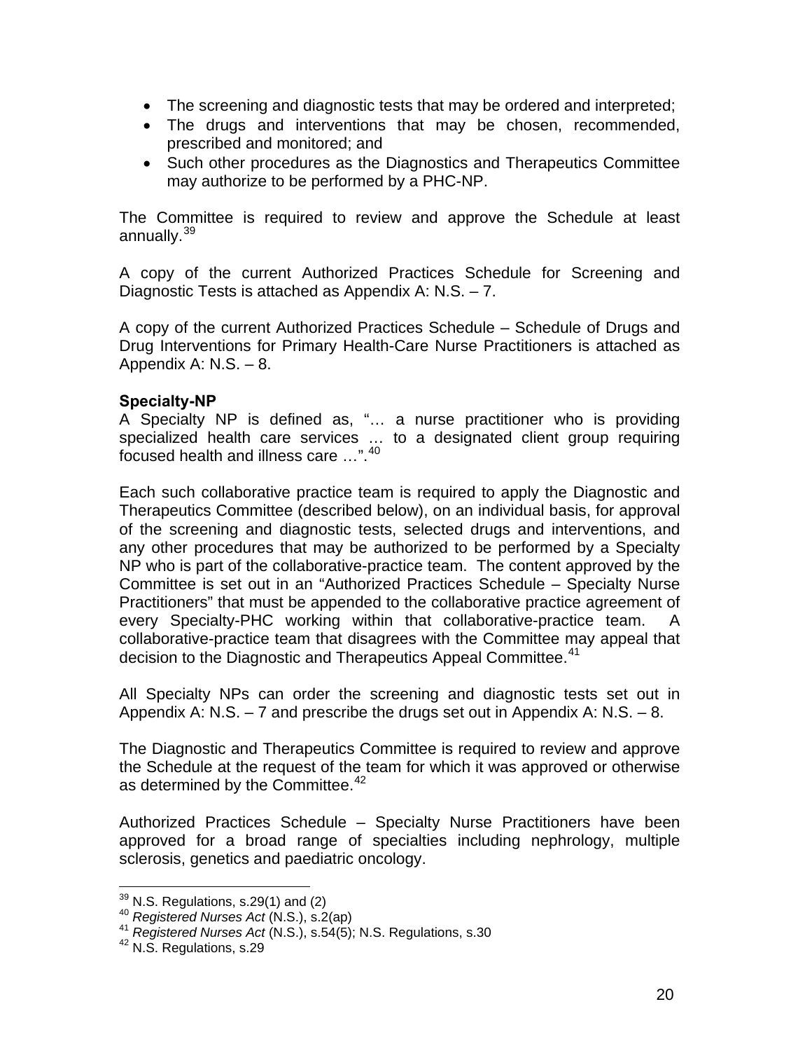- The screening and diagnostic tests that may be ordered and interpreted;
- The drugs and interventions that may be chosen, recommended, prescribed and monitored; and
- Such other procedures as the Diagnostics and Therapeutics Committee may authorize to be performed by a PHC-NP.

The Committee is required to review and approve the Schedule at least annually.[39]

A copy of the current Authorized Practices Schedule for Screening and Diagnostic Tests is attached as Appendix A: N.S. – 7.

A copy of the current Authorized Practices Schedule – Schedule of Drugs and Drug Interventions for Primary Health-Care Nurse Practitioners is attached as Appendix A: N.S. – 8.

**Specialty-NP**

A Specialty NP is defined as, "… a nurse practitioner who is providing specialized health care services … to a designated client group requiring focused health and illness care …".[40]

Each such collaborative practice team is required to apply the Diagnostic and Therapeutics Committee (described below), on an individual basis, for approval of the screening and diagnostic tests, selected drugs and interventions, and any other procedures that may be authorized to be performed by a Specialty NP who is part of the collaborative-practice team. The content approved by the Committee is set out in an "Authorized Practices Schedule – Specialty Nurse Practitioners" that must be appended to the collaborative practice agreement of every Specialty-PHC working within that collaborative-practice team. A collaborative-practice team that disagrees with the Committee may appeal that decision to the Diagnostic and Therapeutics Appeal Committee.[41]

All Specialty NPs can order the screening and diagnostic tests set out in Appendix A: N.S. – 7 and prescribe the drugs set out in Appendix A: N.S. – 8.

The Diagnostic and Therapeutics Committee is required to review and approve the Schedule at the request of the team for which it was approved or otherwise as determined by the Committee.[42]

Authorized Practices Schedule – Specialty Nurse Practitioners have been approved for a broad range of specialties including nephrology, multiple sclerosis, genetics and paediatric oncology.

---

[39] N.S. Regulations, s.29(1) and (2)
[40] *Registered Nurses Act* (N.S.), s.2(ap)
[41] *Registered Nurses Act* (N.S.), s.54(5); N.S. Regulations, s.30
[42] N.S. Regulations, s.29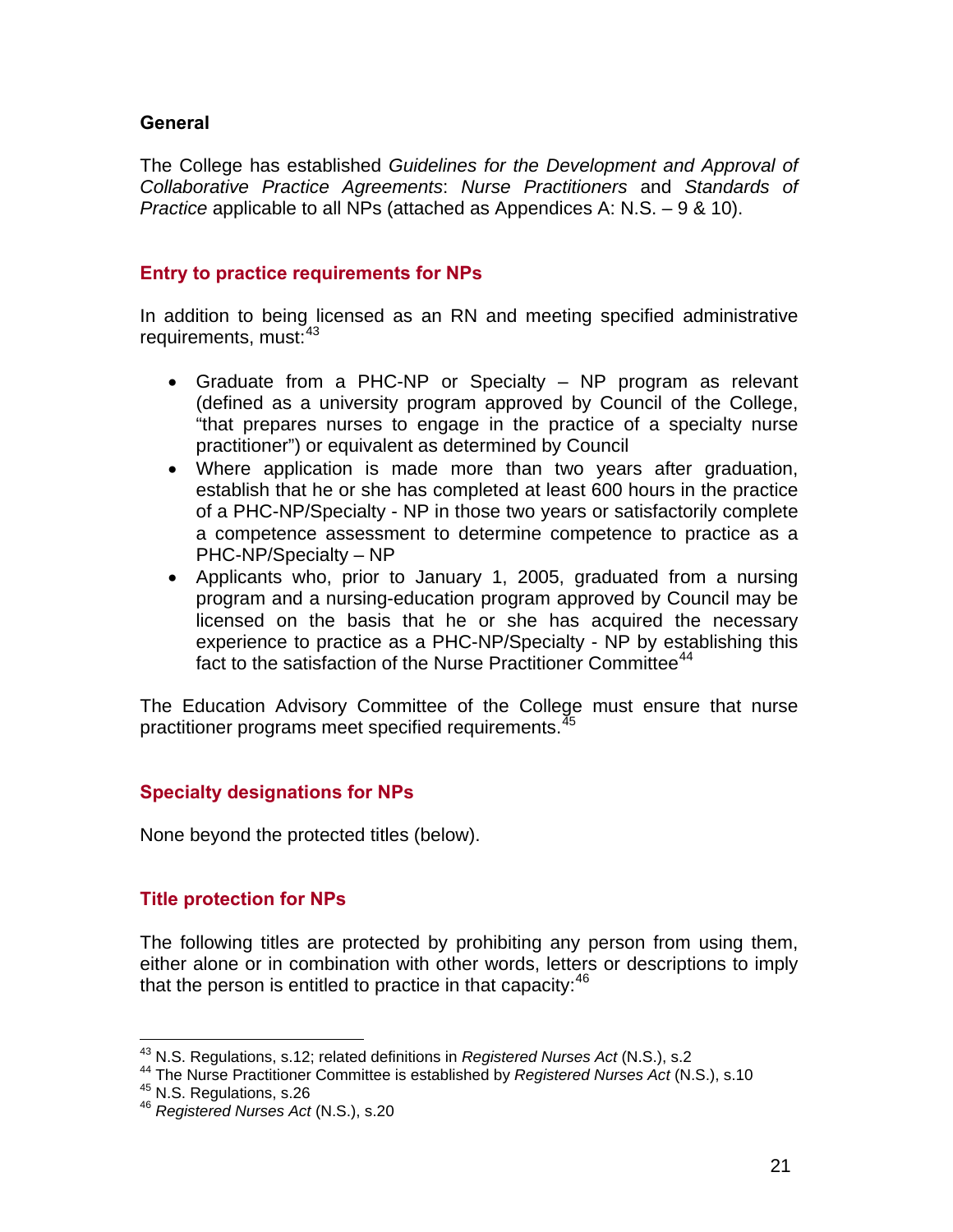### General

The College has established *Guidelines for the Development and Approval of Collaborative Practice Agreements*: *Nurse Practitioners* and *Standards of Practice* applicable to all NPs (attached as Appendices A: N.S. – 9 & 10).

## Entry to practice requirements for NPs

In addition to being licensed as an RN and meeting specified administrative requirements, must:[43]

- Graduate from a PHC-NP or Specialty – NP program as relevant (defined as a university program approved by Council of the College, "that prepares nurses to engage in the practice of a specialty nurse practitioner") or equivalent as determined by Council
- Where application is made more than two years after graduation, establish that he or she has completed at least 600 hours in the practice of a PHC-NP/Specialty - NP in those two years or satisfactorily complete a competence assessment to determine competence to practice as a PHC-NP/Specialty – NP
- Applicants who, prior to January 1, 2005, graduated from a nursing program and a nursing-education program approved by Council may be licensed on the basis that he or she has acquired the necessary experience to practice as a PHC-NP/Specialty - NP by establishing this fact to the satisfaction of the Nurse Practitioner Committee[44]

The Education Advisory Committee of the College must ensure that nurse practitioner programs meet specified requirements.[45]

## Specialty designations for NPs

None beyond the protected titles (below).

## Title protection for NPs

The following titles are protected by prohibiting any person from using them, either alone or in combination with other words, letters or descriptions to imply that the person is entitled to practice in that capacity:[46]

---

[43] N.S. Regulations, s.12; related definitions in *Registered Nurses Act* (N.S.), s.2
[44] The Nurse Practitioner Committee is established by *Registered Nurses Act* (N.S.), s.10
[45] N.S. Regulations, s.26
[46] *Registered Nurses Act* (N.S.), s.20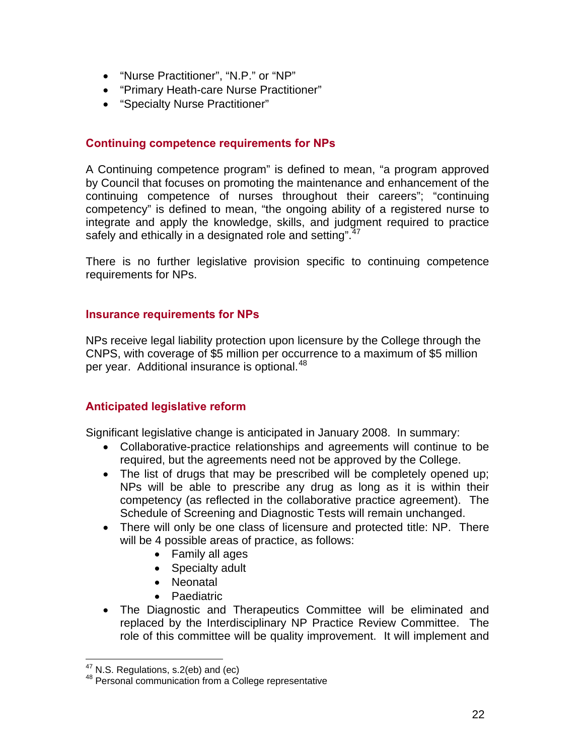- "Nurse Practitioner", "N.P." or "NP"
- "Primary Heath-care Nurse Practitioner"
- "Specialty Nurse Practitioner"

### Continuing competence requirements for NPs

A Continuing competence program" is defined to mean, "a program approved by Council that focuses on promoting the maintenance and enhancement of the continuing competence of nurses throughout their careers"; "continuing competency" is defined to mean, "the ongoing ability of a registered nurse to integrate and apply the knowledge, skills, and judgment required to practice safely and ethically in a designated role and setting".[47]

There is no further legislative provision specific to continuing competence requirements for NPs.

### Insurance requirements for NPs

NPs receive legal liability protection upon licensure by the College through the CNPS, with coverage of $5 million per occurrence to a maximum of $5 million per year. Additional insurance is optional.[48]

### Anticipated legislative reform

Significant legislative change is anticipated in January 2008. In summary:

- Collaborative-practice relationships and agreements will continue to be required, but the agreements need not be approved by the College.
- The list of drugs that may be prescribed will be completely opened up; NPs will be able to prescribe any drug as long as it is within their competency (as reflected in the collaborative practice agreement). The Schedule of Screening and Diagnostic Tests will remain unchanged.
- There will only be one class of licensure and protected title: NP. There will be 4 possible areas of practice, as follows:
    - Family all ages
    - Specialty adult
    - Neonatal
    - Paediatric
- The Diagnostic and Therapeutics Committee will be eliminated and replaced by the Interdisciplinary NP Practice Review Committee. The role of this committee will be quality improvement. It will implement and

---

[47] N.S. Regulations, s.2(eb) and (ec)

[48] Personal communication from a College representative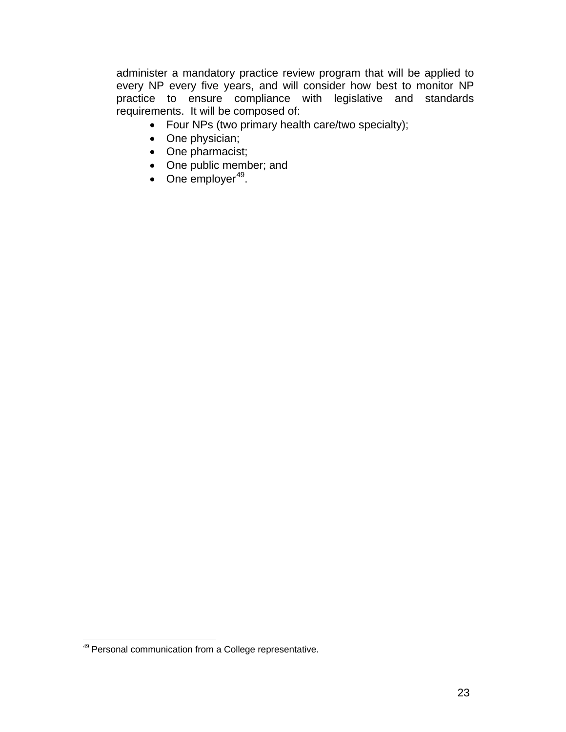administer a mandatory practice review program that will be applied to every NP every five years, and will consider how best to monitor NP practice to ensure compliance with legislative and standards requirements. It will be composed of:

- Four NPs (two primary health care/two specialty);
- One physician;
- One pharmacist;
- One public member; and
- One employer[49].

[49] Personal communication from a College representative.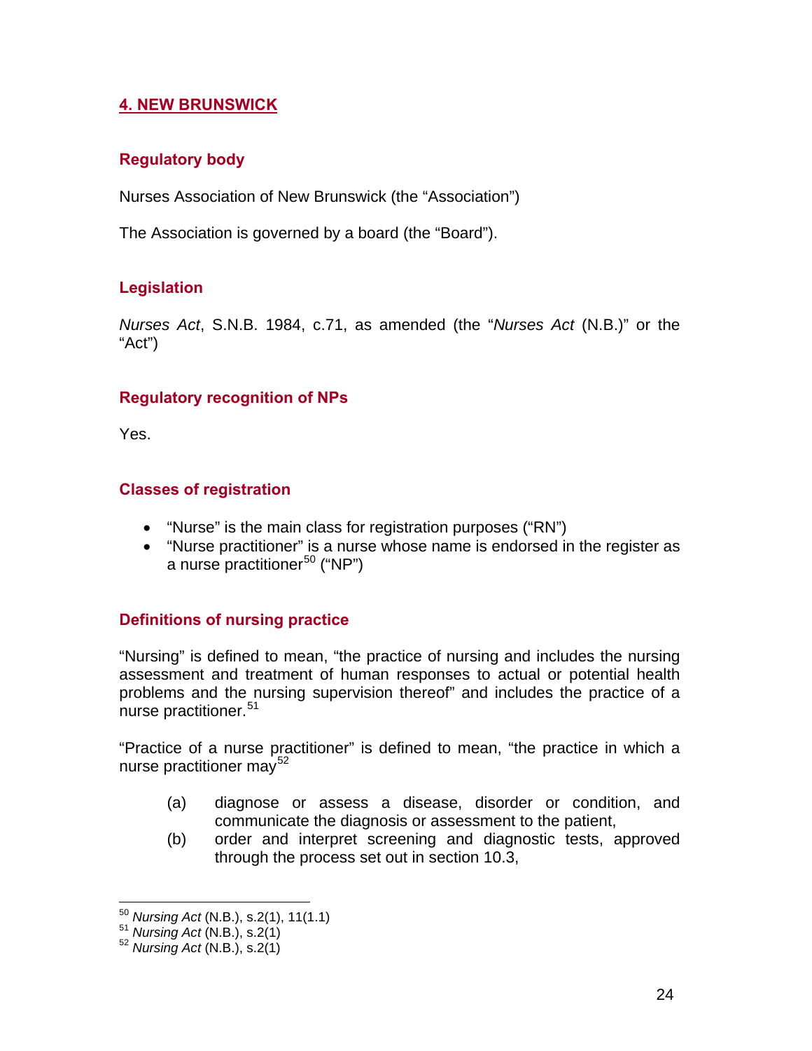## 4. NEW BRUNSWICK

### Regulatory body

Nurses Association of New Brunswick (the "Association")

The Association is governed by a board (the "Board").

### Legislation

*Nurses Act*, S.N.B. 1984, c.71, as amended (the "*Nurses Act* (N.B.)" or the "Act")

### Regulatory recognition of NPs

Yes.

### Classes of registration

- "Nurse" is the main class for registration purposes ("RN")
- "Nurse practitioner" is a nurse whose name is endorsed in the register as a nurse practitioner[50] ("NP")

### Definitions of nursing practice

"Nursing" is defined to mean, "the practice of nursing and includes the nursing assessment and treatment of human responses to actual or potential health problems and the nursing supervision thereof" and includes the practice of a nurse practitioner.[51]

"Practice of a nurse practitioner" is defined to mean, "the practice in which a nurse practitioner may[52]

(a) diagnose or assess a disease, disorder or condition, and communicate the diagnosis or assessment to the patient,

(b) order and interpret screening and diagnostic tests, approved through the process set out in section 10.3,

---

[50] *Nursing Act* (N.B.), s.2(1), 11(1.1)

[51] *Nursing Act* (N.B.), s.2(1)

[52] *Nursing Act* (N.B.), s.2(1)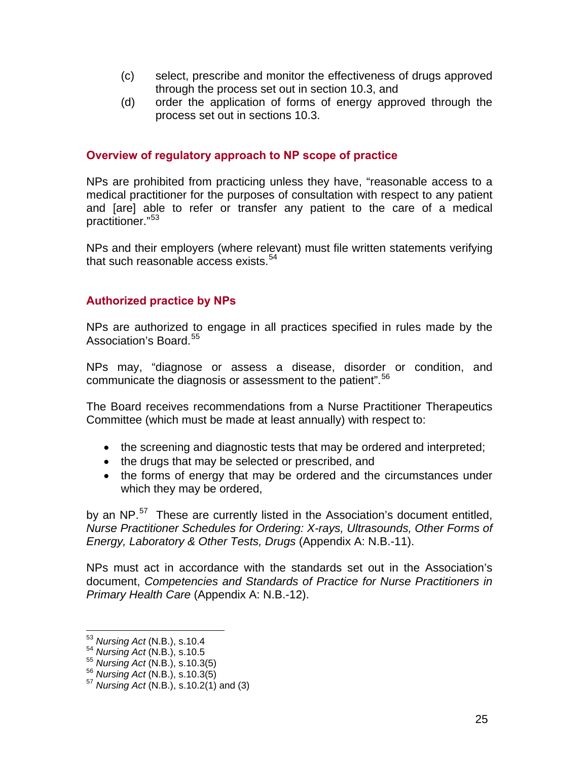(c) select, prescribe and monitor the effectiveness of drugs approved through the process set out in section 10.3, and

(d) order the application of forms of energy approved through the process set out in sections 10.3.

### Overview of regulatory approach to NP scope of practice

NPs are prohibited from practicing unless they have, "reasonable access to a medical practitioner for the purposes of consultation with respect to any patient and [are] able to refer or transfer any patient to the care of a medical practitioner."[53]

NPs and their employers (where relevant) must file written statements verifying that such reasonable access exists.[54]

### Authorized practice by NPs

NPs are authorized to engage in all practices specified in rules made by the Association's Board.[55]

NPs may, "diagnose or assess a disease, disorder or condition, and communicate the diagnosis or assessment to the patient".[56]

The Board receives recommendations from a Nurse Practitioner Therapeutics Committee (which must be made at least annually) with respect to:

- the screening and diagnostic tests that may be ordered and interpreted;
- the drugs that may be selected or prescribed, and
- the forms of energy that may be ordered and the circumstances under which they may be ordered,

by an NP.[57] These are currently listed in the Association's document entitled, *Nurse Practitioner Schedules for Ordering: X-rays, Ultrasounds, Other Forms of Energy, Laboratory & Other Tests, Drugs* (Appendix A: N.B.-11).

NPs must act in accordance with the standards set out in the Association's document, *Competencies and Standards of Practice for Nurse Practitioners in Primary Health Care* (Appendix A: N.B.-12).

---

[53] *Nursing Act* (N.B.), s.10.4
[54] *Nursing Act* (N.B.), s.10.5
[55] *Nursing Act* (N.B.), s.10.3(5)
[56] *Nursing Act* (N.B.), s.10.3(5)
[57] *Nursing Act* (N.B.), s.10.2(1) and (3)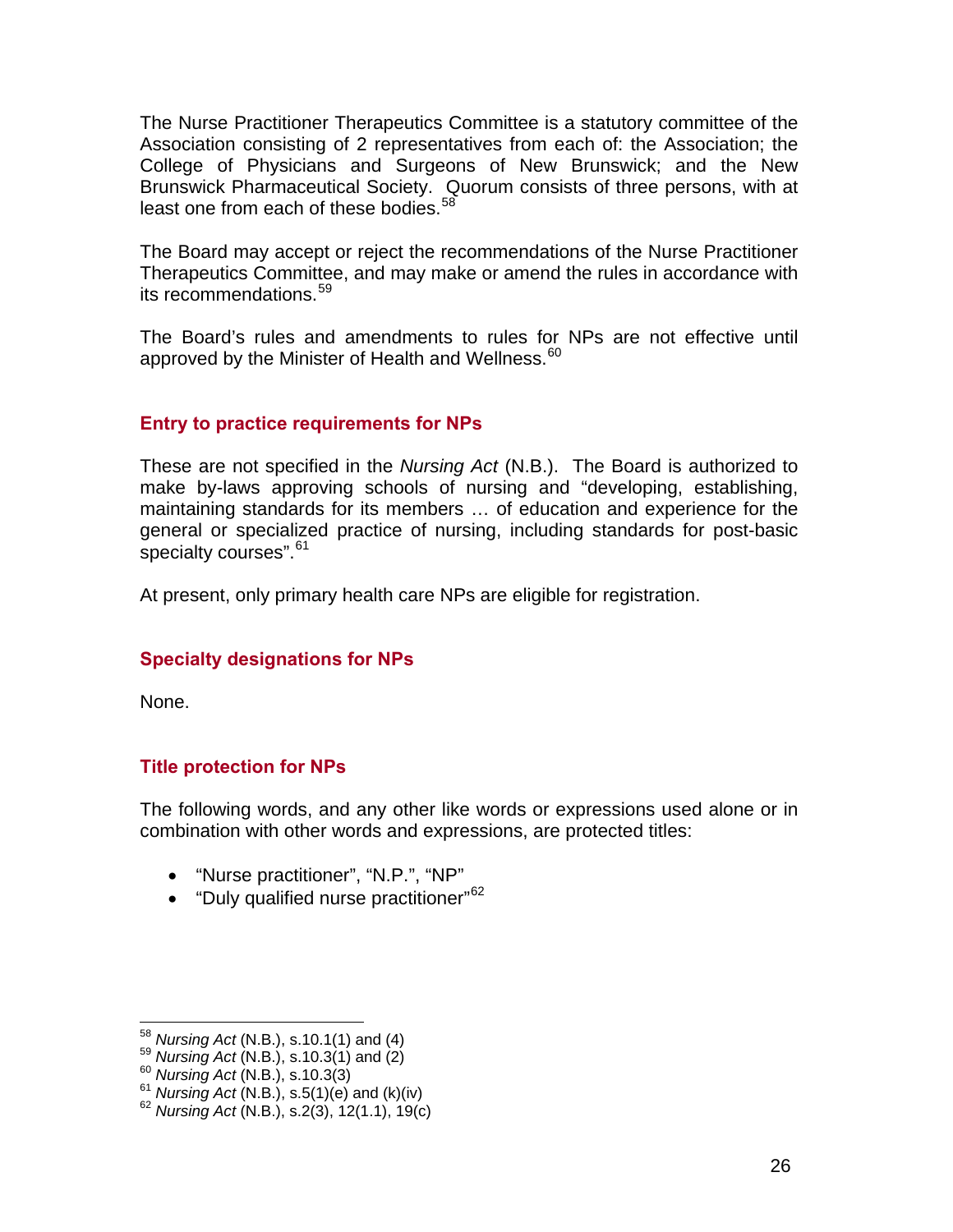The Nurse Practitioner Therapeutics Committee is a statutory committee of the Association consisting of 2 representatives from each of: the Association; the College of Physicians and Surgeons of New Brunswick; and the New Brunswick Pharmaceutical Society. Quorum consists of three persons, with at least one from each of these bodies.[58]

The Board may accept or reject the recommendations of the Nurse Practitioner Therapeutics Committee, and may make or amend the rules in accordance with its recommendations.[59]

The Board's rules and amendments to rules for NPs are not effective until approved by the Minister of Health and Wellness.[60]

### Entry to practice requirements for NPs

These are not specified in the *Nursing Act* (N.B.). The Board is authorized to make by-laws approving schools of nursing and "developing, establishing, maintaining standards for its members … of education and experience for the general or specialized practice of nursing, including standards for post-basic specialty courses".[61]

At present, only primary health care NPs are eligible for registration.

### Specialty designations for NPs

None.

### Title protection for NPs

The following words, and any other like words or expressions used alone or in combination with other words and expressions, are protected titles:

- "Nurse practitioner", "N.P.", "NP"
- "Duly qualified nurse practitioner"[62]

---

[58] *Nursing Act* (N.B.), s.10.1(1) and (4)
[59] *Nursing Act* (N.B.), s.10.3(1) and (2)
[60] *Nursing Act* (N.B.), s.10.3(3)
[61] *Nursing Act* (N.B.), s.5(1)(e) and (k)(iv)
[62] *Nursing Act* (N.B.), s.2(3), 12(1.1), 19(c)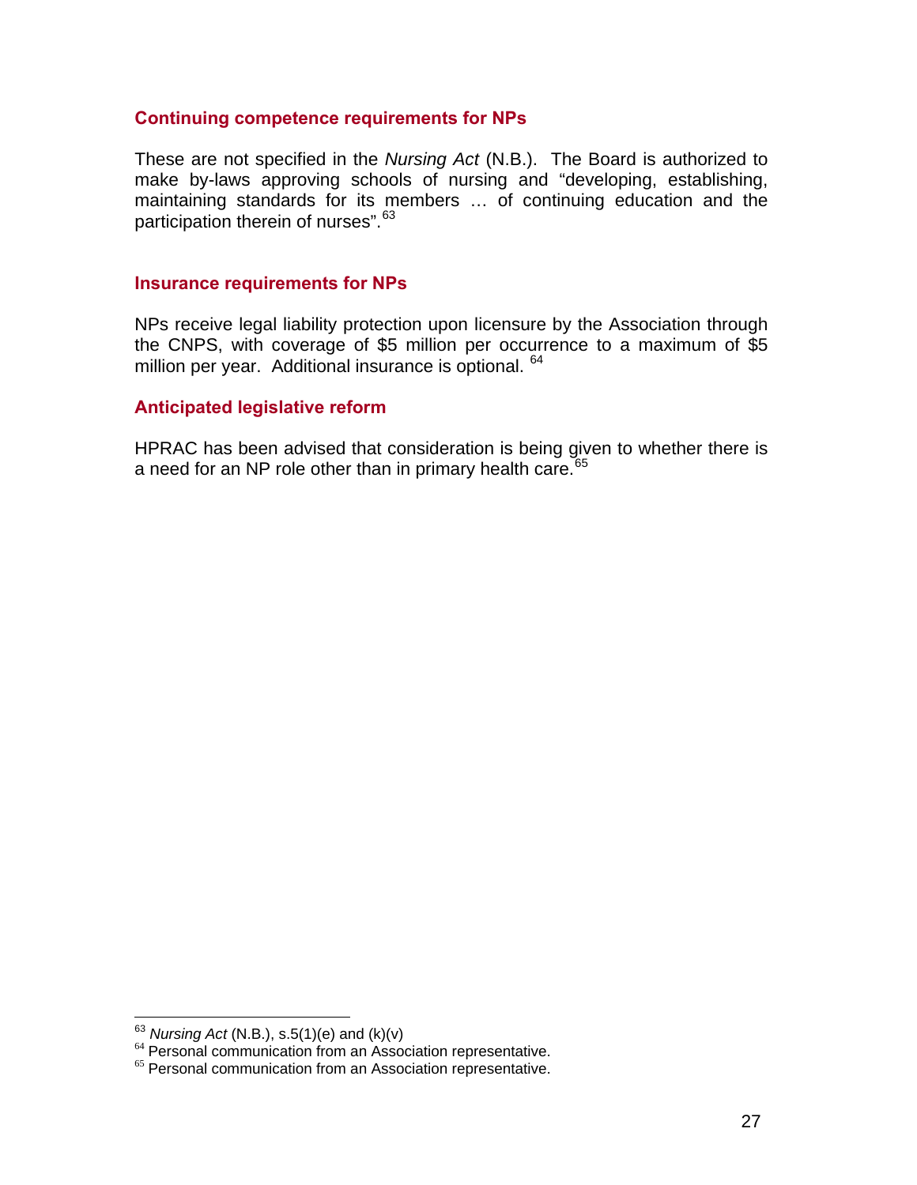### Continuing competence requirements for NPs

These are not specified in the *Nursing Act* (N.B.). The Board is authorized to make by-laws approving schools of nursing and "developing, establishing, maintaining standards for its members … of continuing education and the participation therein of nurses".[63]

### Insurance requirements for NPs

NPs receive legal liability protection upon licensure by the Association through the CNPS, with coverage of $5 million per occurrence to a maximum of $5 million per year. Additional insurance is optional.[64]

### Anticipated legislative reform

HPRAC has been advised that consideration is being given to whether there is a need for an NP role other than in primary health care.[65]

---

[63] *Nursing Act* (N.B.), s.5(1)(e) and (k)(v)
[64] Personal communication from an Association representative.
[65] Personal communication from an Association representative.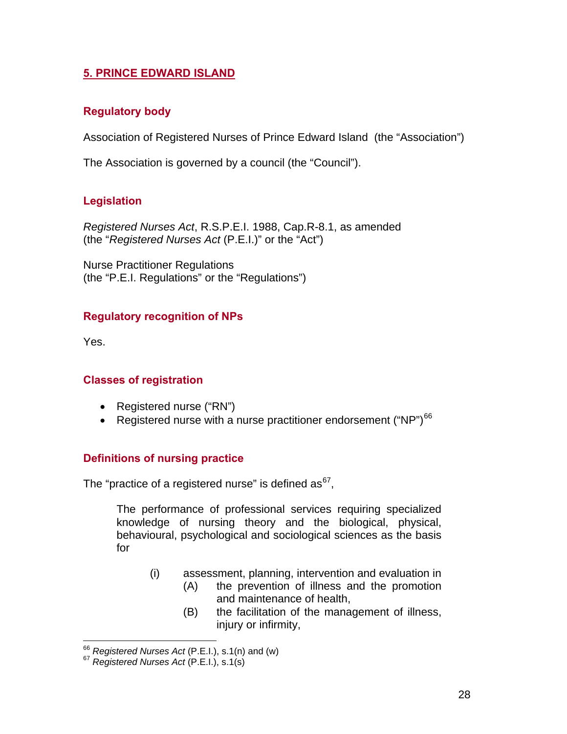## 5. PRINCE EDWARD ISLAND

### Regulatory body

Association of Registered Nurses of Prince Edward Island (the "Association")

The Association is governed by a council (the "Council").

### Legislation

*Registered Nurses Act*, R.S.P.E.I. 1988, Cap.R-8.1, as amended (the "*Registered Nurses Act* (P.E.I.)" or the "Act")

Nurse Practitioner Regulations (the "P.E.I. Regulations" or the "Regulations")

### Regulatory recognition of NPs

Yes.

### Classes of registration

- Registered nurse ("RN")
- Registered nurse with a nurse practitioner endorsement ("NP")[66]

### Definitions of nursing practice

The "practice of a registered nurse" is defined as[67],

> The performance of professional services requiring specialized knowledge of nursing theory and the biological, physical, behavioural, psychological and sociological sciences as the basis for
>
> (i) assessment, planning, intervention and evaluation in
>
> (A) the prevention of illness and the promotion and maintenance of health,
>
> (B) the facilitation of the management of illness, injury or infirmity,

---

[66] *Registered Nurses Act* (P.E.I.), s.1(n) and (w)

[67] *Registered Nurses Act* (P.E.I.), s.1(s)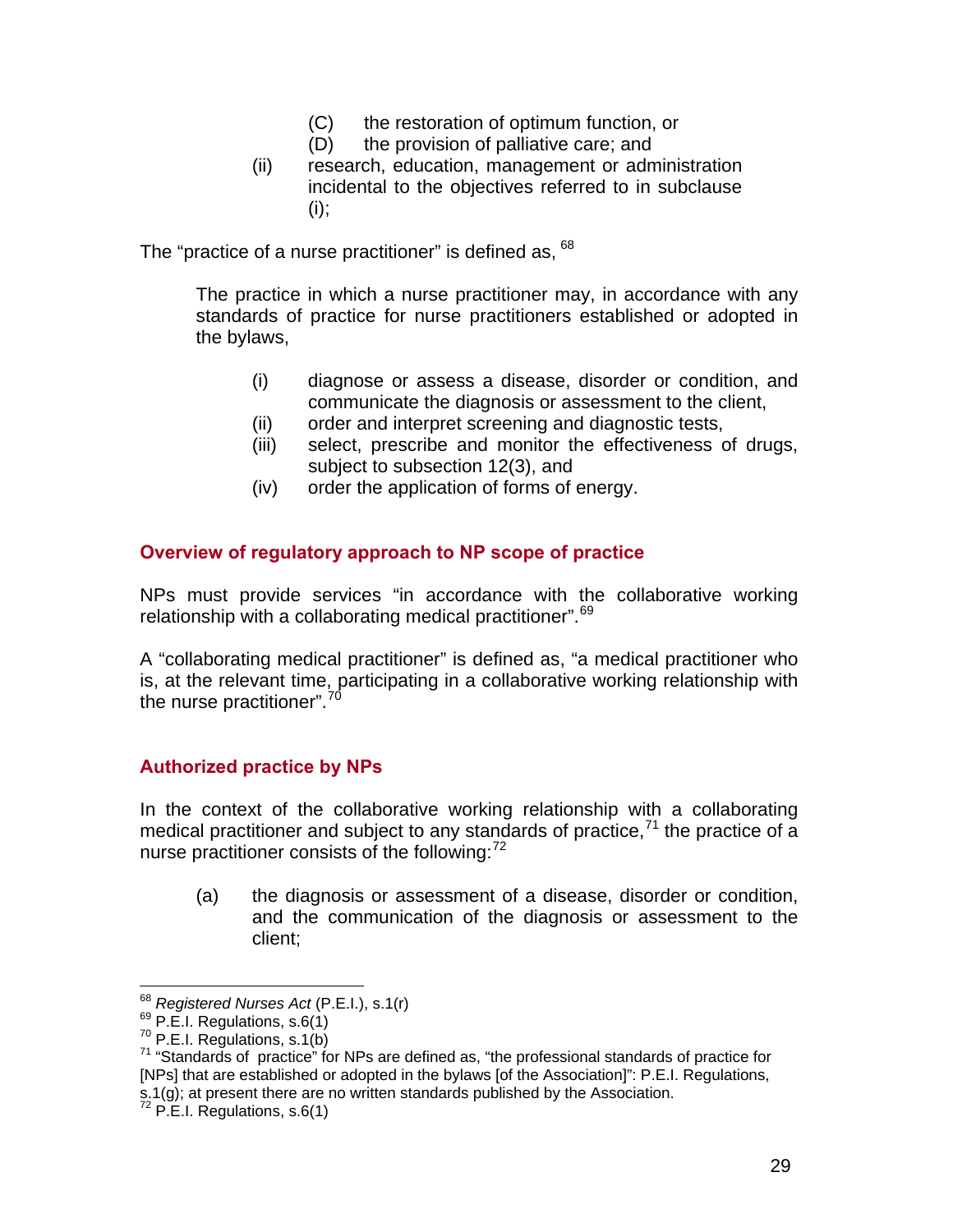(C) the restoration of optimum function, or

(D) the provision of palliative care; and

(ii) research, education, management or administration incidental to the objectives referred to in subclause (i);

The "practice of a nurse practitioner" is defined as, [68]

> The practice in which a nurse practitioner may, in accordance with any standards of practice for nurse practitioners established or adopted in the bylaws,
>
> (i) diagnose or assess a disease, disorder or condition, and communicate the diagnosis or assessment to the client,
>
> (ii) order and interpret screening and diagnostic tests,
>
> (iii) select, prescribe and monitor the effectiveness of drugs, subject to subsection 12(3), and
>
> (iv) order the application of forms of energy.

### Overview of regulatory approach to NP scope of practice

NPs must provide services "in accordance with the collaborative working relationship with a collaborating medical practitioner".[69]

A "collaborating medical practitioner" is defined as, "a medical practitioner who is, at the relevant time, participating in a collaborative working relationship with the nurse practitioner".[70]

### Authorized practice by NPs

In the context of the collaborative working relationship with a collaborating medical practitioner and subject to any standards of practice,[71] the practice of a nurse practitioner consists of the following:[72]

> (a) the diagnosis or assessment of a disease, disorder or condition, and the communication of the diagnosis or assessment to the client;

---

[68] *Registered Nurses Act* (P.E.I.), s.1(r)

[69] P.E.I. Regulations, s.6(1)

[70] P.E.I. Regulations, s.1(b)

[71] "Standards of practice" for NPs are defined as, "the professional standards of practice for [NPs] that are established or adopted in the bylaws [of the Association]": P.E.I. Regulations, s.1(g); at present there are no written standards published by the Association.

[72] P.E.I. Regulations, s.6(1)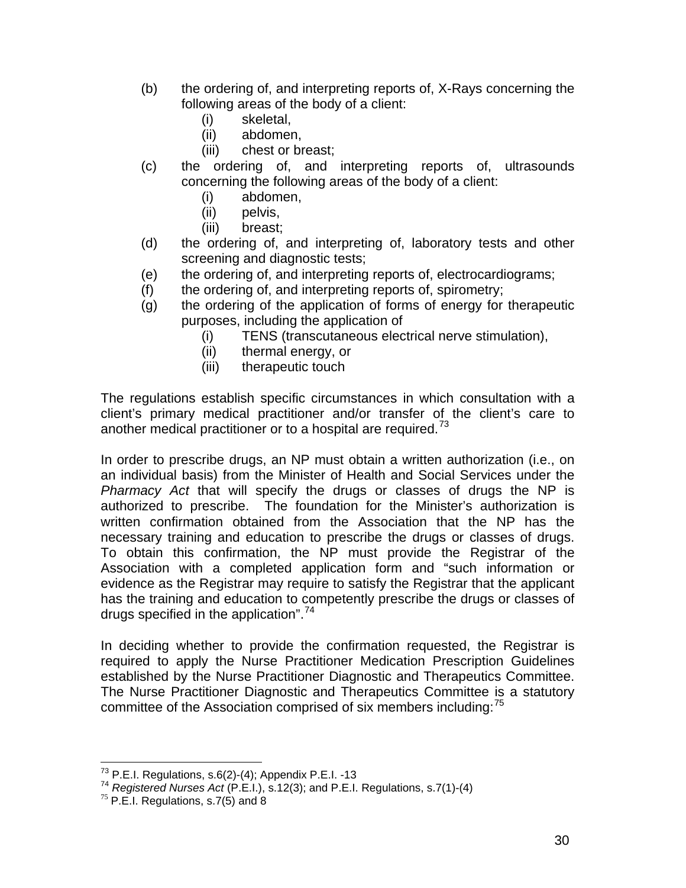(b) the ordering of, and interpreting reports of, X-Rays concerning the following areas of the body of a client:
   (i) skeletal,
   (ii) abdomen,
   (iii) chest or breast;

(c) the ordering of, and interpreting reports of, ultrasounds concerning the following areas of the body of a client:
   (i) abdomen,
   (ii) pelvis,
   (iii) breast;

(d) the ordering of, and interpreting of, laboratory tests and other screening and diagnostic tests;

(e) the ordering of, and interpreting reports of, electrocardiograms;

(f) the ordering of, and interpreting reports of, spirometry;

(g) the ordering of the application of forms of energy for therapeutic purposes, including the application of
   (i) TENS (transcutaneous electrical nerve stimulation),
   (ii) thermal energy, or
   (iii) therapeutic touch

The regulations establish specific circumstances in which consultation with a client's primary medical practitioner and/or transfer of the client's care to another medical practitioner or to a hospital are required.[73]

In order to prescribe drugs, an NP must obtain a written authorization (i.e., on an individual basis) from the Minister of Health and Social Services under the *Pharmacy Act* that will specify the drugs or classes of drugs the NP is authorized to prescribe. The foundation for the Minister's authorization is written confirmation obtained from the Association that the NP has the necessary training and education to prescribe the drugs or classes of drugs. To obtain this confirmation, the NP must provide the Registrar of the Association with a completed application form and "such information or evidence as the Registrar may require to satisfy the Registrar that the applicant has the training and education to competently prescribe the drugs or classes of drugs specified in the application".[74]

In deciding whether to provide the confirmation requested, the Registrar is required to apply the Nurse Practitioner Medication Prescription Guidelines established by the Nurse Practitioner Diagnostic and Therapeutics Committee. The Nurse Practitioner Diagnostic and Therapeutics Committee is a statutory committee of the Association comprised of six members including:[75]

---

[73] P.E.I. Regulations, s.6(2)-(4); Appendix P.E.I. -13

[74] *Registered Nurses Act* (P.E.I.), s.12(3); and P.E.I. Regulations, s.7(1)-(4)

[75] P.E.I. Regulations, s.7(5) and 8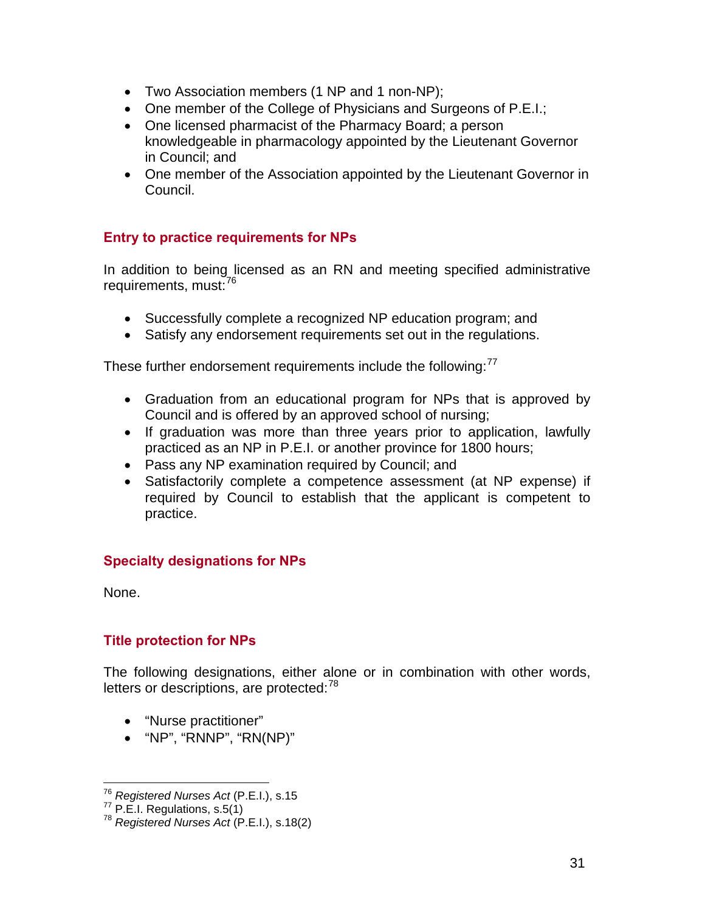- Two Association members (1 NP and 1 non-NP);
- One member of the College of Physicians and Surgeons of P.E.I.;
- One licensed pharmacist of the Pharmacy Board; a person knowledgeable in pharmacology appointed by the Lieutenant Governor in Council; and
- One member of the Association appointed by the Lieutenant Governor in Council.

### Entry to practice requirements for NPs

In addition to being licensed as an RN and meeting specified administrative requirements, must:[76]

- Successfully complete a recognized NP education program; and
- Satisfy any endorsement requirements set out in the regulations.

These further endorsement requirements include the following:[77]

- Graduation from an educational program for NPs that is approved by Council and is offered by an approved school of nursing;
- If graduation was more than three years prior to application, lawfully practiced as an NP in P.E.I. or another province for 1800 hours;
- Pass any NP examination required by Council; and
- Satisfactorily complete a competence assessment (at NP expense) if required by Council to establish that the applicant is competent to practice.

### Specialty designations for NPs

None.

### Title protection for NPs

The following designations, either alone or in combination with other words, letters or descriptions, are protected:[78]

- "Nurse practitioner"
- "NP", "RNNP", "RN(NP)"

---

[76] *Registered Nurses Act* (P.E.I.), s.15
[77] P.E.I. Regulations, s.5(1)
[78] *Registered Nurses Act* (P.E.I.), s.18(2)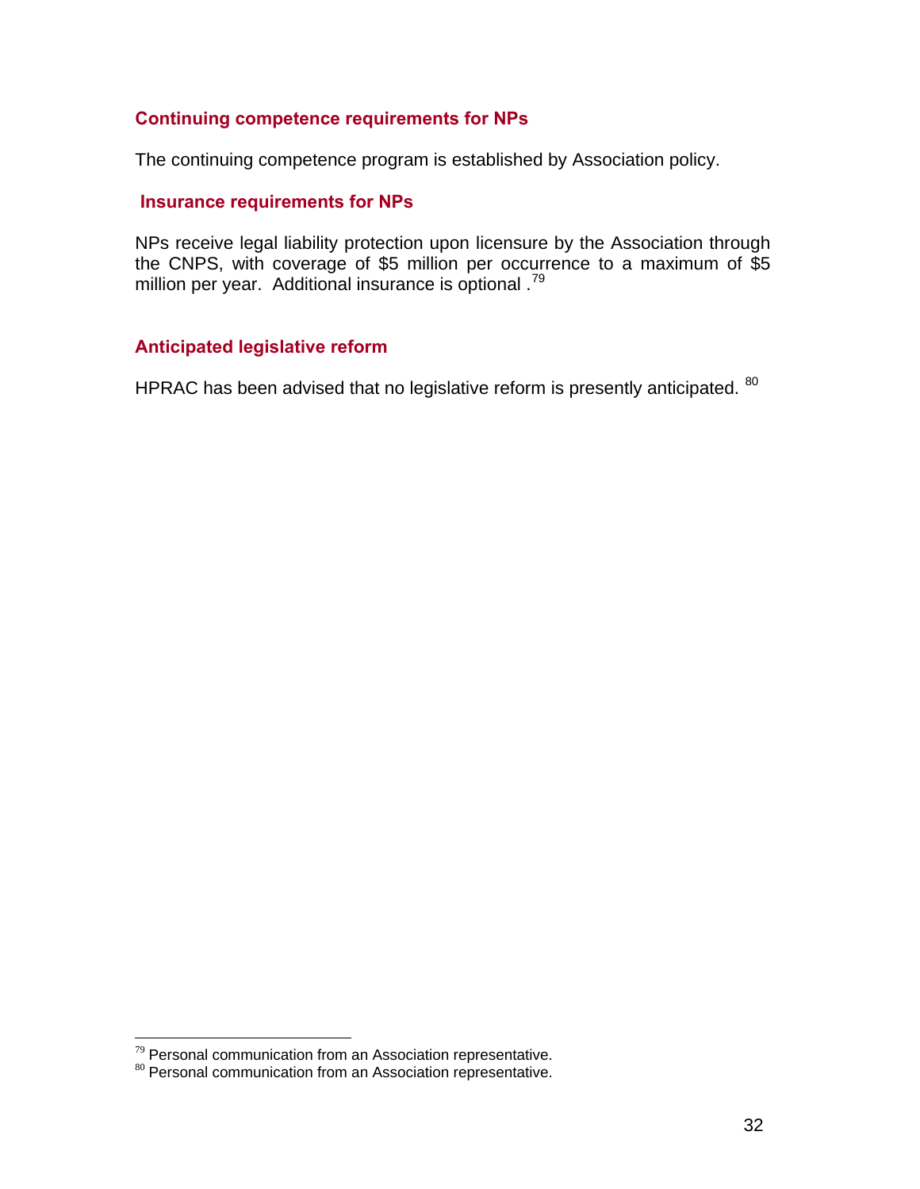### Continuing competence requirements for NPs

The continuing competence program is established by Association policy.

### Insurance requirements for NPs

NPs receive legal liability protection upon licensure by the Association through the CNPS, with coverage of $5 million per occurrence to a maximum of $5 million per year. Additional insurance is optional .[79]

### Anticipated legislative reform

HPRAC has been advised that no legislative reform is presently anticipated. [80]

---

[79] Personal communication from an Association representative.

[80] Personal communication from an Association representative.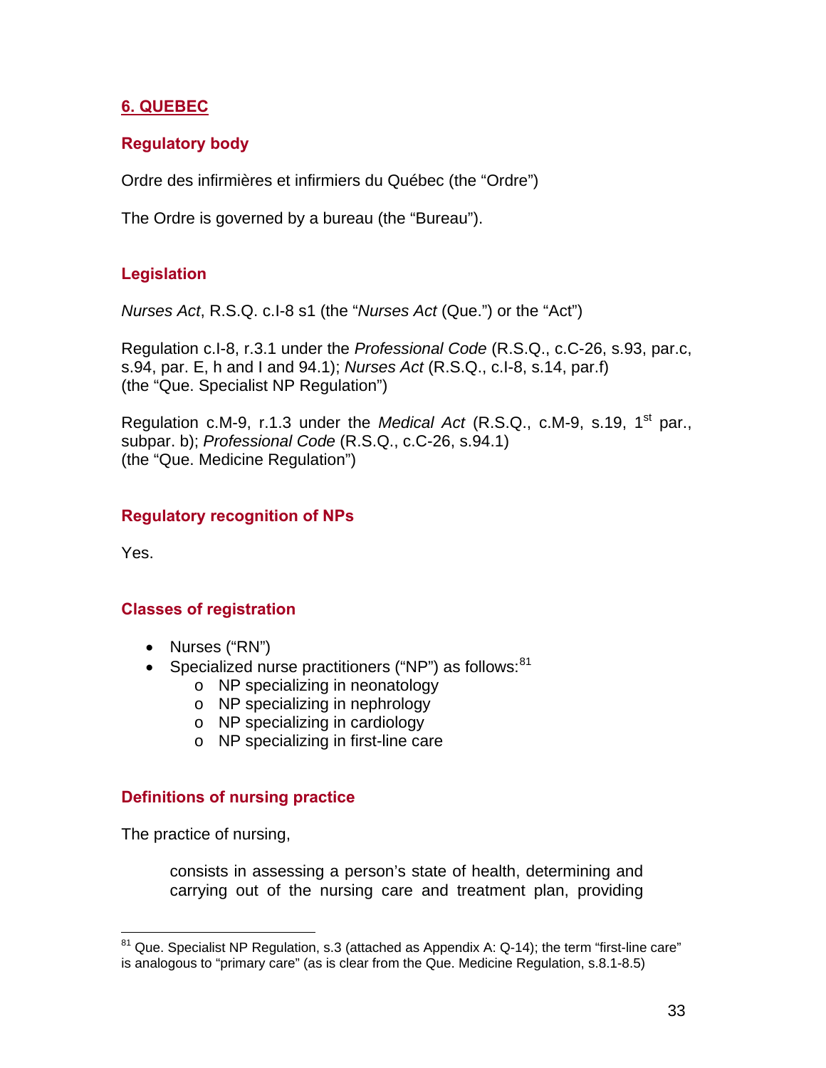## 6. QUEBEC

### Regulatory body

Ordre des infirmières et infirmiers du Québec (the "Ordre")

The Ordre is governed by a bureau (the "Bureau").

### Legislation

*Nurses Act*, R.S.Q. c.I-8 s1 (the "*Nurses Act* (Que.") or the "Act")

Regulation c.I-8, r.3.1 under the *Professional Code* (R.S.Q., c.C-26, s.93, par.c, s.94, par. E, h and I and 94.1); *Nurses Act* (R.S.Q., c.I-8, s.14, par.f) (the "Que. Specialist NP Regulation")

Regulation c.M-9, r.1.3 under the *Medical Act* (R.S.Q., c.M-9, s.19, 1st par., subpar. b); *Professional Code* (R.S.Q., c.C-26, s.94.1) (the "Que. Medicine Regulation")

### Regulatory recognition of NPs

Yes.

### Classes of registration

- Nurses ("RN")
- Specialized nurse practitioners ("NP") as follows:[81]
  - NP specializing in neonatology
  - NP specializing in nephrology
  - NP specializing in cardiology
  - NP specializing in first-line care

### Definitions of nursing practice

The practice of nursing,

> consists in assessing a person's state of health, determining and carrying out of the nursing care and treatment plan, providing

[81] Que. Specialist NP Regulation, s.3 (attached as Appendix A: Q-14); the term "first-line care" is analogous to "primary care" (as is clear from the Que. Medicine Regulation, s.8.1-8.5)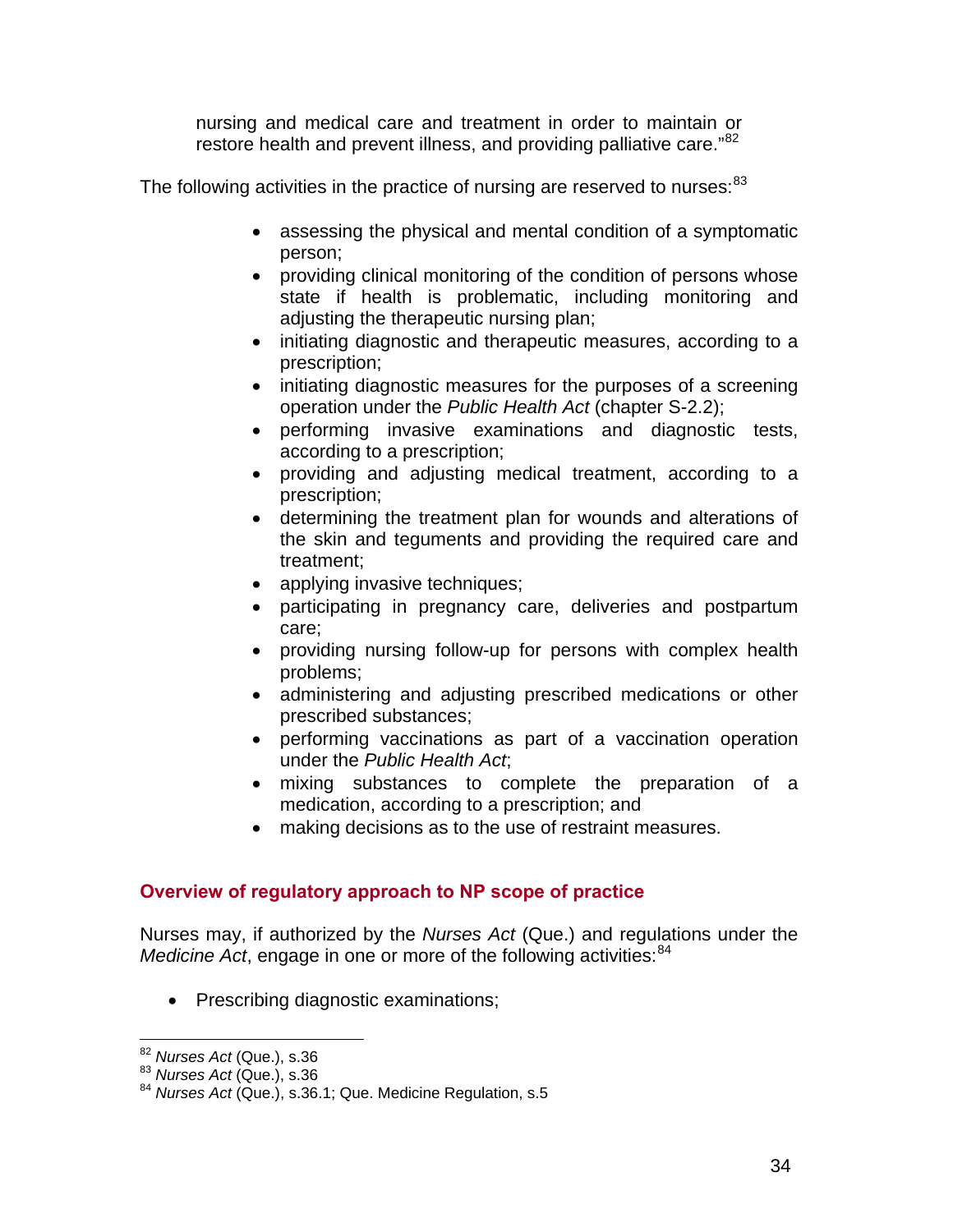nursing and medical care and treatment in order to maintain or restore health and prevent illness, and providing palliative care."[82]

The following activities in the practice of nursing are reserved to nurses:[83]

- assessing the physical and mental condition of a symptomatic person;
- providing clinical monitoring of the condition of persons whose state if health is problematic, including monitoring and adjusting the therapeutic nursing plan;
- initiating diagnostic and therapeutic measures, according to a prescription;
- initiating diagnostic measures for the purposes of a screening operation under the *Public Health Act* (chapter S-2.2);
- performing invasive examinations and diagnostic tests, according to a prescription;
- providing and adjusting medical treatment, according to a prescription;
- determining the treatment plan for wounds and alterations of the skin and teguments and providing the required care and treatment;
- applying invasive techniques;
- participating in pregnancy care, deliveries and postpartum care;
- providing nursing follow-up for persons with complex health problems;
- administering and adjusting prescribed medications or other prescribed substances;
- performing vaccinations as part of a vaccination operation under the *Public Health Act*;
- mixing substances to complete the preparation of a medication, according to a prescription; and
- making decisions as to the use of restraint measures.

### Overview of regulatory approach to NP scope of practice

Nurses may, if authorized by the *Nurses Act* (Que.) and regulations under the *Medicine Act*, engage in one or more of the following activities:[84]

- Prescribing diagnostic examinations;

---

[82] *Nurses Act* (Que.), s.36
[83] *Nurses Act* (Que.), s.36
[84] *Nurses Act* (Que.), s.36.1; Que. Medicine Regulation, s.5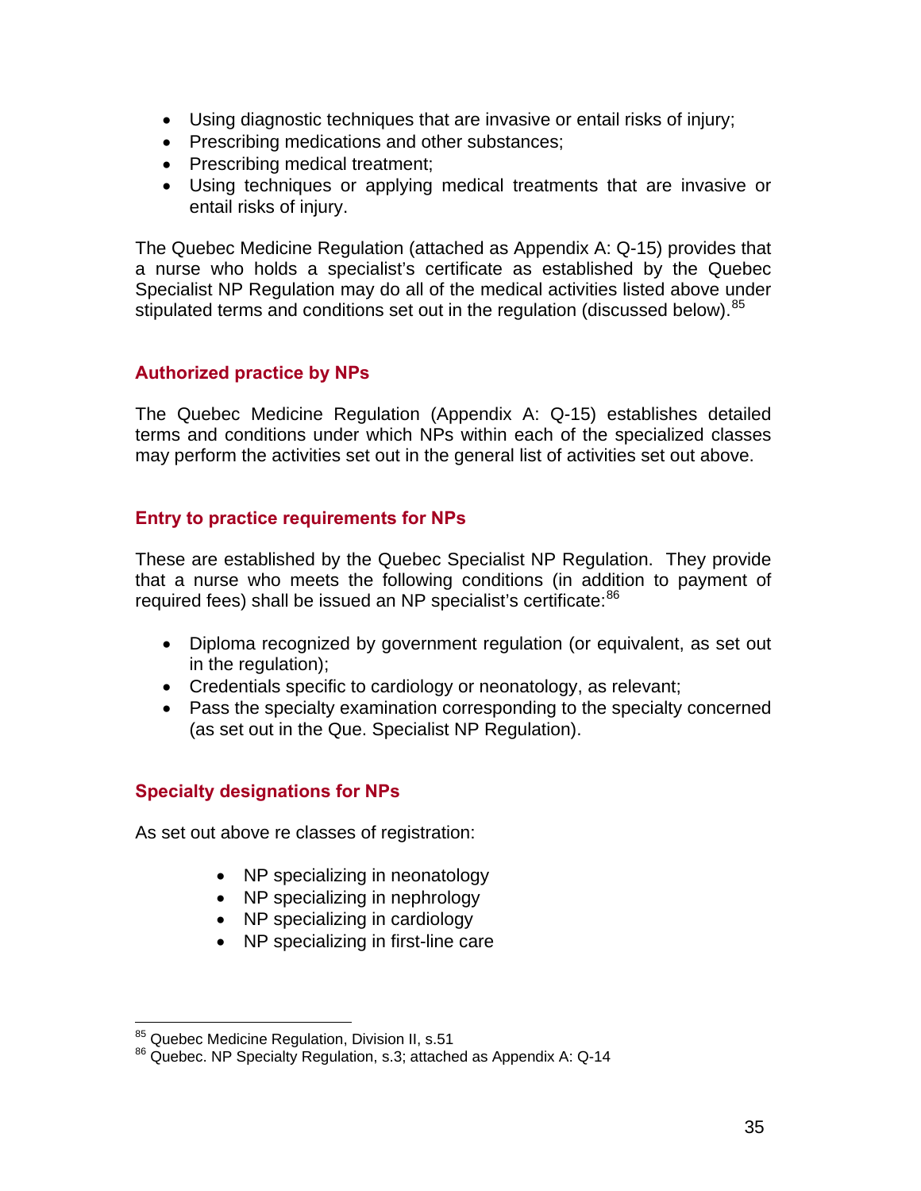- Using diagnostic techniques that are invasive or entail risks of injury;
- Prescribing medications and other substances;
- Prescribing medical treatment;
- Using techniques or applying medical treatments that are invasive or entail risks of injury.

The Quebec Medicine Regulation (attached as Appendix A: Q-15) provides that a nurse who holds a specialist's certificate as established by the Quebec Specialist NP Regulation may do all of the medical activities listed above under stipulated terms and conditions set out in the regulation (discussed below).[85]

## Authorized practice by NPs

The Quebec Medicine Regulation (Appendix A: Q-15) establishes detailed terms and conditions under which NPs within each of the specialized classes may perform the activities set out in the general list of activities set out above.

## Entry to practice requirements for NPs

These are established by the Quebec Specialist NP Regulation. They provide that a nurse who meets the following conditions (in addition to payment of required fees) shall be issued an NP specialist's certificate:[86]

- Diploma recognized by government regulation (or equivalent, as set out in the regulation);
- Credentials specific to cardiology or neonatology, as relevant;
- Pass the specialty examination corresponding to the specialty concerned (as set out in the Que. Specialist NP Regulation).

## Specialty designations for NPs

As set out above re classes of registration:

- NP specializing in neonatology
- NP specializing in nephrology
- NP specializing in cardiology
- NP specializing in first-line care

---

[85] Quebec Medicine Regulation, Division II, s.51

[86] Quebec. NP Specialty Regulation, s.3; attached as Appendix A: Q-14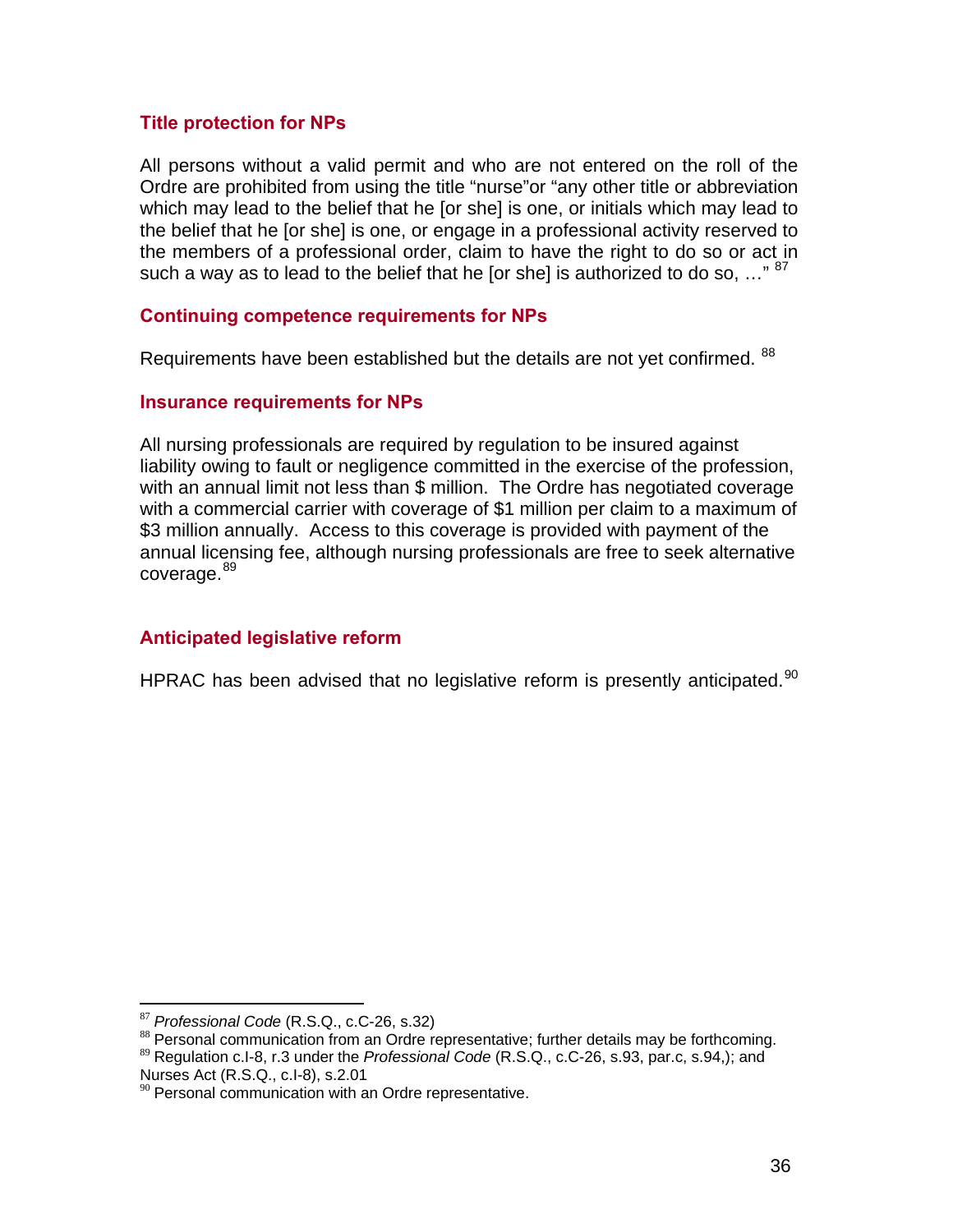### Title protection for NPs

All persons without a valid permit and who are not entered on the roll of the Ordre are prohibited from using the title “nurse”or “any other title or abbreviation which may lead to the belief that he [or she] is one, or initials which may lead to the belief that he [or she] is one, or engage in a professional activity reserved to the members of a professional order, claim to have the right to do so or act in such a way as to lead to the belief that he [or she] is authorized to do so, …” [87]

### Continuing competence requirements for NPs

Requirements have been established but the details are not yet confirmed. [88]

### Insurance requirements for NPs

All nursing professionals are required by regulation to be insured against liability owing to fault or negligence committed in the exercise of the profession, with an annual limit not less than $ million. The Ordre has negotiated coverage with a commercial carrier with coverage of $1 million per claim to a maximum of $3 million annually. Access to this coverage is provided with payment of the annual licensing fee, although nursing professionals are free to seek alternative coverage.[89]

### Anticipated legislative reform

HPRAC has been advised that no legislative reform is presently anticipated.[90]

---

[87] *Professional Code* (R.S.Q., c.C-26, s.32)

[88] Personal communication from an Ordre representative; further details may be forthcoming.

[89] Regulation c.I-8, r.3 under the *Professional Code* (R.S.Q., c.C-26, s.93, par.c, s.94,); and Nurses Act (R.S.Q., c.I-8), s.2.01

[90] Personal communication with an Ordre representative.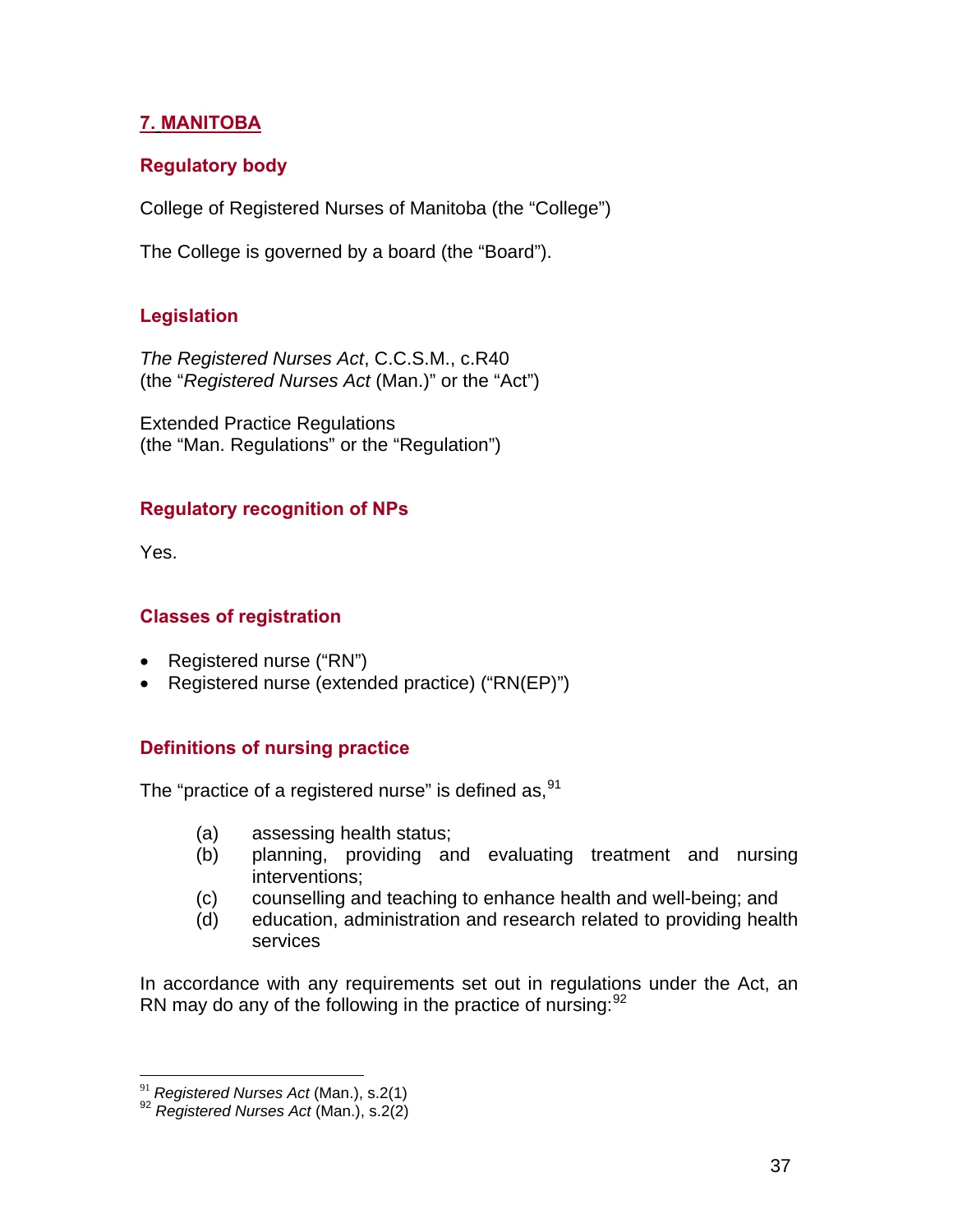## 7. MANITOBA

### Regulatory body

College of Registered Nurses of Manitoba (the “College”)

The College is governed by a board (the “Board”).

### Legislation

*The Registered Nurses Act*, C.C.S.M., c.R40
(the “*Registered Nurses Act* (Man.)” or the “Act”)

Extended Practice Regulations
(the “Man. Regulations” or the “Regulation”)

### Regulatory recognition of NPs

Yes.

### Classes of registration

- Registered nurse (“RN”)
- Registered nurse (extended practice) (“RN(EP)”)

### Definitions of nursing practice

The “practice of a registered nurse” is defined as,[91]

> (a) assessing health status;
> (b) planning, providing and evaluating treatment and nursing interventions;
> (c) counselling and teaching to enhance health and well-being; and
> (d) education, administration and research related to providing health services

In accordance with any requirements set out in regulations under the Act, an RN may do any of the following in the practice of nursing:[92]

---

[91] *Registered Nurses Act* (Man.), s.2(1)
[92] *Registered Nurses Act* (Man.), s.2(2)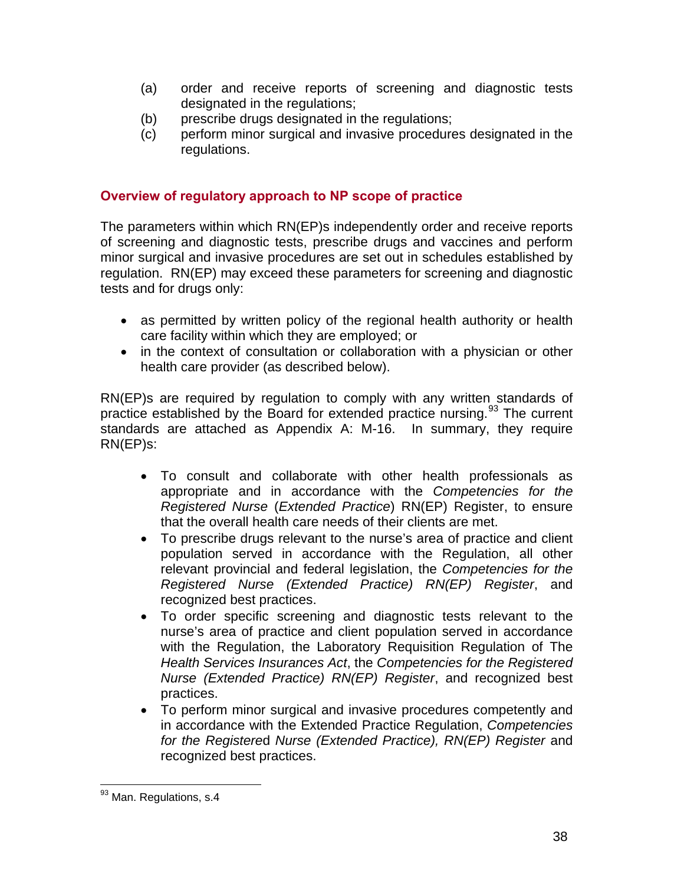(a) order and receive reports of screening and diagnostic tests designated in the regulations;
(b) prescribe drugs designated in the regulations;
(c) perform minor surgical and invasive procedures designated in the regulations.

### Overview of regulatory approach to NP scope of practice

The parameters within which RN(EP)s independently order and receive reports of screening and diagnostic tests, prescribe drugs and vaccines and perform minor surgical and invasive procedures are set out in schedules established by regulation. RN(EP) may exceed these parameters for screening and diagnostic tests and for drugs only:

- as permitted by written policy of the regional health authority or health care facility within which they are employed; or
- in the context of consultation or collaboration with a physician or other health care provider (as described below).

RN(EP)s are required by regulation to comply with any written standards of practice established by the Board for extended practice nursing.[93] The current standards are attached as Appendix A: M-16. In summary, they require RN(EP)s:

- To consult and collaborate with other health professionals as appropriate and in accordance with the *Competencies for the Registered Nurse* (*Extended Practice*) RN(EP) Register, to ensure that the overall health care needs of their clients are met.
- To prescribe drugs relevant to the nurse's area of practice and client population served in accordance with the Regulation, all other relevant provincial and federal legislation, the *Competencies for the Registered Nurse (Extended Practice) RN(EP) Register*, and recognized best practices.
- To order specific screening and diagnostic tests relevant to the nurse's area of practice and client population served in accordance with the Regulation, the Laboratory Requisition Regulation of The *Health Services Insurances Act*, the *Competencies for the Registered Nurse (Extended Practice) RN(EP) Register*, and recognized best practices.
- To perform minor surgical and invasive procedures competently and in accordance with the Extended Practice Regulation, *Competencies for the Registered Nurse (Extended Practice), RN(EP) Register* and recognized best practices.

[93] Man. Regulations, s.4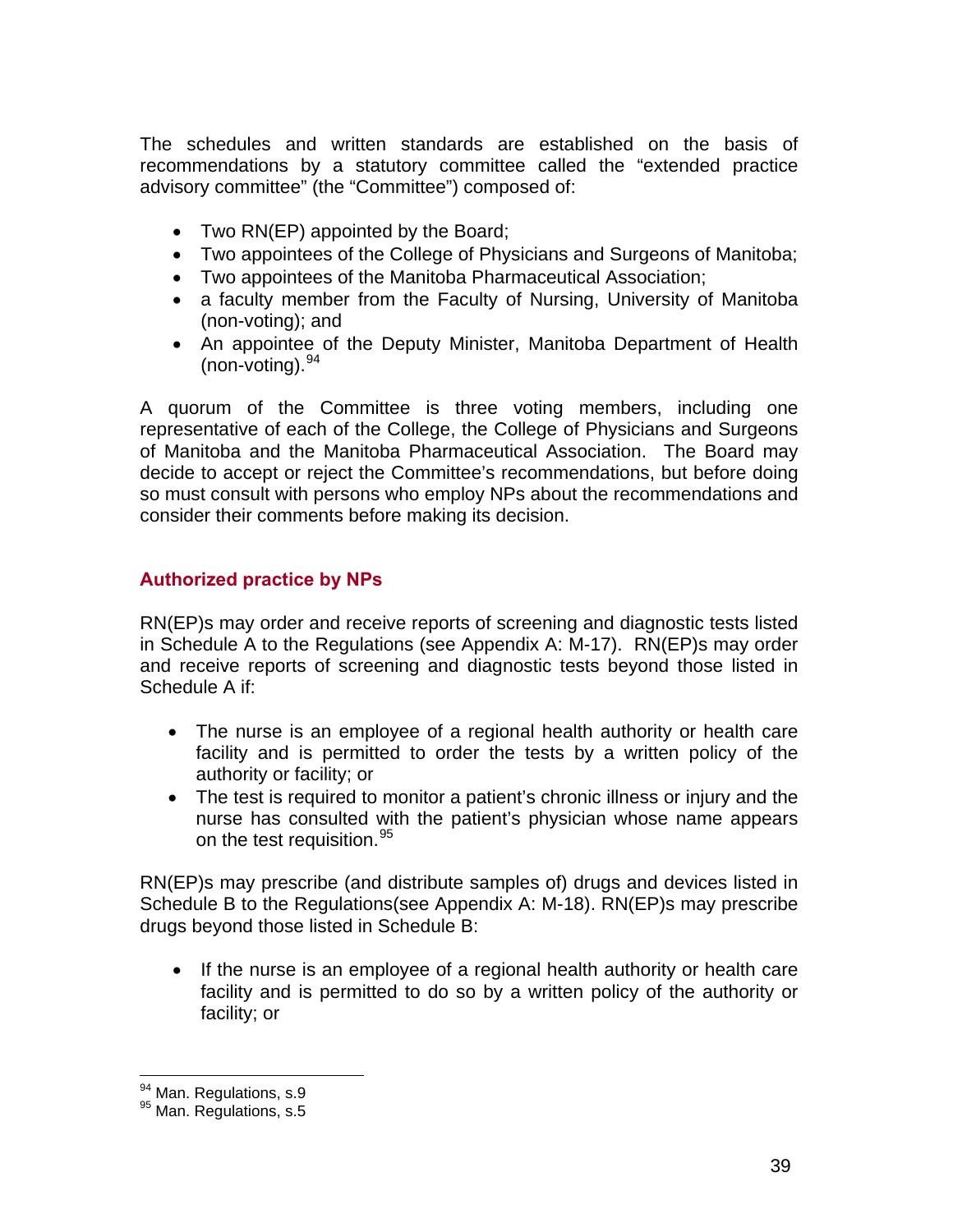The schedules and written standards are established on the basis of recommendations by a statutory committee called the "extended practice advisory committee" (the "Committee") composed of:

- Two RN(EP) appointed by the Board;
- Two appointees of the College of Physicians and Surgeons of Manitoba;
- Two appointees of the Manitoba Pharmaceutical Association;
- a faculty member from the Faculty of Nursing, University of Manitoba (non-voting); and
- An appointee of the Deputy Minister, Manitoba Department of Health (non-voting).[94]

A quorum of the Committee is three voting members, including one representative of each of the College, the College of Physicians and Surgeons of Manitoba and the Manitoba Pharmaceutical Association. The Board may decide to accept or reject the Committee's recommendations, but before doing so must consult with persons who employ NPs about the recommendations and consider their comments before making its decision.

## Authorized practice by NPs

RN(EP)s may order and receive reports of screening and diagnostic tests listed in Schedule A to the Regulations (see Appendix A: M-17). RN(EP)s may order and receive reports of screening and diagnostic tests beyond those listed in Schedule A if:

- The nurse is an employee of a regional health authority or health care facility and is permitted to order the tests by a written policy of the authority or facility; or
- The test is required to monitor a patient's chronic illness or injury and the nurse has consulted with the patient's physician whose name appears on the test requisition.[95]

RN(EP)s may prescribe (and distribute samples of) drugs and devices listed in Schedule B to the Regulations(see Appendix A: M-18). RN(EP)s may prescribe drugs beyond those listed in Schedule B:

- If the nurse is an employee of a regional health authority or health care facility and is permitted to do so by a written policy of the authority or facility; or

---

[94] Man. Regulations, s.9

[95] Man. Regulations, s.5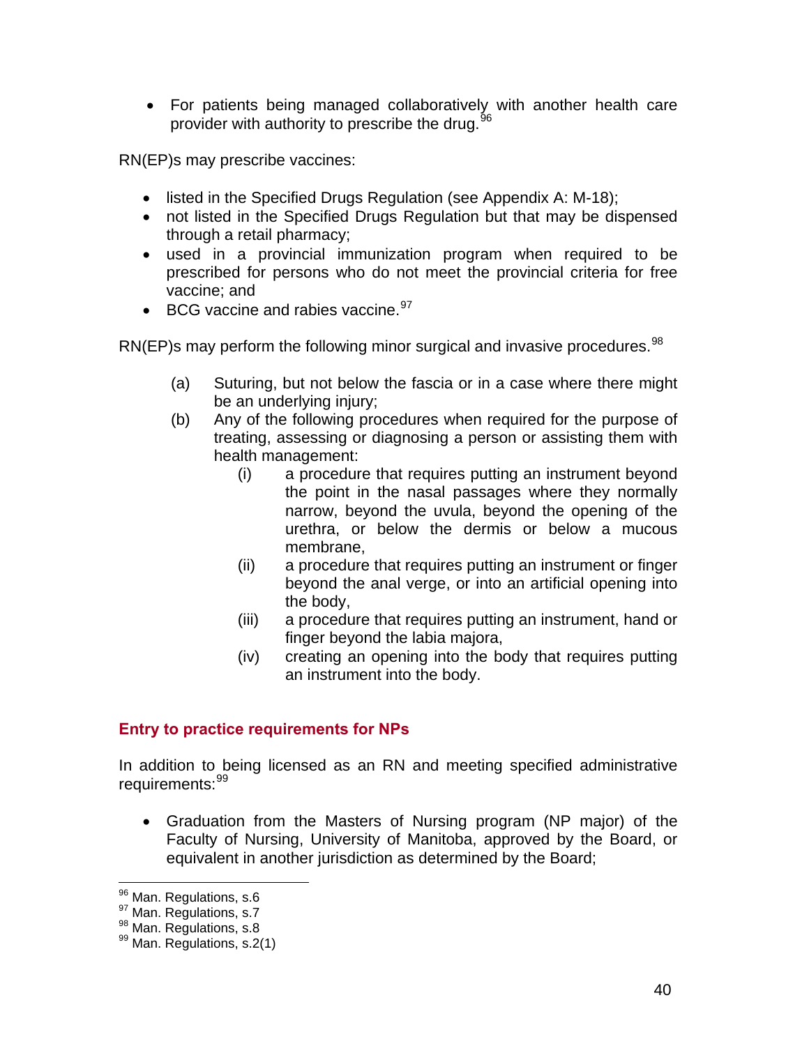- For patients being managed collaboratively with another health care provider with authority to prescribe the drug.[96]

RN(EP)s may prescribe vaccines:

- listed in the Specified Drugs Regulation (see Appendix A: M-18);
- not listed in the Specified Drugs Regulation but that may be dispensed through a retail pharmacy;
- used in a provincial immunization program when required to be prescribed for persons who do not meet the provincial criteria for free vaccine; and
- BCG vaccine and rabies vaccine.[97]

RN(EP)s may perform the following minor surgical and invasive procedures.[98]

(a) Suturing, but not below the fascia or in a case where there might be an underlying injury;

(b) Any of the following procedures when required for the purpose of treating, assessing or diagnosing a person or assisting them with health management:

  (i) a procedure that requires putting an instrument beyond the point in the nasal passages where they normally narrow, beyond the uvula, beyond the opening of the urethra, or below the dermis or below a mucous membrane,

  (ii) a procedure that requires putting an instrument or finger beyond the anal verge, or into an artificial opening into the body,

  (iii) a procedure that requires putting an instrument, hand or finger beyond the labia majora,

  (iv) creating an opening into the body that requires putting an instrument into the body.

### Entry to practice requirements for NPs

In addition to being licensed as an RN and meeting specified administrative requirements:[99]

- Graduation from the Masters of Nursing program (NP major) of the Faculty of Nursing, University of Manitoba, approved by the Board, or equivalent in another jurisdiction as determined by the Board;

---

[96] Man. Regulations, s.6
[97] Man. Regulations, s.7
[98] Man. Regulations, s.8
[99] Man. Regulations, s.2(1)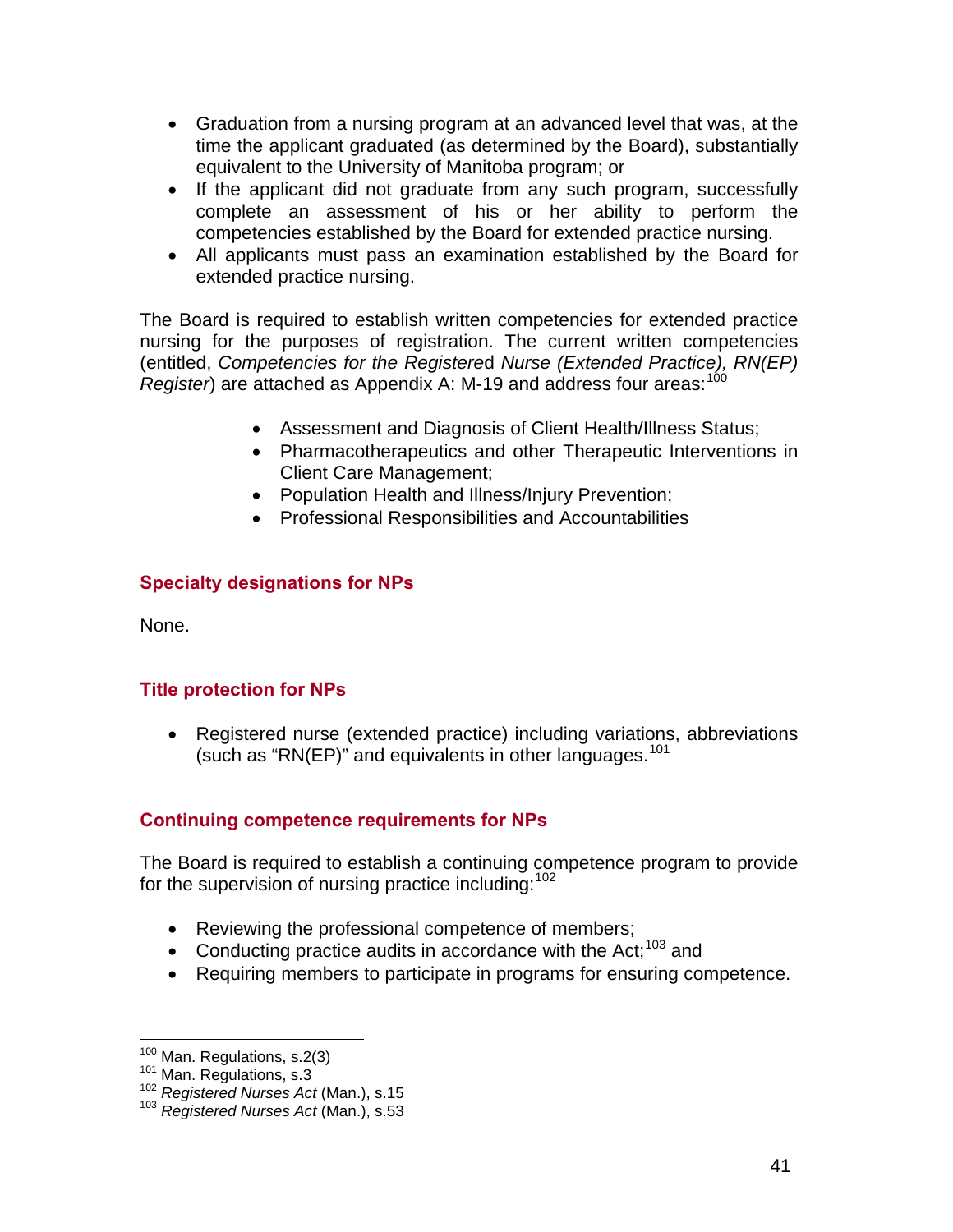- Graduation from a nursing program at an advanced level that was, at the time the applicant graduated (as determined by the Board), substantially equivalent to the University of Manitoba program; or
- If the applicant did not graduate from any such program, successfully complete an assessment of his or her ability to perform the competencies established by the Board for extended practice nursing.
- All applicants must pass an examination established by the Board for extended practice nursing.

The Board is required to establish written competencies for extended practice nursing for the purposes of registration. The current written competencies (entitled, *Competencies for the Registered Nurse (Extended Practice), RN(EP) Register*) are attached as Appendix A: M-19 and address four areas:[100]

- Assessment and Diagnosis of Client Health/Illness Status;
- Pharmacotherapeutics and other Therapeutic Interventions in Client Care Management;
- Population Health and Illness/Injury Prevention;
- Professional Responsibilities and Accountabilities

### Specialty designations for NPs

None.

### Title protection for NPs

- Registered nurse (extended practice) including variations, abbreviations (such as "RN(EP)" and equivalents in other languages.[101]

### Continuing competence requirements for NPs

The Board is required to establish a continuing competence program to provide for the supervision of nursing practice including:[102]

- Reviewing the professional competence of members;
- Conducting practice audits in accordance with the Act;[103] and
- Requiring members to participate in programs for ensuring competence.

---

[100] Man. Regulations, s.2(3)
[101] Man. Regulations, s.3
[102] *Registered Nurses Act* (Man.), s.15
[103] *Registered Nurses Act* (Man.), s.53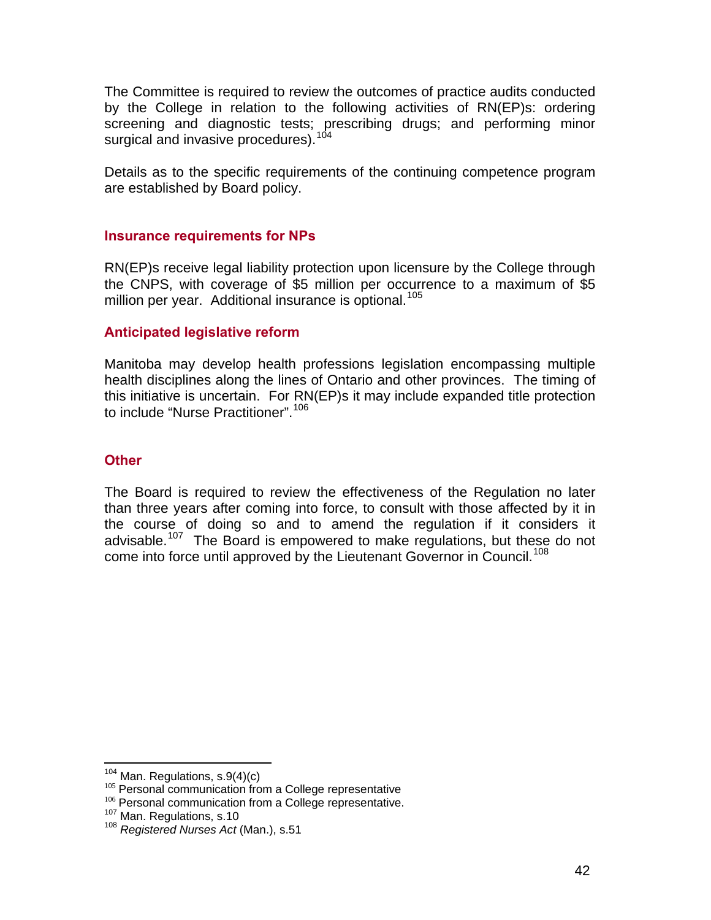The Committee is required to review the outcomes of practice audits conducted by the College in relation to the following activities of RN(EP)s: ordering screening and diagnostic tests; prescribing drugs; and performing minor surgical and invasive procedures).[104]

Details as to the specific requirements of the continuing competence program are established by Board policy.

### Insurance requirements for NPs

RN(EP)s receive legal liability protection upon licensure by the College through the CNPS, with coverage of $5 million per occurrence to a maximum of $5 million per year. Additional insurance is optional.[105]

### Anticipated legislative reform

Manitoba may develop health professions legislation encompassing multiple health disciplines along the lines of Ontario and other provinces. The timing of this initiative is uncertain. For RN(EP)s it may include expanded title protection to include "Nurse Practitioner".[106]

### Other

The Board is required to review the effectiveness of the Regulation no later than three years after coming into force, to consult with those affected by it in the course of doing so and to amend the regulation if it considers it advisable.[107] The Board is empowered to make regulations, but these do not come into force until approved by the Lieutenant Governor in Council.[108]

---

[104] Man. Regulations, s.9(4)(c)
[105] Personal communication from a College representative
[106] Personal communication from a College representative.
[107] Man. Regulations, s.10
[108] *Registered Nurses Act* (Man.), s.51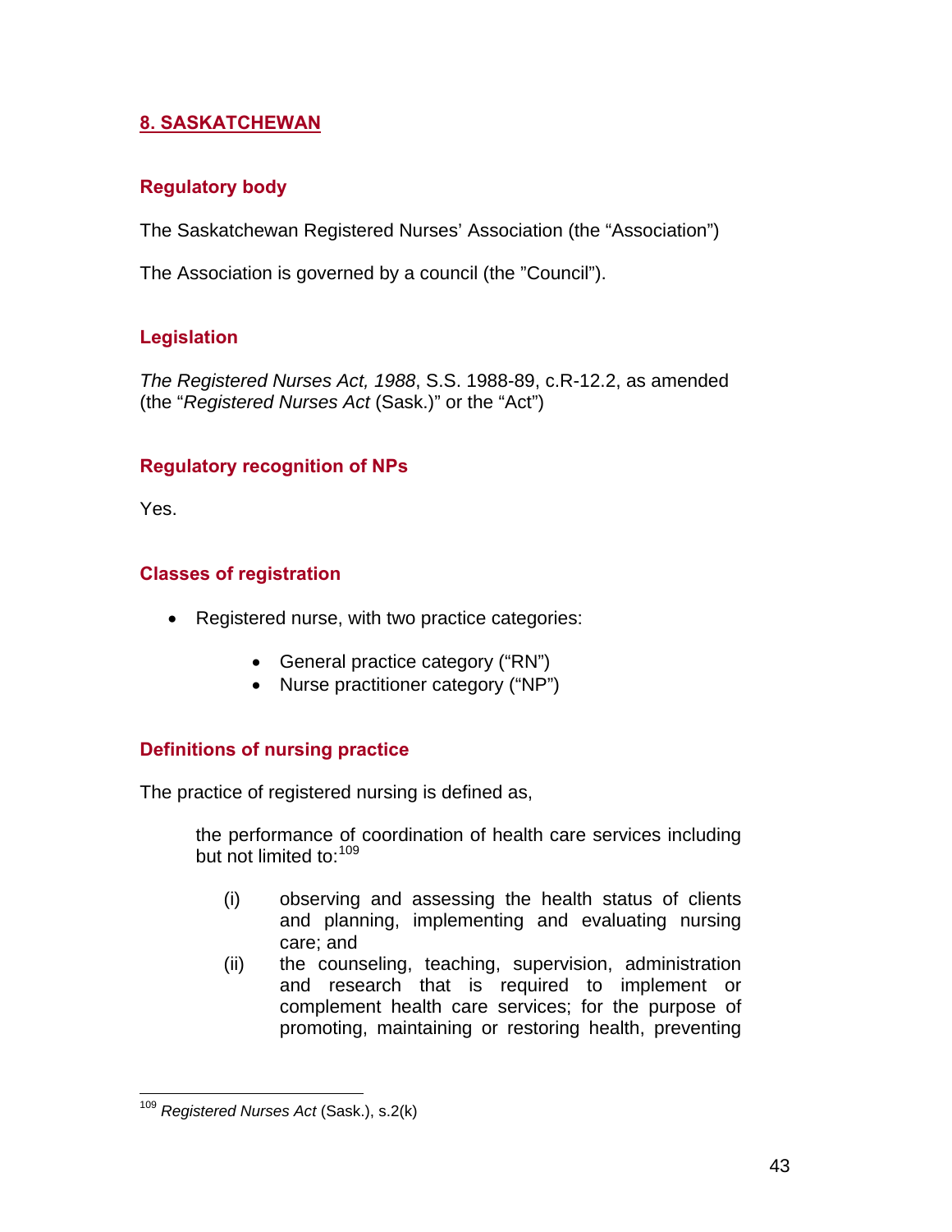## 8. SASKATCHEWAN

### Regulatory body

The Saskatchewan Registered Nurses' Association (the "Association")

The Association is governed by a council (the "Council").

### Legislation

*The Registered Nurses Act, 1988*, S.S. 1988-89, c.R-12.2, as amended (the "*Registered Nurses Act* (Sask.)" or the "Act")

### Regulatory recognition of NPs

Yes.

### Classes of registration

- Registered nurse, with two practice categories:
  - General practice category ("RN")
  - Nurse practitioner category ("NP")

### Definitions of nursing practice

The practice of registered nursing is defined as,

> the performance of coordination of health care services including but not limited to:[109]
>
> (i) observing and assessing the health status of clients and planning, implementing and evaluating nursing care; and
>
> (ii) the counseling, teaching, supervision, administration and research that is required to implement or complement health care services; for the purpose of promoting, maintaining or restoring health, preventing

---

[109] *Registered Nurses Act* (Sask.), s.2(k)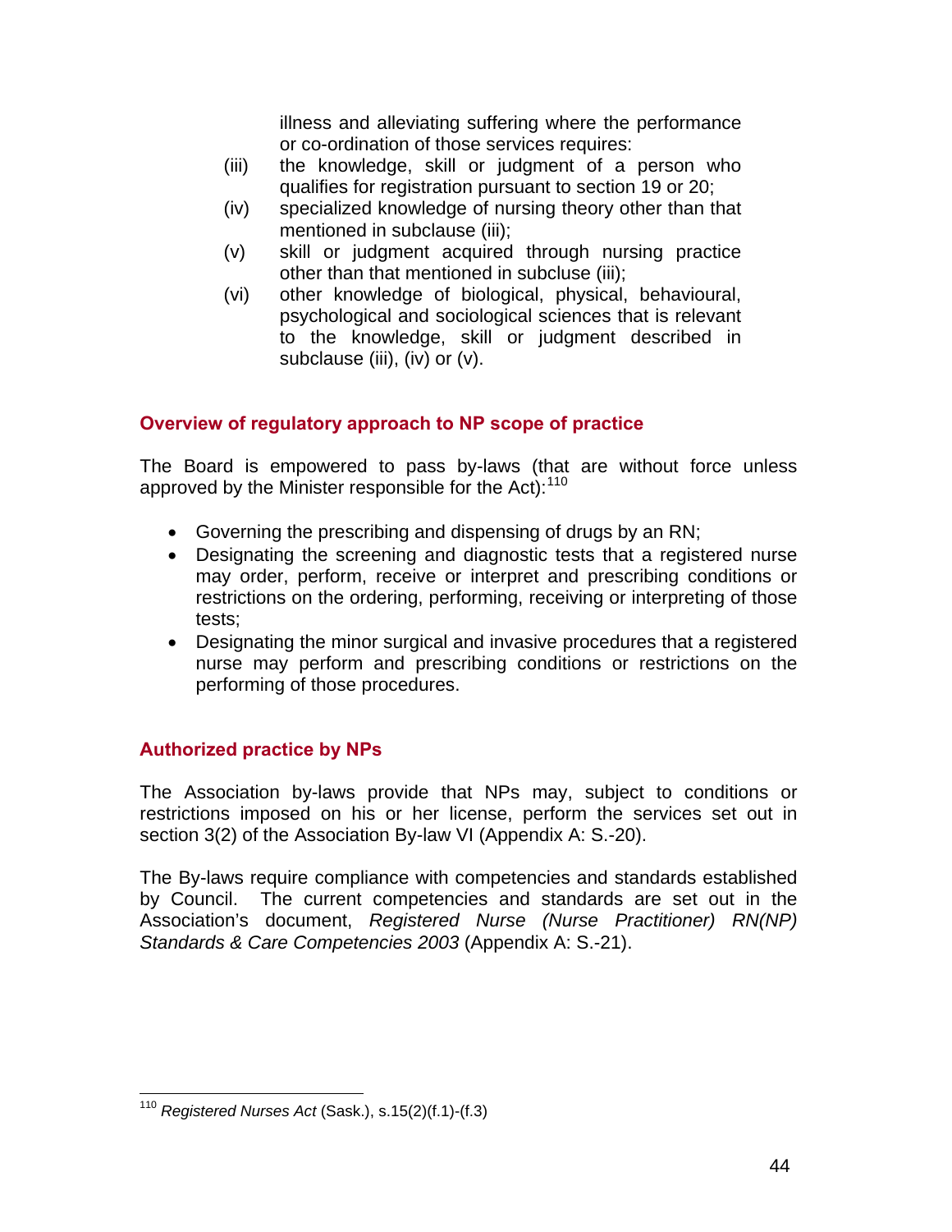illness and alleviating suffering where the performance or co-ordination of those services requires:

(iii) the knowledge, skill or judgment of a person who qualifies for registration pursuant to section 19 or 20;

(iv) specialized knowledge of nursing theory other than that mentioned in subclause (iii);

(v) skill or judgment acquired through nursing practice other than that mentioned in subcluse (iii);

(vi) other knowledge of biological, physical, behavioural, psychological and sociological sciences that is relevant to the knowledge, skill or judgment described in subclause (iii), (iv) or (v).

### Overview of regulatory approach to NP scope of practice

The Board is empowered to pass by-laws (that are without force unless approved by the Minister responsible for the Act):[110]

- Governing the prescribing and dispensing of drugs by an RN;
- Designating the screening and diagnostic tests that a registered nurse may order, perform, receive or interpret and prescribing conditions or restrictions on the ordering, performing, receiving or interpreting of those tests;
- Designating the minor surgical and invasive procedures that a registered nurse may perform and prescribing conditions or restrictions on the performing of those procedures.

### Authorized practice by NPs

The Association by-laws provide that NPs may, subject to conditions or restrictions imposed on his or her license, perform the services set out in section 3(2) of the Association By-law VI (Appendix A: S.-20).

The By-laws require compliance with competencies and standards established by Council. The current competencies and standards are set out in the Association's document, *Registered Nurse (Nurse Practitioner) RN(NP) Standards & Care Competencies 2003* (Appendix A: S.-21).

---

[110] *Registered Nurses Act* (Sask.), s.15(2)(f.1)-(f.3)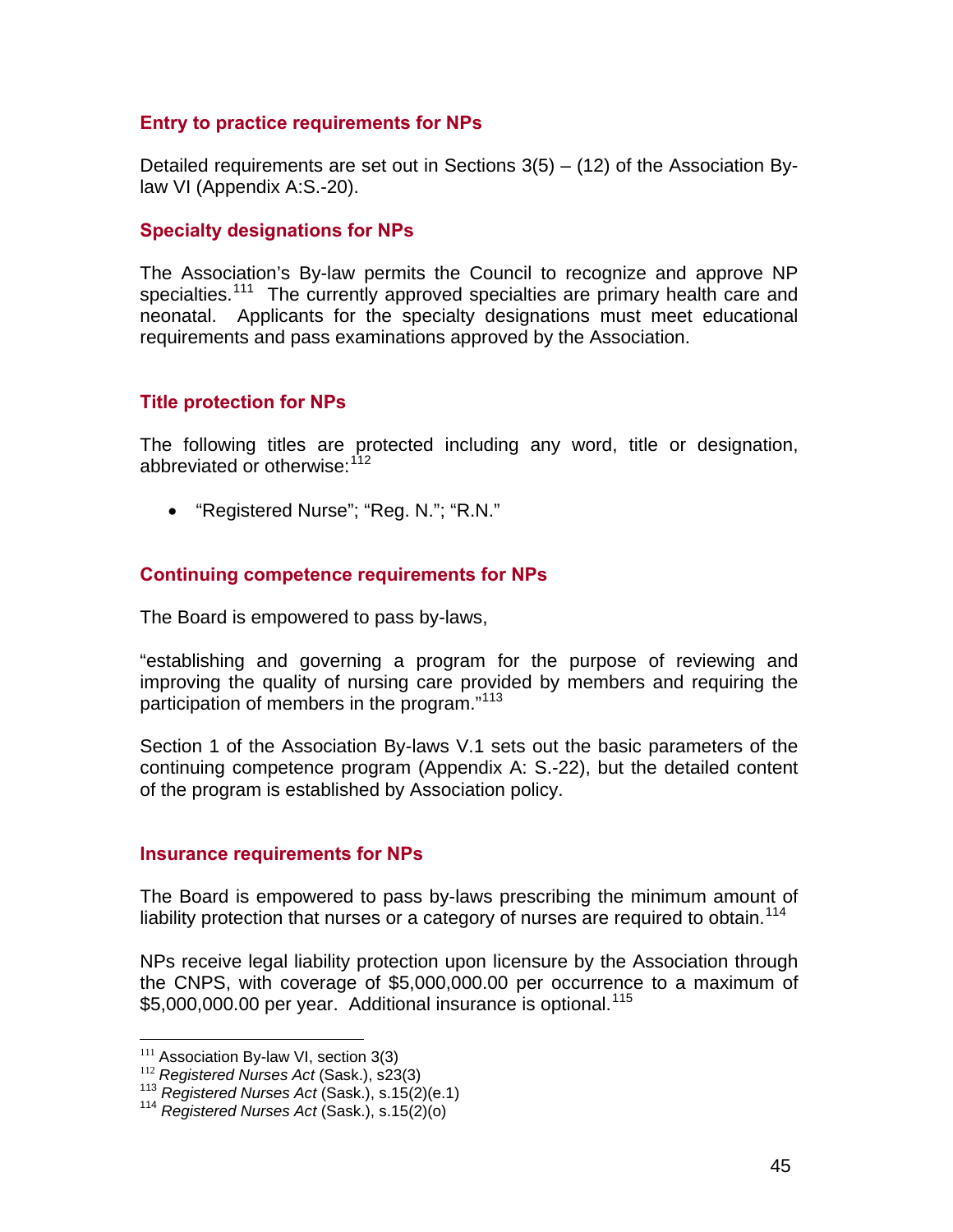### Entry to practice requirements for NPs

Detailed requirements are set out in Sections 3(5) – (12) of the Association By-law VI (Appendix A:S.-20).

### Specialty designations for NPs

The Association's By-law permits the Council to recognize and approve NP specialties.[111] The currently approved specialties are primary health care and neonatal. Applicants for the specialty designations must meet educational requirements and pass examinations approved by the Association.

### Title protection for NPs

The following titles are protected including any word, title or designation, abbreviated or otherwise:[112]

- "Registered Nurse"; "Reg. N."; "R.N."

### Continuing competence requirements for NPs

The Board is empowered to pass by-laws,

"establishing and governing a program for the purpose of reviewing and improving the quality of nursing care provided by members and requiring the participation of members in the program."[113]

Section 1 of the Association By-laws V.1 sets out the basic parameters of the continuing competence program (Appendix A: S.-22), but the detailed content of the program is established by Association policy.

### Insurance requirements for NPs

The Board is empowered to pass by-laws prescribing the minimum amount of liability protection that nurses or a category of nurses are required to obtain.[114]

NPs receive legal liability protection upon licensure by the Association through the CNPS, with coverage of $5,000,000.00 per occurrence to a maximum of $5,000,000.00 per year. Additional insurance is optional.[115]

---

[111] Association By-law VI, section 3(3)
[112] *Registered Nurses Act* (Sask.), s23(3)
[113] *Registered Nurses Act* (Sask.), s.15(2)(e.1)
[114] *Registered Nurses Act* (Sask.), s.15(2)(o)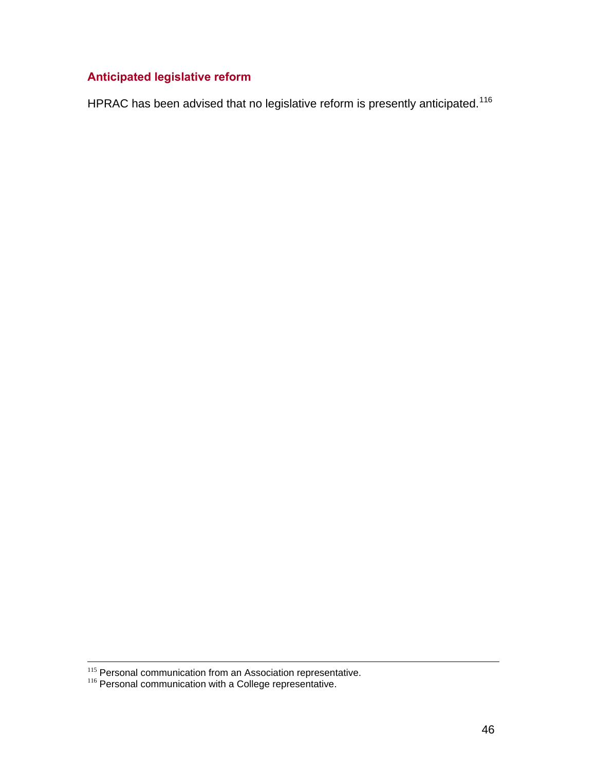### Anticipated legislative reform

HPRAC has been advised that no legislative reform is presently anticipated.[116]

---

[115] Personal communication from an Association representative.
[116] Personal communication with a College representative.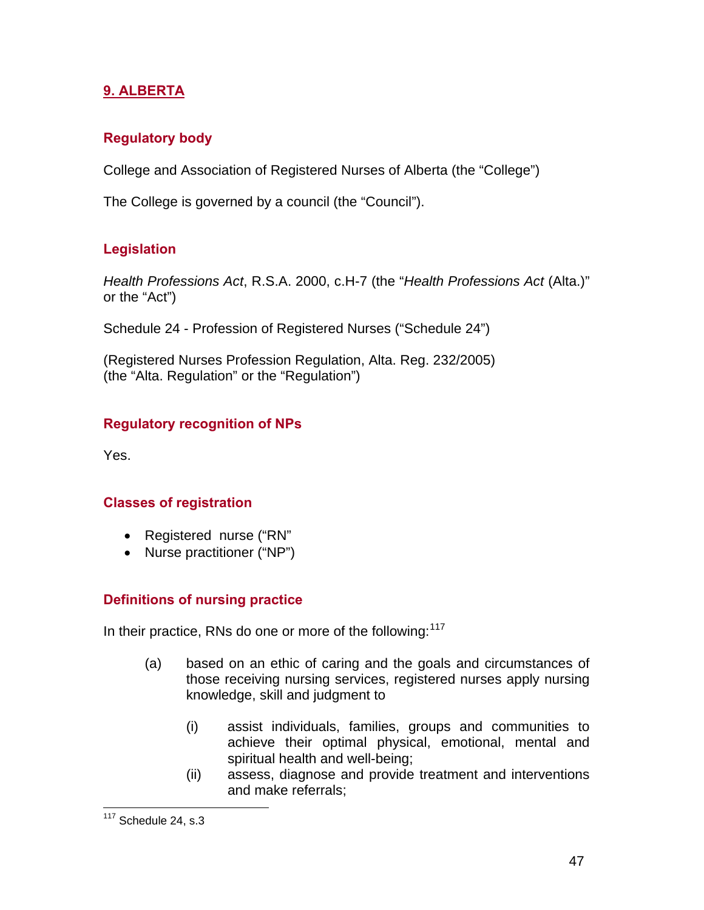## 9. ALBERTA

### Regulatory body

College and Association of Registered Nurses of Alberta (the "College")

The College is governed by a council (the "Council").

### Legislation

*Health Professions Act*, R.S.A. 2000, c.H-7 (the "*Health Professions Act* (Alta.)" or the "Act")

Schedule 24 - Profession of Registered Nurses ("Schedule 24")

(Registered Nurses Profession Regulation, Alta. Reg. 232/2005) (the "Alta. Regulation" or the "Regulation")

### Regulatory recognition of NPs

Yes.

### Classes of registration

- Registered nurse ("RN"
- Nurse practitioner ("NP")

### Definitions of nursing practice

In their practice, RNs do one or more of the following:[117]

(a) based on an ethic of caring and the goals and circumstances of those receiving nursing services, registered nurses apply nursing knowledge, skill and judgment to

(i) assist individuals, families, groups and communities to achieve their optimal physical, emotional, mental and spiritual health and well-being;

(ii) assess, diagnose and provide treatment and interventions and make referrals;

---

[117] Schedule 24, s.3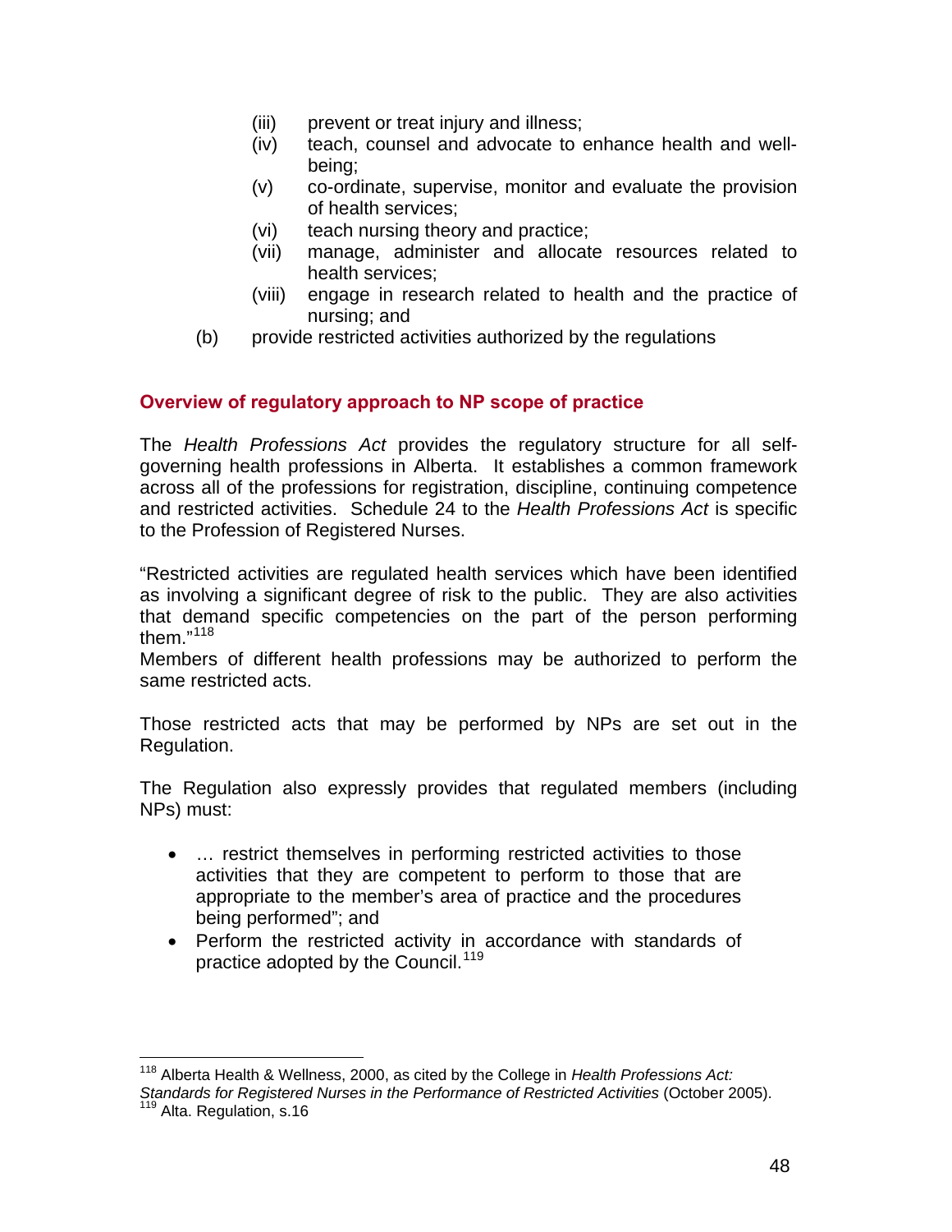(iii) prevent or treat injury and illness;
(iv) teach, counsel and advocate to enhance health and well-being;
(v) co-ordinate, supervise, monitor and evaluate the provision of health services;
(vi) teach nursing theory and practice;
(vii) manage, administer and allocate resources related to health services;
(viii) engage in research related to health and the practice of nursing; and

(b) provide restricted activities authorized by the regulations

### Overview of regulatory approach to NP scope of practice

The *Health Professions Act* provides the regulatory structure for all self-governing health professions in Alberta. It establishes a common framework across all of the professions for registration, discipline, continuing competence and restricted activities. Schedule 24 to the *Health Professions Act* is specific to the Profession of Registered Nurses.

"Restricted activities are regulated health services which have been identified as involving a significant degree of risk to the public. They are also activities that demand specific competencies on the part of the person performing them."[118]
Members of different health professions may be authorized to perform the same restricted acts.

Those restricted acts that may be performed by NPs are set out in the Regulation.

The Regulation also expressly provides that regulated members (including NPs) must:

- … restrict themselves in performing restricted activities to those activities that they are competent to perform to those that are appropriate to the member's area of practice and the procedures being performed"; and
- Perform the restricted activity in accordance with standards of practice adopted by the Council.[119]

---

[118] Alberta Health & Wellness, 2000, as cited by the College in *Health Professions Act: Standards for Registered Nurses in the Performance of Restricted Activities* (October 2005).
[119] Alta. Regulation, s.16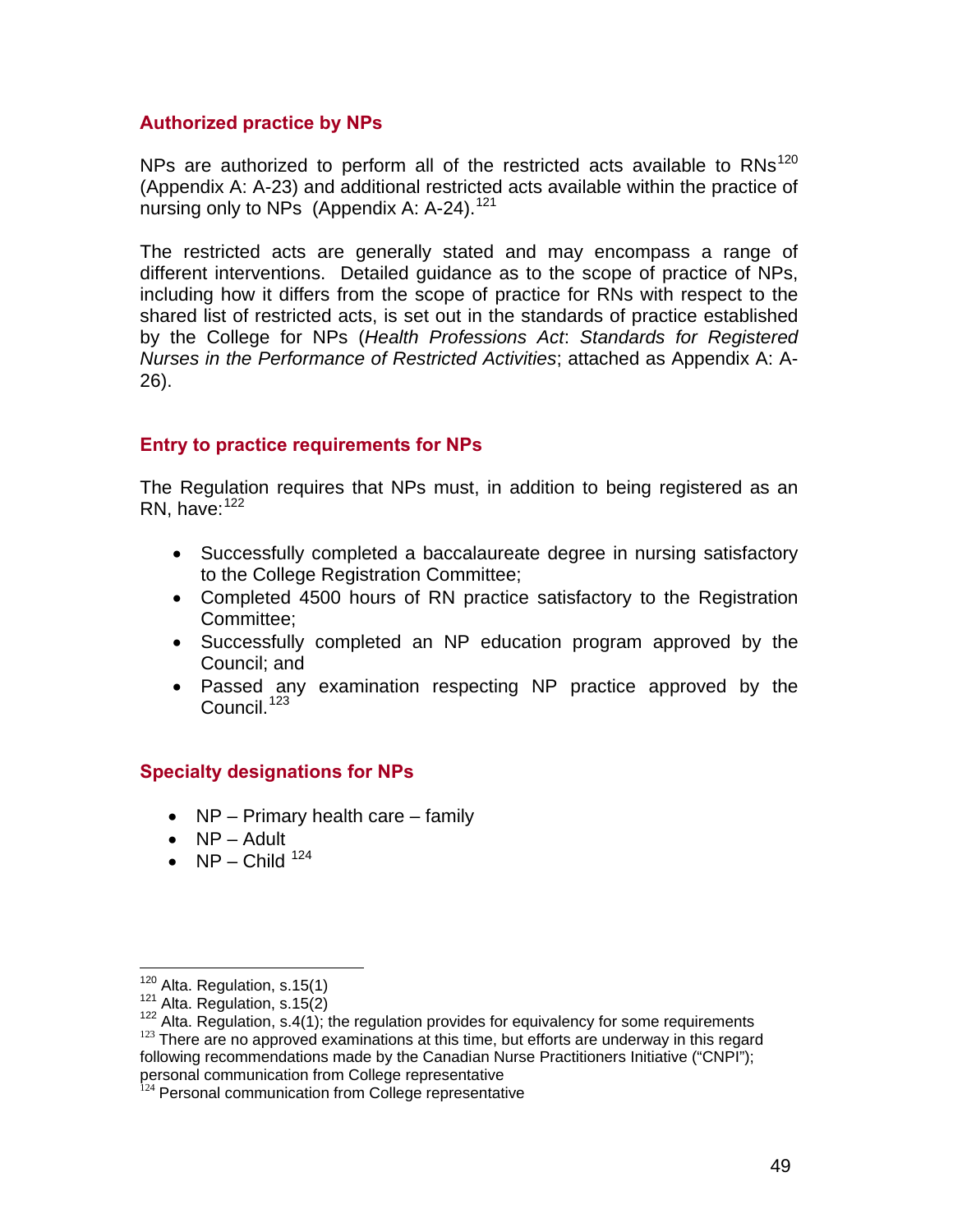### Authorized practice by NPs

NPs are authorized to perform all of the restricted acts available to RNs[120] (Appendix A: A-23) and additional restricted acts available within the practice of nursing only to NPs (Appendix A: A-24).[121]

The restricted acts are generally stated and may encompass a range of different interventions. Detailed guidance as to the scope of practice of NPs, including how it differs from the scope of practice for RNs with respect to the shared list of restricted acts, is set out in the standards of practice established by the College for NPs (*Health Professions Act*: *Standards for Registered Nurses in the Performance of Restricted Activities*; attached as Appendix A: A-26).

### Entry to practice requirements for NPs

The Regulation requires that NPs must, in addition to being registered as an RN, have:[122]

- Successfully completed a baccalaureate degree in nursing satisfactory to the College Registration Committee;
- Completed 4500 hours of RN practice satisfactory to the Registration Committee;
- Successfully completed an NP education program approved by the Council; and
- Passed any examination respecting NP practice approved by the Council.[123]

### Specialty designations for NPs

- NP – Primary health care – family
- NP – Adult
- NP – Child [124]

---

[120] Alta. Regulation, s.15(1)

[121] Alta. Regulation, s.15(2)

[122] Alta. Regulation, s.4(1); the regulation provides for equivalency for some requirements

[123] There are no approved examinations at this time, but efforts are underway in this regard following recommendations made by the Canadian Nurse Practitioners Initiative ("CNPI"); personal communication from College representative

[124] Personal communication from College representative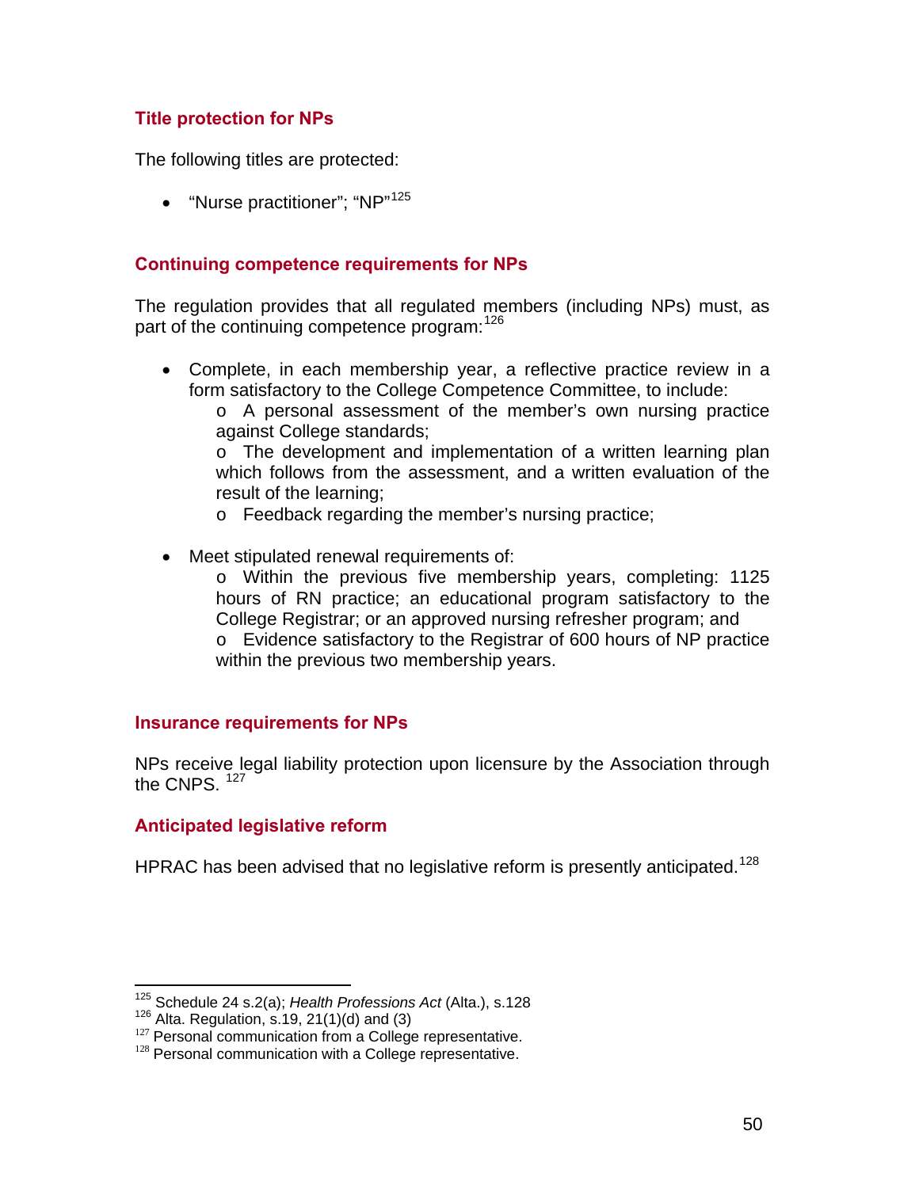### Title protection for NPs

The following titles are protected:

- "Nurse practitioner"; "NP"[125]

### Continuing competence requirements for NPs

The regulation provides that all regulated members (including NPs) must, as part of the continuing competence program:[126]

- Complete, in each membership year, a reflective practice review in a form satisfactory to the College Competence Committee, to include:
  - A personal assessment of the member's own nursing practice against College standards;
  - The development and implementation of a written learning plan which follows from the assessment, and a written evaluation of the result of the learning;
  - Feedback regarding the member's nursing practice;
- Meet stipulated renewal requirements of:
  - Within the previous five membership years, completing: 1125 hours of RN practice; an educational program satisfactory to the College Registrar; or an approved nursing refresher program; and
  - Evidence satisfactory to the Registrar of 600 hours of NP practice within the previous two membership years.

### Insurance requirements for NPs

NPs receive legal liability protection upon licensure by the Association through the CNPS. [127]

### Anticipated legislative reform

HPRAC has been advised that no legislative reform is presently anticipated.[128]

---

[125] Schedule 24 s.2(a); *Health Professions Act* (Alta.), s.128
[126] Alta. Regulation, s.19, 21(1)(d) and (3)
[127] Personal communication from a College representative.
[128] Personal communication with a College representative.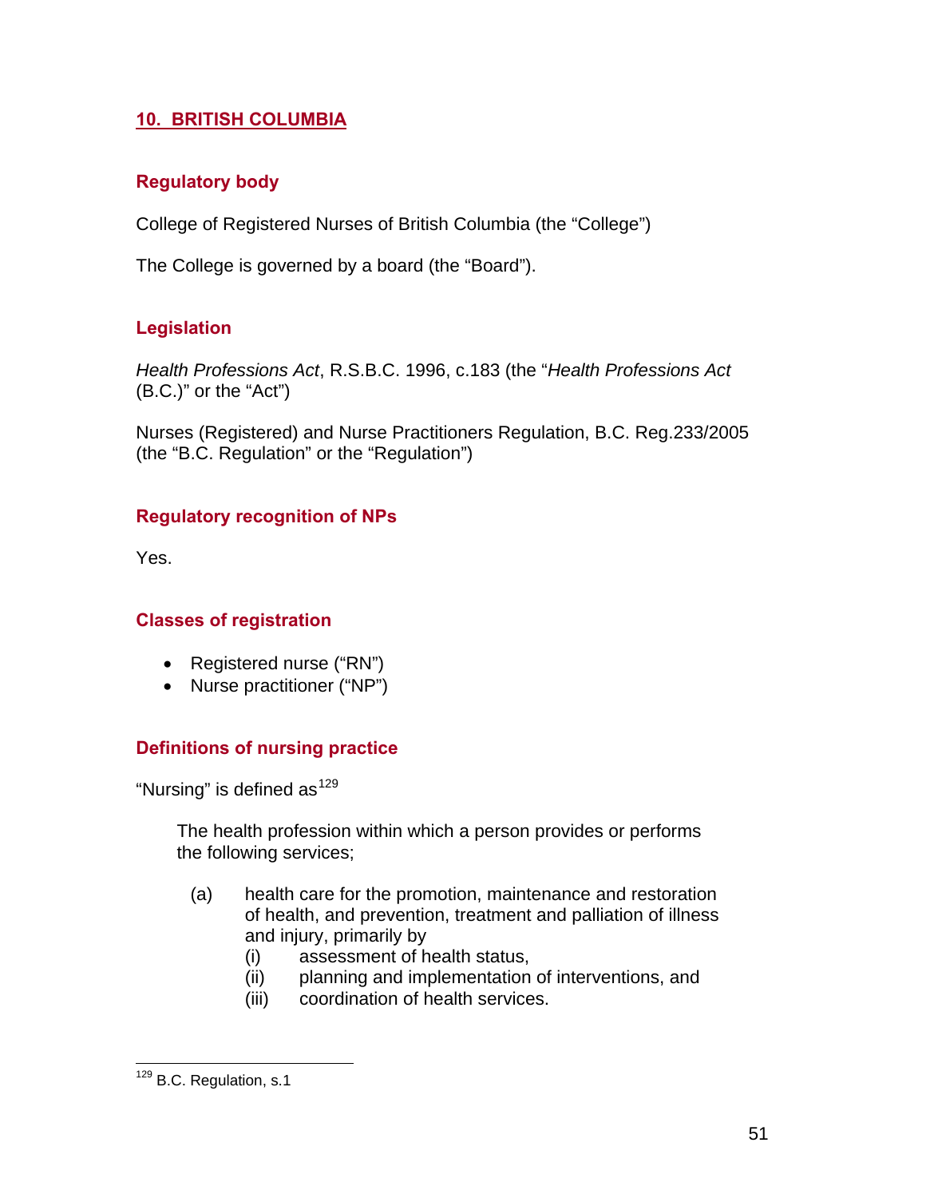## 10. BRITISH COLUMBIA

### Regulatory body

College of Registered Nurses of British Columbia (the "College")

The College is governed by a board (the "Board").

### Legislation

*Health Professions Act*, R.S.B.C. 1996, c.183 (the "*Health Professions Act* (B.C.)" or the "Act")

Nurses (Registered) and Nurse Practitioners Regulation, B.C. Reg.233/2005 (the "B.C. Regulation" or the "Regulation")

### Regulatory recognition of NPs

Yes.

### Classes of registration

- Registered nurse ("RN")
- Nurse practitioner ("NP")

### Definitions of nursing practice

"Nursing" is defined as[129]

> The health profession within which a person provides or performs the following services;
>
> (a) health care for the promotion, maintenance and restoration of health, and prevention, treatment and palliation of illness and injury, primarily by
>
> (i) assessment of health status,
>
> (ii) planning and implementation of interventions, and
>
> (iii) coordination of health services.

---

[129] B.C. Regulation, s.1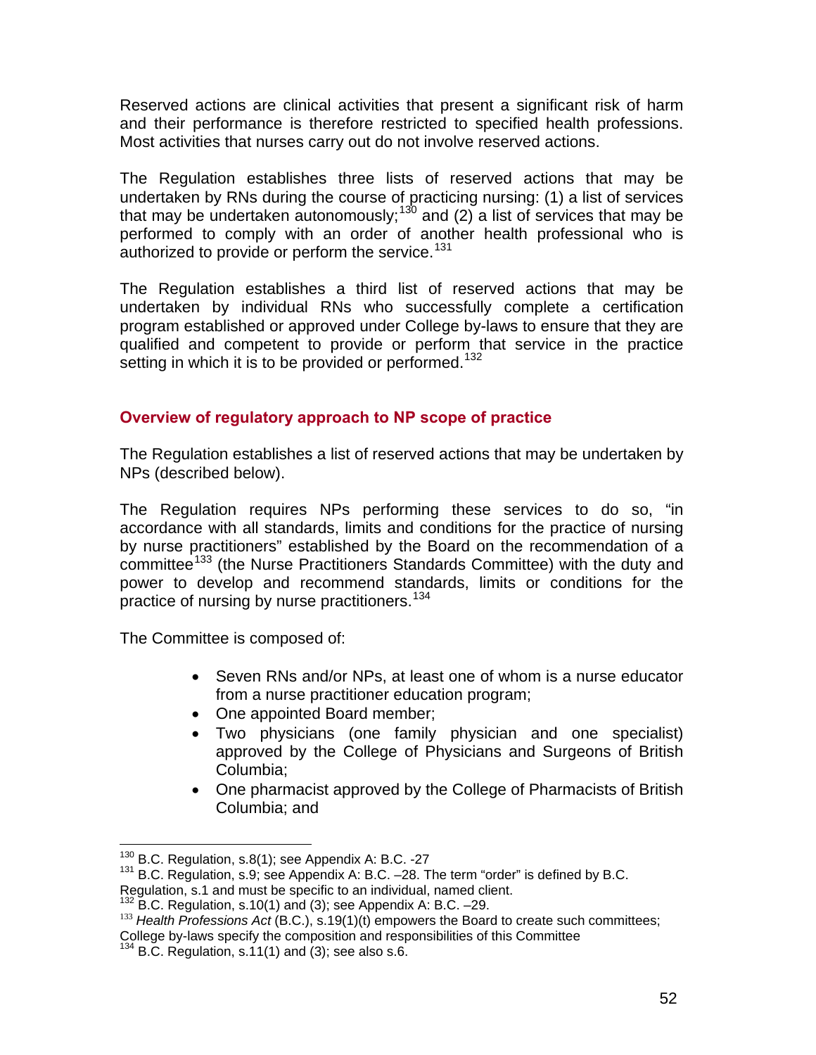Reserved actions are clinical activities that present a significant risk of harm and their performance is therefore restricted to specified health professions. Most activities that nurses carry out do not involve reserved actions.

The Regulation establishes three lists of reserved actions that may be undertaken by RNs during the course of practicing nursing: (1) a list of services that may be undertaken autonomously;[130] and (2) a list of services that may be performed to comply with an order of another health professional who is authorized to provide or perform the service.[131]

The Regulation establishes a third list of reserved actions that may be undertaken by individual RNs who successfully complete a certification program established or approved under College by-laws to ensure that they are qualified and competent to provide or perform that service in the practice setting in which it is to be provided or performed.[132]

### Overview of regulatory approach to NP scope of practice

The Regulation establishes a list of reserved actions that may be undertaken by NPs (described below).

The Regulation requires NPs performing these services to do so, "in accordance with all standards, limits and conditions for the practice of nursing by nurse practitioners" established by the Board on the recommendation of a committee[133] (the Nurse Practitioners Standards Committee) with the duty and power to develop and recommend standards, limits or conditions for the practice of nursing by nurse practitioners.[134]

The Committee is composed of:

- Seven RNs and/or NPs, at least one of whom is a nurse educator from a nurse practitioner education program;
- One appointed Board member;
- Two physicians (one family physician and one specialist) approved by the College of Physicians and Surgeons of British Columbia;
- One pharmacist approved by the College of Pharmacists of British Columbia; and

---

[130] B.C. Regulation, s.8(1); see Appendix A: B.C. -27

[131] B.C. Regulation, s.9; see Appendix A: B.C. –28. The term "order" is defined by B.C. Regulation, s.1 and must be specific to an individual, named client.

[132] B.C. Regulation, s.10(1) and (3); see Appendix A: B.C. –29.

[133] *Health Professions Act* (B.C.), s.19(1)(t) empowers the Board to create such committees; College by-laws specify the composition and responsibilities of this Committee

[134] B.C. Regulation, s.11(1) and (3); see also s.6.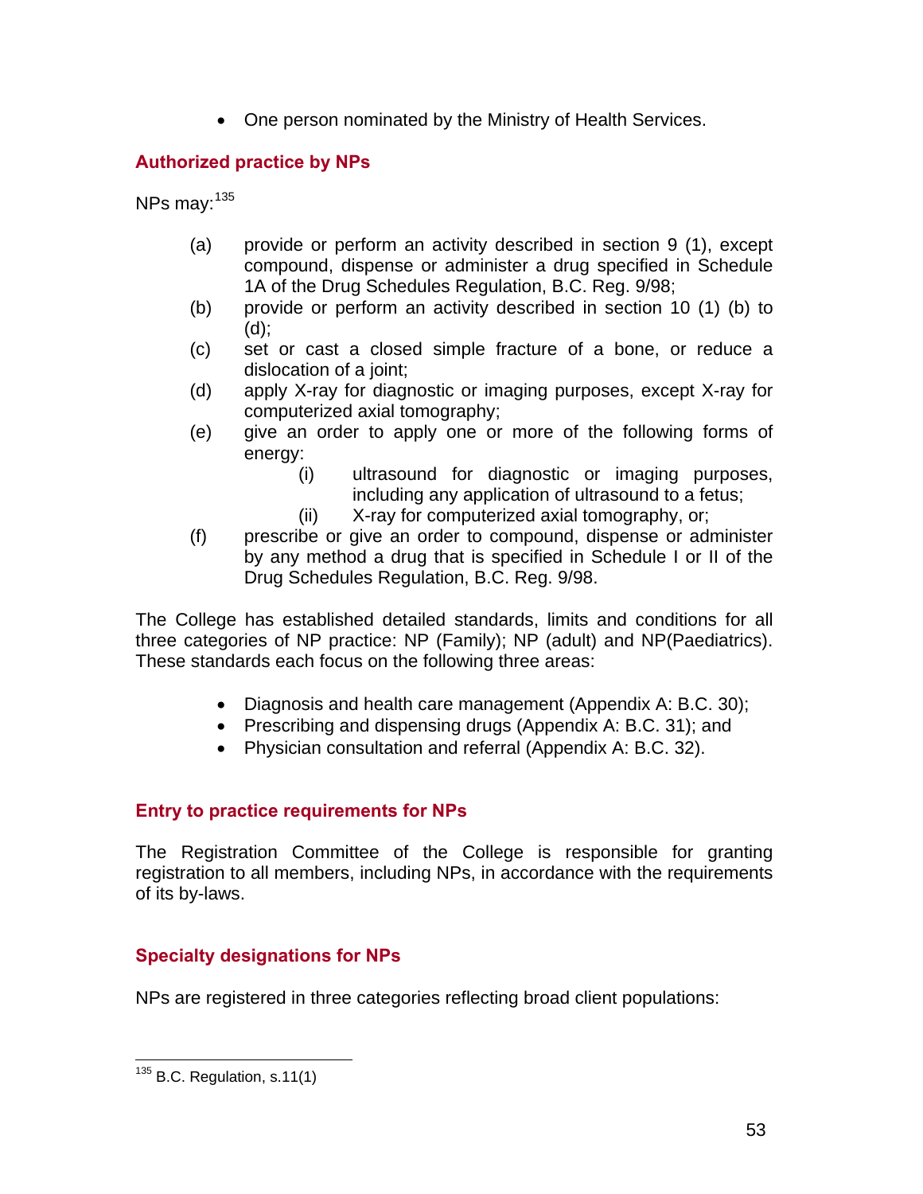- One person nominated by the Ministry of Health Services.

### Authorized practice by NPs

NPs may:[135]

(a) provide or perform an activity described in section 9 (1), except compound, dispense or administer a drug specified in Schedule 1A of the Drug Schedules Regulation, B.C. Reg. 9/98;

(b) provide or perform an activity described in section 10 (1) (b) to (d);

(c) set or cast a closed simple fracture of a bone, or reduce a dislocation of a joint;

(d) apply X-ray for diagnostic or imaging purposes, except X-ray for computerized axial tomography;

(e) give an order to apply one or more of the following forms of energy:

  (i) ultrasound for diagnostic or imaging purposes, including any application of ultrasound to a fetus;

  (ii) X-ray for computerized axial tomography, or;

(f) prescribe or give an order to compound, dispense or administer by any method a drug that is specified in Schedule I or II of the Drug Schedules Regulation, B.C. Reg. 9/98.

The College has established detailed standards, limits and conditions for all three categories of NP practice: NP (Family); NP (adult) and NP(Paediatrics). These standards each focus on the following three areas:

- Diagnosis and health care management (Appendix A: B.C. 30);
- Prescribing and dispensing drugs (Appendix A: B.C. 31); and
- Physician consultation and referral (Appendix A: B.C. 32).

### Entry to practice requirements for NPs

The Registration Committee of the College is responsible for granting registration to all members, including NPs, in accordance with the requirements of its by-laws.

### Specialty designations for NPs

NPs are registered in three categories reflecting broad client populations:

---

[135] B.C. Regulation, s.11(1)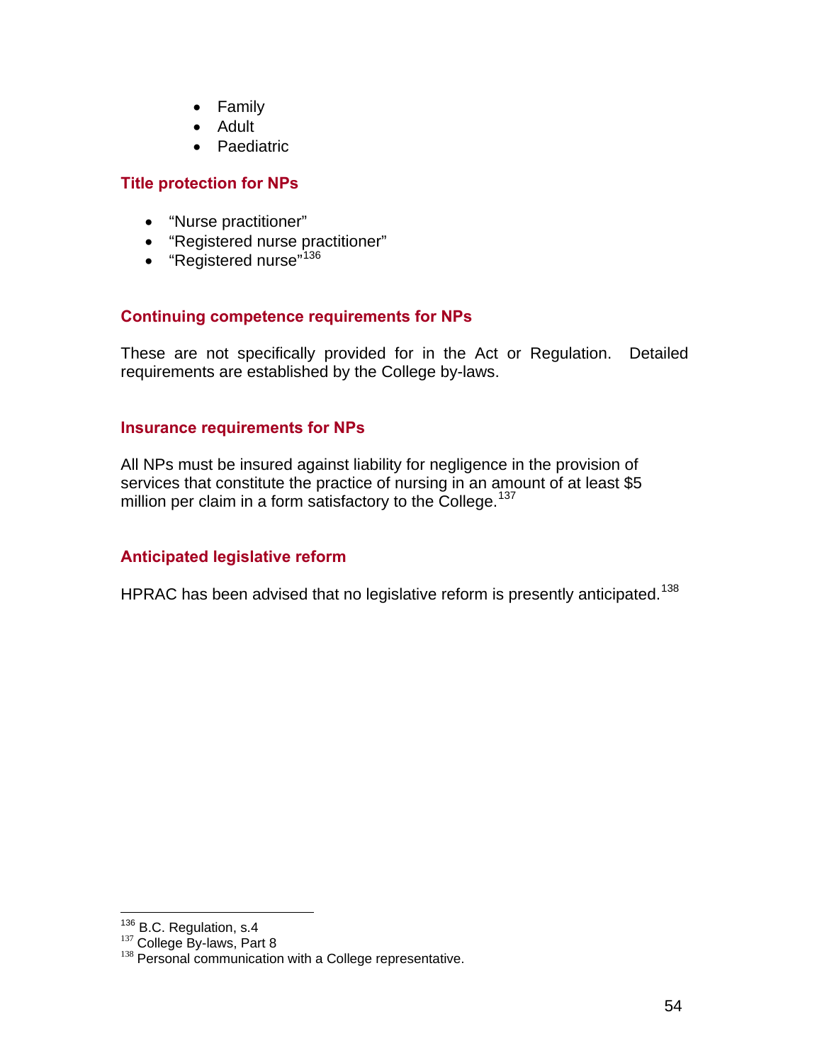- Family
- Adult
- Paediatric

### Title protection for NPs

- "Nurse practitioner"
- "Registered nurse practitioner"
- "Registered nurse"[136]

### Continuing competence requirements for NPs

These are not specifically provided for in the Act or Regulation. Detailed requirements are established by the College by-laws.

### Insurance requirements for NPs

All NPs must be insured against liability for negligence in the provision of services that constitute the practice of nursing in an amount of at least $5 million per claim in a form satisfactory to the College.[137]

### Anticipated legislative reform

HPRAC has been advised that no legislative reform is presently anticipated.[138]

---

[136] B.C. Regulation, s.4
[137] College By-laws, Part 8
[138] Personal communication with a College representative.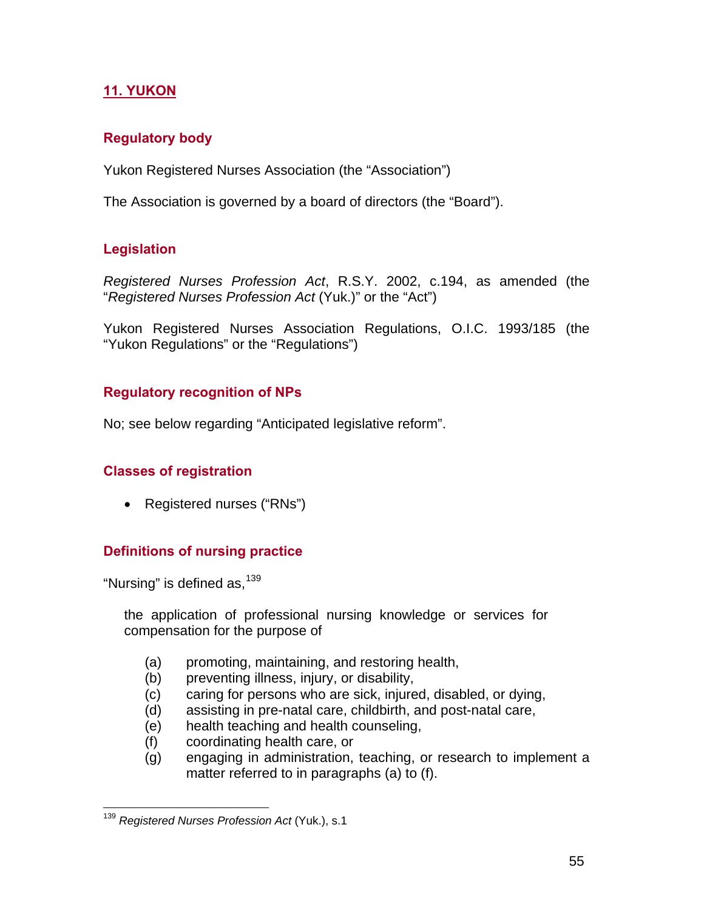## 11. YUKON

### Regulatory body

Yukon Registered Nurses Association (the "Association")

The Association is governed by a board of directors (the "Board").

### Legislation

*Registered Nurses Profession Act*, R.S.Y. 2002, c.194, as amended (the "*Registered Nurses Profession Act* (Yuk.)" or the "Act")

Yukon Registered Nurses Association Regulations, O.I.C. 1993/185 (the "Yukon Regulations" or the "Regulations")

### Regulatory recognition of NPs

No; see below regarding "Anticipated legislative reform".

### Classes of registration

- Registered nurses ("RNs")

### Definitions of nursing practice

"Nursing" is defined as,[139]

> the application of professional nursing knowledge or services for compensation for the purpose of
>
> (a) promoting, maintaining, and restoring health,
> (b) preventing illness, injury, or disability,
> (c) caring for persons who are sick, injured, disabled, or dying,
> (d) assisting in pre-natal care, childbirth, and post-natal care,
> (e) health teaching and health counseling,
> (f) coordinating health care, or
> (g) engaging in administration, teaching, or research to implement a matter referred to in paragraphs (a) to (f).

[139] *Registered Nurses Profession Act* (Yuk.), s.1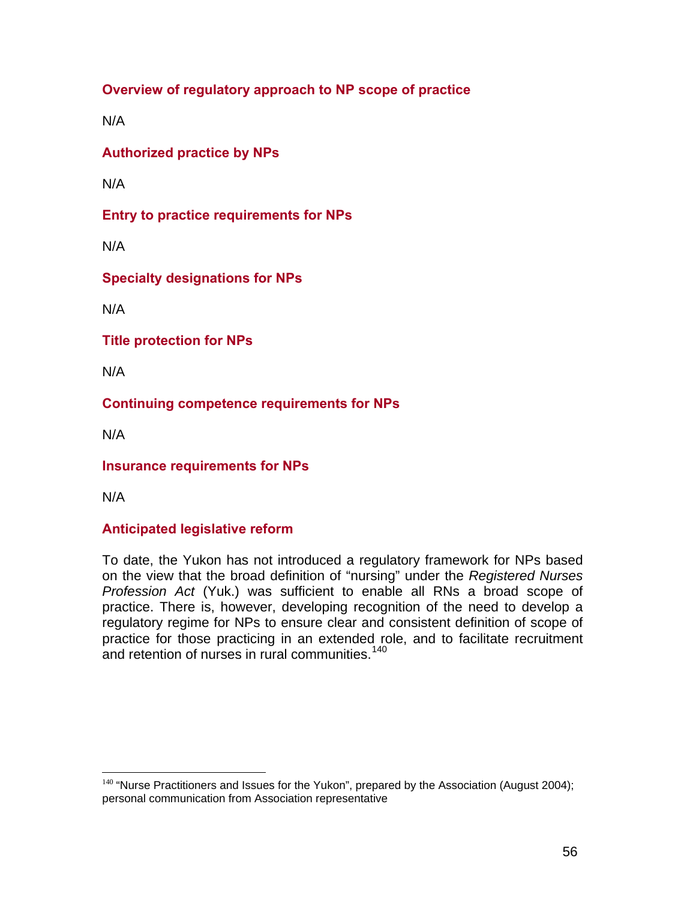### Overview of regulatory approach to NP scope of practice

N/A

### Authorized practice by NPs

N/A

### Entry to practice requirements for NPs

N/A

### Specialty designations for NPs

N/A

### Title protection for NPs

N/A

### Continuing competence requirements for NPs

N/A

### Insurance requirements for NPs

N/A

### Anticipated legislative reform

To date, the Yukon has not introduced a regulatory framework for NPs based on the view that the broad definition of "nursing" under the *Registered Nurses Profession Act* (Yuk.) was sufficient to enable all RNs a broad scope of practice. There is, however, developing recognition of the need to develop a regulatory regime for NPs to ensure clear and consistent definition of scope of practice for those practicing in an extended role, and to facilitate recruitment and retention of nurses in rural communities.[140]

---

[140] "Nurse Practitioners and Issues for the Yukon", prepared by the Association (August 2004); personal communication from Association representative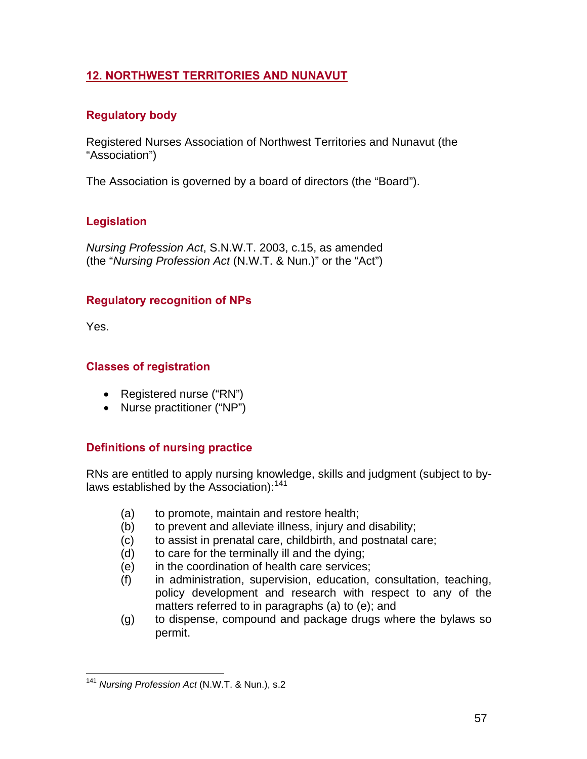## 12. NORTHWEST TERRITORIES AND NUNAVUT

### Regulatory body

Registered Nurses Association of Northwest Territories and Nunavut (the "Association")

The Association is governed by a board of directors (the "Board").

### Legislation

*Nursing Profession Act*, S.N.W.T. 2003, c.15, as amended (the "*Nursing Profession Act* (N.W.T. & Nun.)" or the "Act")

### Regulatory recognition of NPs

Yes.

### Classes of registration

- Registered nurse ("RN")
- Nurse practitioner ("NP")

### Definitions of nursing practice

RNs are entitled to apply nursing knowledge, skills and judgment (subject to by-laws established by the Association):[141]

(a) to promote, maintain and restore health;
(b) to prevent and alleviate illness, injury and disability;
(c) to assist in prenatal care, childbirth, and postnatal care;
(d) to care for the terminally ill and the dying;
(e) in the coordination of health care services;
(f) in administration, supervision, education, consultation, teaching, policy development and research with respect to any of the matters referred to in paragraphs (a) to (e); and
(g) to dispense, compound and package drugs where the bylaws so permit.

---

[141] *Nursing Profession Act* (N.W.T. & Nun.), s.2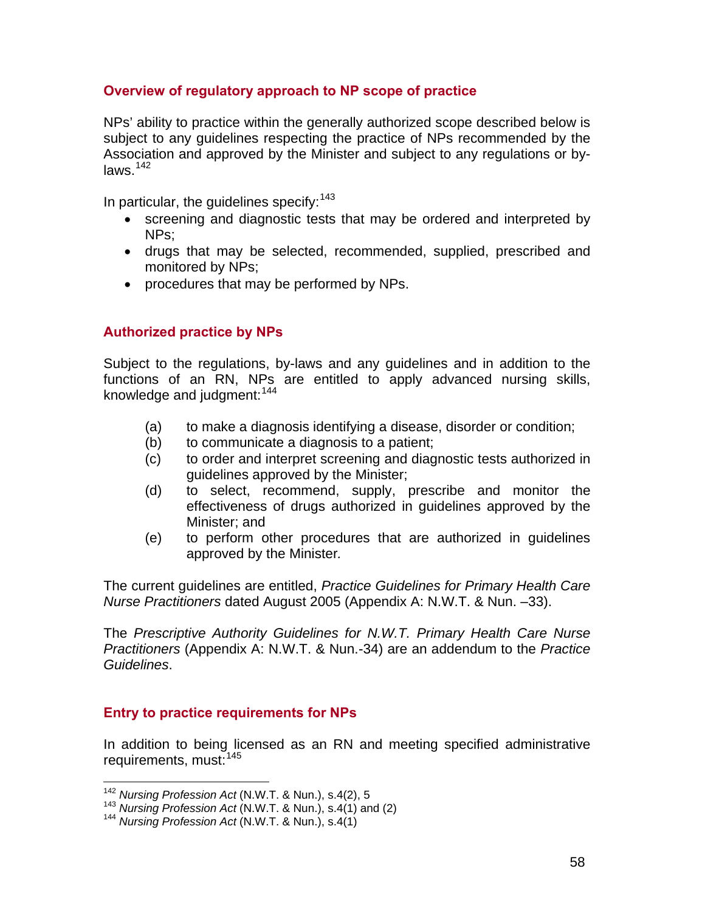### Overview of regulatory approach to NP scope of practice

NPs' ability to practice within the generally authorized scope described below is subject to any guidelines respecting the practice of NPs recommended by the Association and approved by the Minister and subject to any regulations or by-laws.[142]

In particular, the guidelines specify:[143]

- screening and diagnostic tests that may be ordered and interpreted by NPs;
- drugs that may be selected, recommended, supplied, prescribed and monitored by NPs;
- procedures that may be performed by NPs.

### Authorized practice by NPs

Subject to the regulations, by-laws and any guidelines and in addition to the functions of an RN, NPs are entitled to apply advanced nursing skills, knowledge and judgment:[144]

(a) to make a diagnosis identifying a disease, disorder or condition;
(b) to communicate a diagnosis to a patient;
(c) to order and interpret screening and diagnostic tests authorized in guidelines approved by the Minister;
(d) to select, recommend, supply, prescribe and monitor the effectiveness of drugs authorized in guidelines approved by the Minister; and
(e) to perform other procedures that are authorized in guidelines approved by the Minister.

The current guidelines are entitled, *Practice Guidelines for Primary Health Care Nurse Practitioners* dated August 2005 (Appendix A: N.W.T. & Nun. –33).

The *Prescriptive Authority Guidelines for N.W.T. Primary Health Care Nurse Practitioners* (Appendix A: N.W.T. & Nun.-34) are an addendum to the *Practice Guidelines*.

### Entry to practice requirements for NPs

In addition to being licensed as an RN and meeting specified administrative requirements, must:[145]

---

[142] *Nursing Profession Act* (N.W.T. & Nun.), s.4(2), 5
[143] *Nursing Profession Act* (N.W.T. & Nun.), s.4(1) and (2)
[144] *Nursing Profession Act* (N.W.T. & Nun.), s.4(1)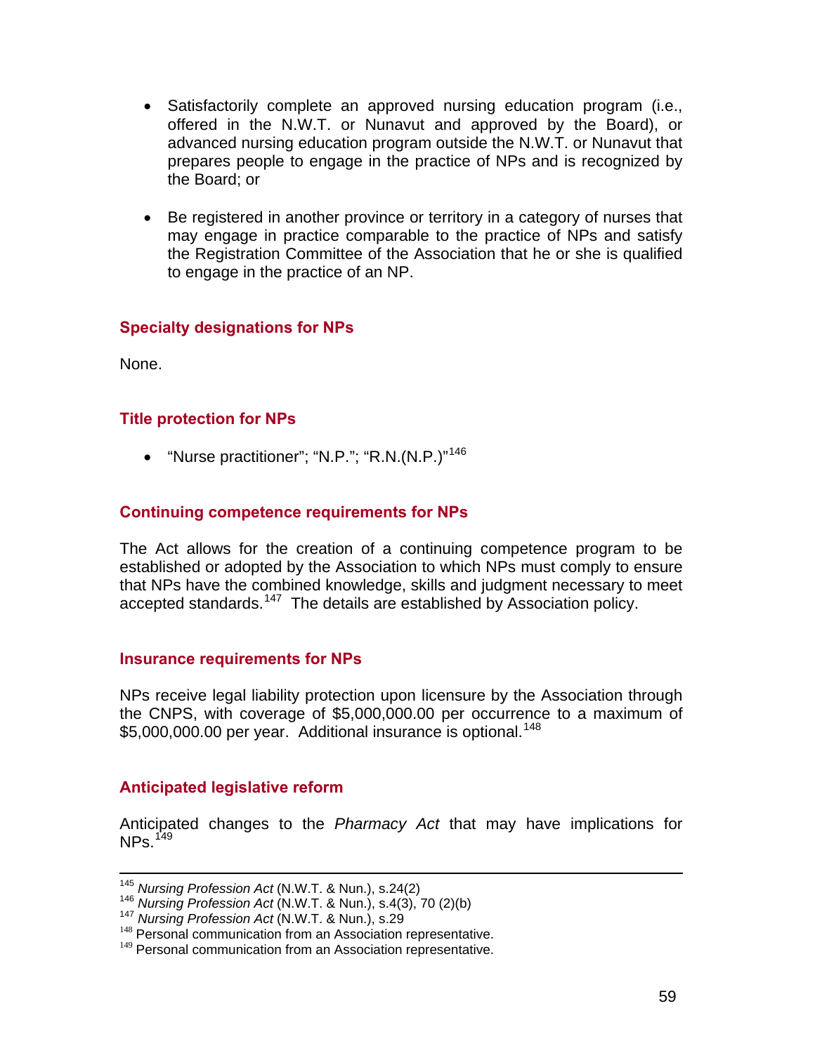- Satisfactorily complete an approved nursing education program (i.e., offered in the N.W.T. or Nunavut and approved by the Board), or advanced nursing education program outside the N.W.T. or Nunavut that prepares people to engage in the practice of NPs and is recognized by the Board; or

- Be registered in another province or territory in a category of nurses that may engage in practice comparable to the practice of NPs and satisfy the Registration Committee of the Association that he or she is qualified to engage in the practice of an NP.

### Specialty designations for NPs

None.

### Title protection for NPs

- "Nurse practitioner"; "N.P."; "R.N.(N.P.)"[146]

### Continuing competence requirements for NPs

The Act allows for the creation of a continuing competence program to be established or adopted by the Association to which NPs must comply to ensure that NPs have the combined knowledge, skills and judgment necessary to meet accepted standards.[147] The details are established by Association policy.

### Insurance requirements for NPs

NPs receive legal liability protection upon licensure by the Association through the CNPS, with coverage of $5,000,000.00 per occurrence to a maximum of $5,000,000.00 per year. Additional insurance is optional.[148]

### Anticipated legislative reform

Anticipated changes to the *Pharmacy Act* that may have implications for NPs.[149]

---

[145] *Nursing Profession Act* (N.W.T. & Nun.), s.24(2)
[146] *Nursing Profession Act* (N.W.T. & Nun.), s.4(3), 70 (2)(b)
[147] *Nursing Profession Act* (N.W.T. & Nun.), s.29
[148] Personal communication from an Association representative.
[149] Personal communication from an Association representative.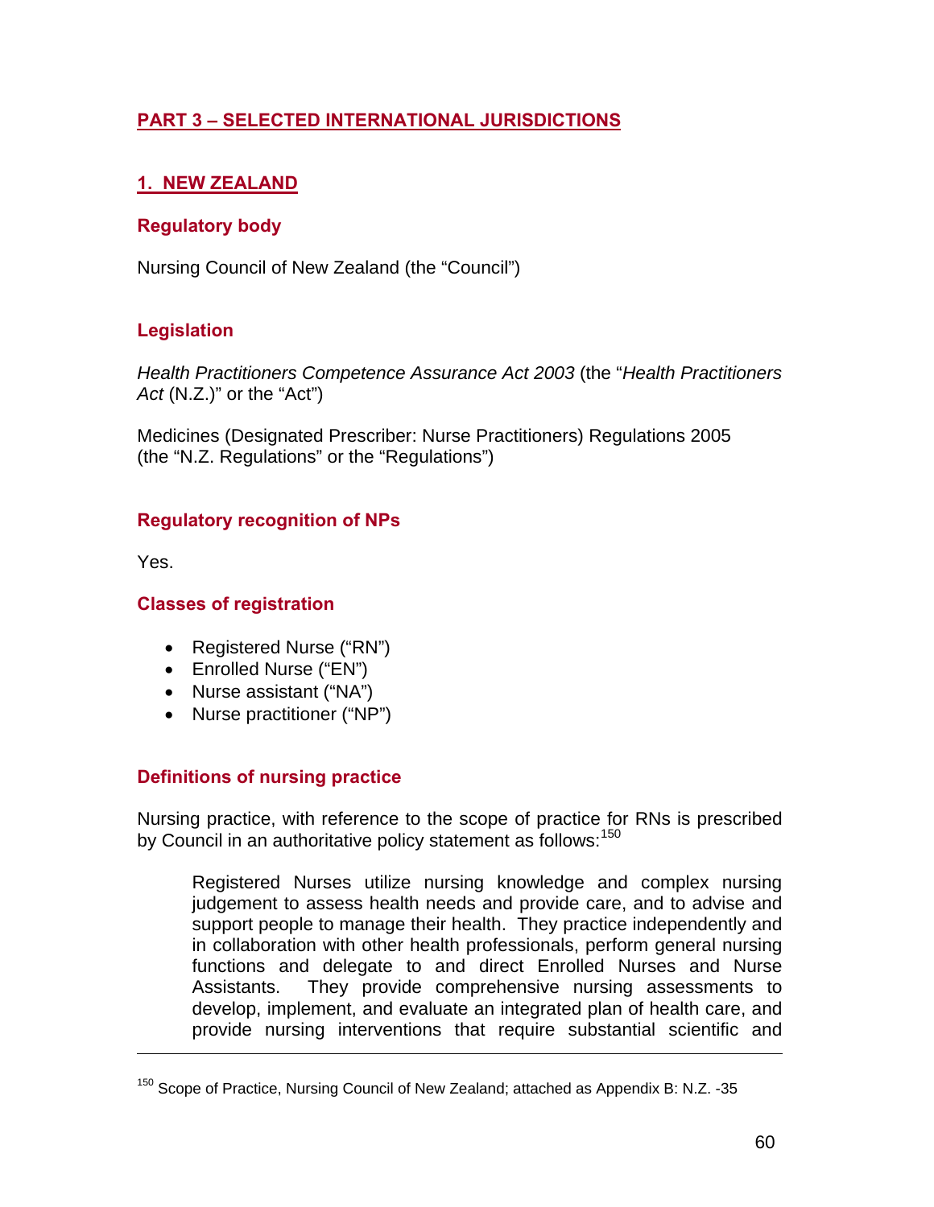## PART 3 – SELECTED INTERNATIONAL JURISDICTIONS

### 1. NEW ZEALAND

#### Regulatory body

Nursing Council of New Zealand (the "Council")

#### Legislation

*Health Practitioners Competence Assurance Act 2003* (the "*Health Practitioners Act* (N.Z.)" or the "Act")

Medicines (Designated Prescriber: Nurse Practitioners) Regulations 2005 (the "N.Z. Regulations" or the "Regulations")

#### Regulatory recognition of NPs

Yes.

#### Classes of registration

- Registered Nurse ("RN")
- Enrolled Nurse ("EN")
- Nurse assistant ("NA")
- Nurse practitioner ("NP")

#### Definitions of nursing practice

Nursing practice, with reference to the scope of practice for RNs is prescribed by Council in an authoritative policy statement as follows:[150]

> Registered Nurses utilize nursing knowledge and complex nursing judgement to assess health needs and provide care, and to advise and support people to manage their health. They practice independently and in collaboration with other health professionals, perform general nursing functions and delegate to and direct Enrolled Nurses and Nurse Assistants. They provide comprehensive nursing assessments to develop, implement, and evaluate an integrated plan of health care, and provide nursing interventions that require substantial scientific and

---

[150] Scope of Practice, Nursing Council of New Zealand; attached as Appendix B: N.Z. -35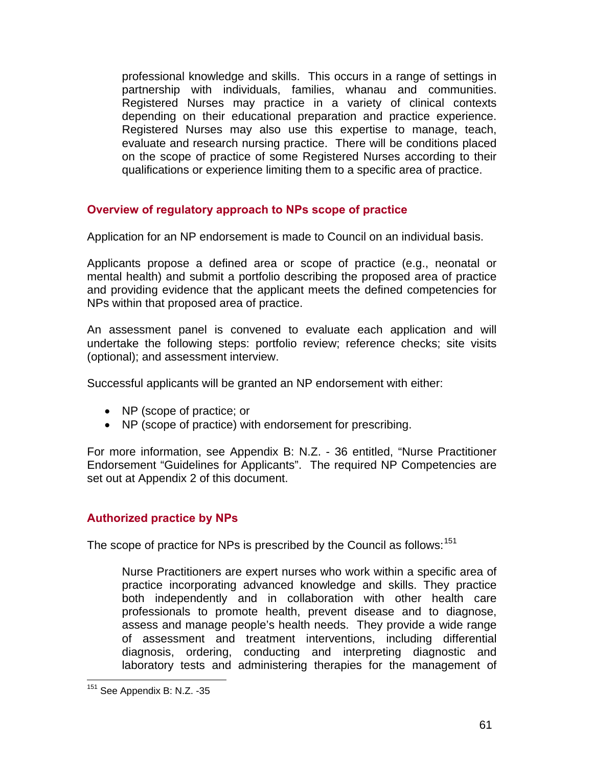professional knowledge and skills. This occurs in a range of settings in partnership with individuals, families, whanau and communities. Registered Nurses may practice in a variety of clinical contexts depending on their educational preparation and practice experience. Registered Nurses may also use this expertise to manage, teach, evaluate and research nursing practice. There will be conditions placed on the scope of practice of some Registered Nurses according to their qualifications or experience limiting them to a specific area of practice.

### Overview of regulatory approach to NPs scope of practice

Application for an NP endorsement is made to Council on an individual basis.

Applicants propose a defined area or scope of practice (e.g., neonatal or mental health) and submit a portfolio describing the proposed area of practice and providing evidence that the applicant meets the defined competencies for NPs within that proposed area of practice.

An assessment panel is convened to evaluate each application and will undertake the following steps: portfolio review; reference checks; site visits (optional); and assessment interview.

Successful applicants will be granted an NP endorsement with either:

- NP (scope of practice; or
- NP (scope of practice) with endorsement for prescribing.

For more information, see Appendix B: N.Z. - 36 entitled, "Nurse Practitioner Endorsement "Guidelines for Applicants". The required NP Competencies are set out at Appendix 2 of this document.

### Authorized practice by NPs

The scope of practice for NPs is prescribed by the Council as follows:[151]

> Nurse Practitioners are expert nurses who work within a specific area of practice incorporating advanced knowledge and skills. They practice both independently and in collaboration with other health care professionals to promote health, prevent disease and to diagnose, assess and manage people's health needs. They provide a wide range of assessment and treatment interventions, including differential diagnosis, ordering, conducting and interpreting diagnostic and laboratory tests and administering therapies for the management of

[151] See Appendix B: N.Z. -35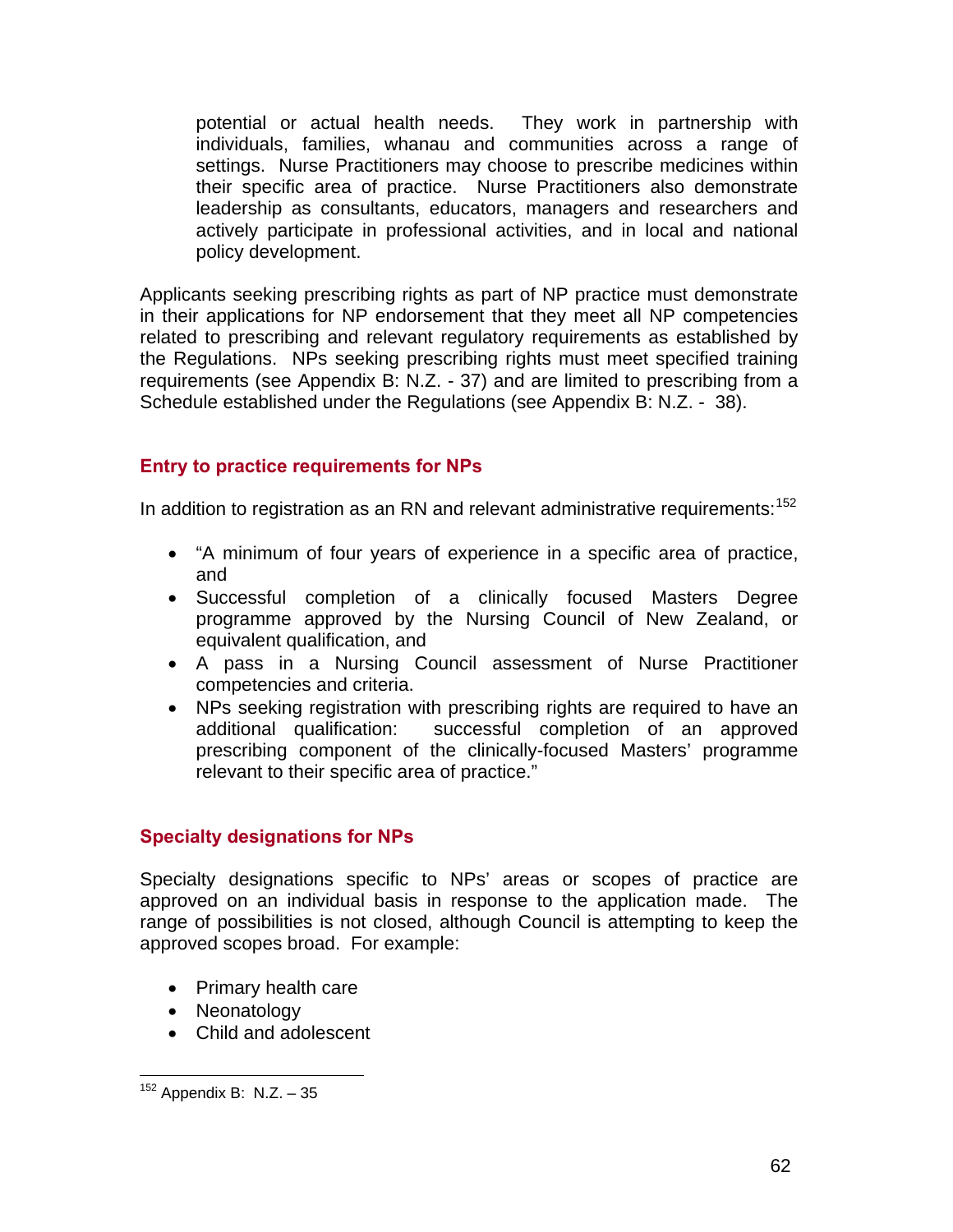potential or actual health needs. They work in partnership with individuals, families, whanau and communities across a range of settings. Nurse Practitioners may choose to prescribe medicines within their specific area of practice. Nurse Practitioners also demonstrate leadership as consultants, educators, managers and researchers and actively participate in professional activities, and in local and national policy development.

Applicants seeking prescribing rights as part of NP practice must demonstrate in their applications for NP endorsement that they meet all NP competencies related to prescribing and relevant regulatory requirements as established by the Regulations. NPs seeking prescribing rights must meet specified training requirements (see Appendix B: N.Z. - 37) and are limited to prescribing from a Schedule established under the Regulations (see Appendix B: N.Z. - 38).

### Entry to practice requirements for NPs

In addition to registration as an RN and relevant administrative requirements:[152]

- "A minimum of four years of experience in a specific area of practice, and
- Successful completion of a clinically focused Masters Degree programme approved by the Nursing Council of New Zealand, or equivalent qualification, and
- A pass in a Nursing Council assessment of Nurse Practitioner competencies and criteria.
- NPs seeking registration with prescribing rights are required to have an additional qualification: successful completion of an approved prescribing component of the clinically-focused Masters' programme relevant to their specific area of practice."

### Specialty designations for NPs

Specialty designations specific to NPs' areas or scopes of practice are approved on an individual basis in response to the application made. The range of possibilities is not closed, although Council is attempting to keep the approved scopes broad. For example:

- Primary health care
- Neonatology
- Child and adolescent

[152] Appendix B: N.Z. – 35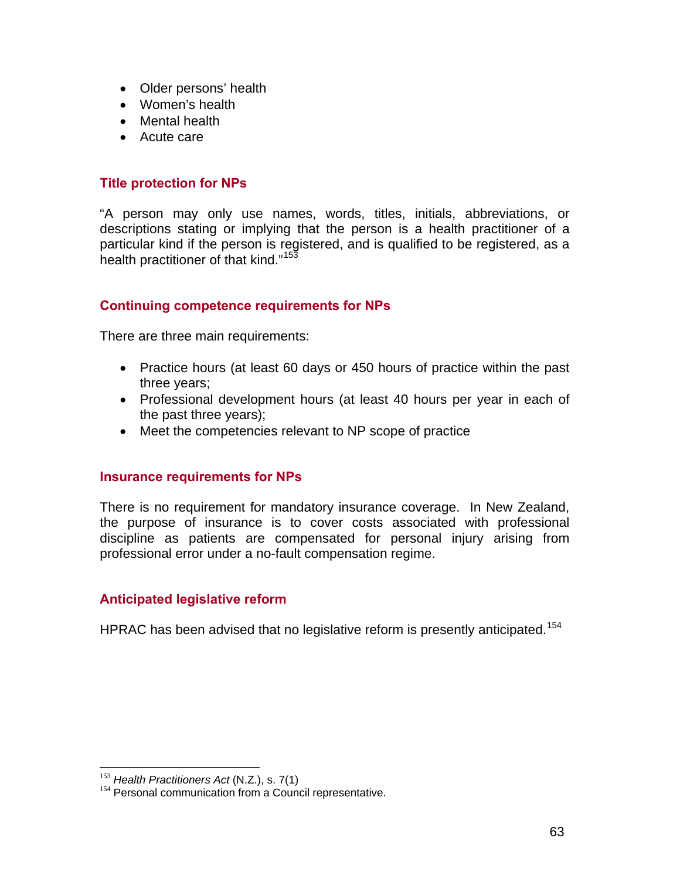- Older persons' health
- Women's health
- Mental health
- Acute care

### Title protection for NPs

"A person may only use names, words, titles, initials, abbreviations, or descriptions stating or implying that the person is a health practitioner of a particular kind if the person is registered, and is qualified to be registered, as a health practitioner of that kind."[153]

### Continuing competence requirements for NPs

There are three main requirements:

- Practice hours (at least 60 days or 450 hours of practice within the past three years;
- Professional development hours (at least 40 hours per year in each of the past three years);
- Meet the competencies relevant to NP scope of practice

### Insurance requirements for NPs

There is no requirement for mandatory insurance coverage. In New Zealand, the purpose of insurance is to cover costs associated with professional discipline as patients are compensated for personal injury arising from professional error under a no-fault compensation regime.

### Anticipated legislative reform

HPRAC has been advised that no legislative reform is presently anticipated.[154]

---

[153] *Health Practitioners Act* (N.Z.), s. 7(1)
[154] Personal communication from a Council representative.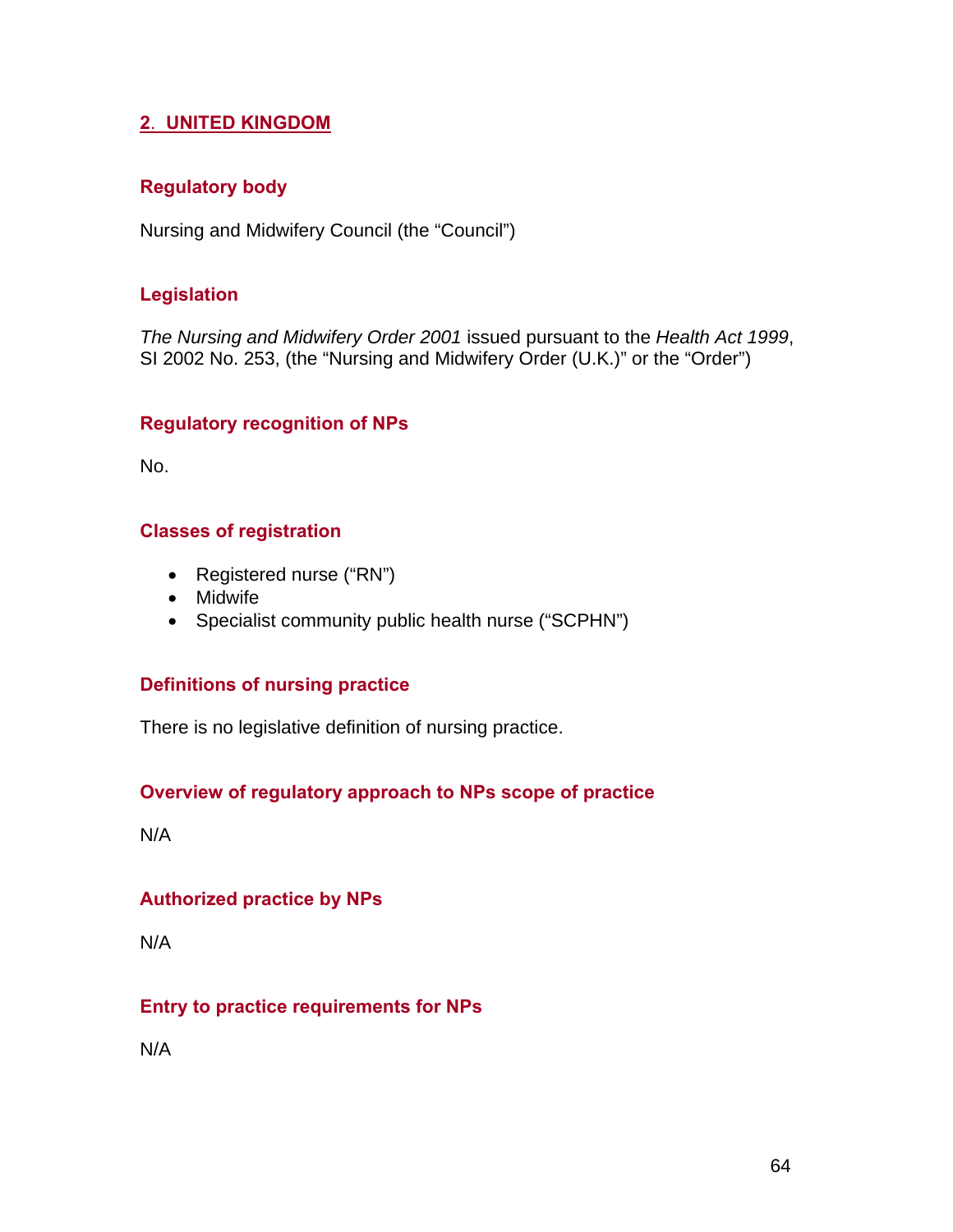## 2. UNITED KINGDOM

### Regulatory body

Nursing and Midwifery Council (the "Council")

### Legislation

*The Nursing and Midwifery Order 2001* issued pursuant to the *Health Act 1999*, SI 2002 No. 253, (the "Nursing and Midwifery Order (U.K.)" or the "Order")

### Regulatory recognition of NPs

No.

### Classes of registration

- Registered nurse ("RN")
- Midwife
- Specialist community public health nurse ("SCPHN")

### Definitions of nursing practice

There is no legislative definition of nursing practice.

### Overview of regulatory approach to NPs scope of practice

N/A

### Authorized practice by NPs

N/A

### Entry to practice requirements for NPs

N/A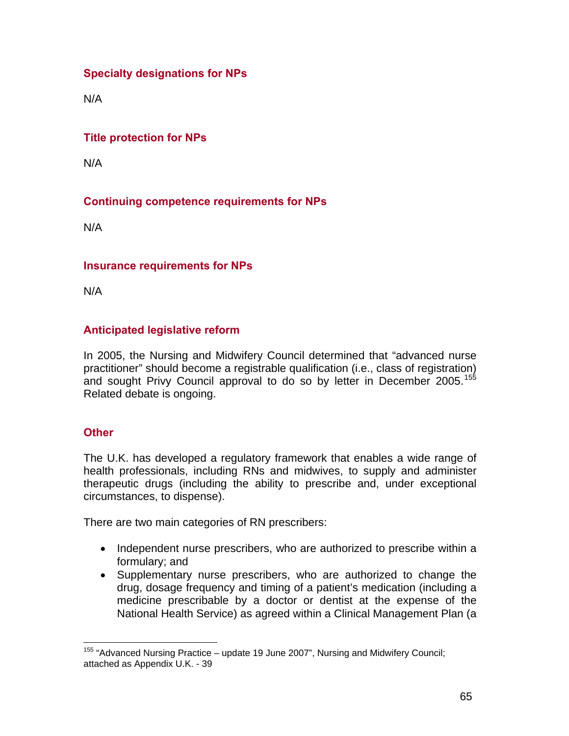### Specialty designations for NPs

N/A

### Title protection for NPs

N/A

### Continuing competence requirements for NPs

N/A

### Insurance requirements for NPs

N/A

### Anticipated legislative reform

In 2005, the Nursing and Midwifery Council determined that "advanced nurse practitioner" should become a registrable qualification (i.e., class of registration) and sought Privy Council approval to do so by letter in December 2005.[155] Related debate is ongoing.

### Other

The U.K. has developed a regulatory framework that enables a wide range of health professionals, including RNs and midwives, to supply and administer therapeutic drugs (including the ability to prescribe and, under exceptional circumstances, to dispense).

There are two main categories of RN prescribers:

- Independent nurse prescribers, who are authorized to prescribe within a formulary; and
- Supplementary nurse prescribers, who are authorized to change the drug, dosage frequency and timing of a patient's medication (including a medicine prescribable by a doctor or dentist at the expense of the National Health Service) as agreed within a Clinical Management Plan (a

[155] "Advanced Nursing Practice – update 19 June 2007", Nursing and Midwifery Council; attached as Appendix U.K. - 39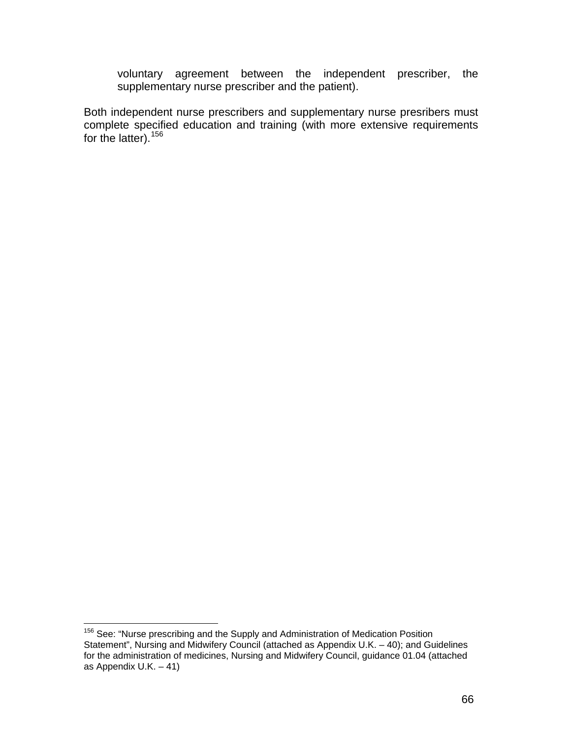voluntary agreement between the independent prescriber, the supplementary nurse prescriber and the patient).

Both independent nurse prescribers and supplementary nurse presribers must complete specified education and training (with more extensive requirements for the latter).[156]

---

[156] See: "Nurse prescribing and the Supply and Administration of Medication Position Statement", Nursing and Midwifery Council (attached as Appendix U.K. – 40); and Guidelines for the administration of medicines, Nursing and Midwifery Council, guidance 01.04 (attached as Appendix U.K. – 41)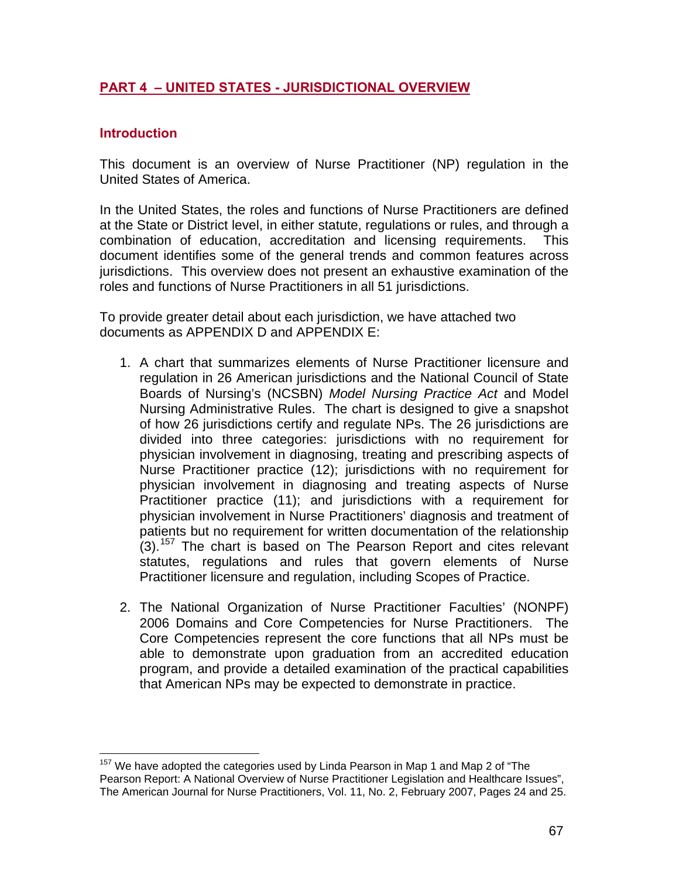## PART 4 – UNITED STATES - JURISDICTIONAL OVERVIEW

### Introduction

This document is an overview of Nurse Practitioner (NP) regulation in the United States of America.

In the United States, the roles and functions of Nurse Practitioners are defined at the State or District level, in either statute, regulations or rules, and through a combination of education, accreditation and licensing requirements. This document identifies some of the general trends and common features across jurisdictions. This overview does not present an exhaustive examination of the roles and functions of Nurse Practitioners in all 51 jurisdictions.

To provide greater detail about each jurisdiction, we have attached two documents as APPENDIX D and APPENDIX E:

1. A chart that summarizes elements of Nurse Practitioner licensure and regulation in 26 American jurisdictions and the National Council of State Boards of Nursing's (NCSBN) *Model Nursing Practice Act* and Model Nursing Administrative Rules. The chart is designed to give a snapshot of how 26 jurisdictions certify and regulate NPs. The 26 jurisdictions are divided into three categories: jurisdictions with no requirement for physician involvement in diagnosing, treating and prescribing aspects of Nurse Practitioner practice (12); jurisdictions with no requirement for physician involvement in diagnosing and treating aspects of Nurse Practitioner practice (11); and jurisdictions with a requirement for physician involvement in Nurse Practitioners' diagnosis and treatment of patients but no requirement for written documentation of the relationship (3).[157] The chart is based on The Pearson Report and cites relevant statutes, regulations and rules that govern elements of Nurse Practitioner licensure and regulation, including Scopes of Practice.

2. The National Organization of Nurse Practitioner Faculties' (NONPF) 2006 Domains and Core Competencies for Nurse Practitioners. The Core Competencies represent the core functions that all NPs must be able to demonstrate upon graduation from an accredited education program, and provide a detailed examination of the practical capabilities that American NPs may be expected to demonstrate in practice.

---

[157] We have adopted the categories used by Linda Pearson in Map 1 and Map 2 of "The Pearson Report: A National Overview of Nurse Practitioner Legislation and Healthcare Issues", The American Journal for Nurse Practitioners, Vol. 11, No. 2, February 2007, Pages 24 and 25.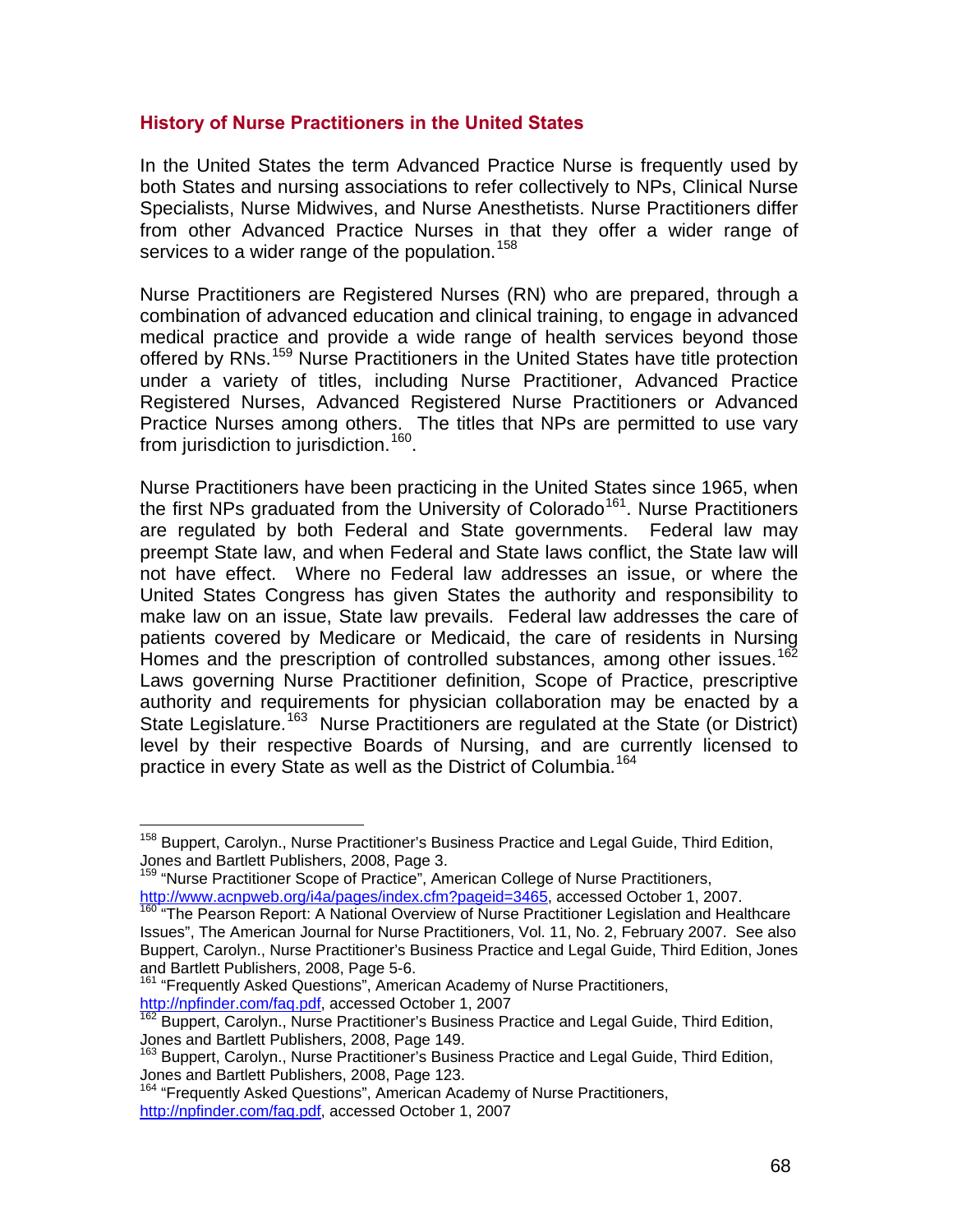## History of Nurse Practitioners in the United States

In the United States the term Advanced Practice Nurse is frequently used by both States and nursing associations to refer collectively to NPs, Clinical Nurse Specialists, Nurse Midwives, and Nurse Anesthetists. Nurse Practitioners differ from other Advanced Practice Nurses in that they offer a wider range of services to a wider range of the population.[158]

Nurse Practitioners are Registered Nurses (RN) who are prepared, through a combination of advanced education and clinical training, to engage in advanced medical practice and provide a wide range of health services beyond those offered by RNs.[159] Nurse Practitioners in the United States have title protection under a variety of titles, including Nurse Practitioner, Advanced Practice Registered Nurses, Advanced Registered Nurse Practitioners or Advanced Practice Nurses among others. The titles that NPs are permitted to use vary from jurisdiction to jurisdiction.[160].

Nurse Practitioners have been practicing in the United States since 1965, when the first NPs graduated from the University of Colorado[161]. Nurse Practitioners are regulated by both Federal and State governments. Federal law may preempt State law, and when Federal and State laws conflict, the State law will not have effect. Where no Federal law addresses an issue, or where the United States Congress has given States the authority and responsibility to make law on an issue, State law prevails. Federal law addresses the care of patients covered by Medicare or Medicaid, the care of residents in Nursing Homes and the prescription of controlled substances, among other issues.[162] Laws governing Nurse Practitioner definition, Scope of Practice, prescriptive authority and requirements for physician collaboration may be enacted by a State Legislature.[163] Nurse Practitioners are regulated at the State (or District) level by their respective Boards of Nursing, and are currently licensed to practice in every State as well as the District of Columbia.[164]

---

[158] Buppert, Carolyn., Nurse Practitioner's Business Practice and Legal Guide, Third Edition, Jones and Bartlett Publishers, 2008, Page 3.

[159] "Nurse Practitioner Scope of Practice", American College of Nurse Practitioners, http://www.acnpweb.org/i4a/pages/index.cfm?pageid=3465, accessed October 1, 2007.

[160] "The Pearson Report: A National Overview of Nurse Practitioner Legislation and Healthcare Issues", The American Journal for Nurse Practitioners, Vol. 11, No. 2, February 2007. See also Buppert, Carolyn., Nurse Practitioner's Business Practice and Legal Guide, Third Edition, Jones and Bartlett Publishers, 2008, Page 5-6.

[161] "Frequently Asked Questions", American Academy of Nurse Practitioners, http://npfinder.com/faq.pdf, accessed October 1, 2007

[162] Buppert, Carolyn., Nurse Practitioner's Business Practice and Legal Guide, Third Edition, Jones and Bartlett Publishers, 2008, Page 149.

[163] Buppert, Carolyn., Nurse Practitioner's Business Practice and Legal Guide, Third Edition, Jones and Bartlett Publishers, 2008, Page 123.

[164] "Frequently Asked Questions", American Academy of Nurse Practitioners, http://npfinder.com/faq.pdf, accessed October 1, 2007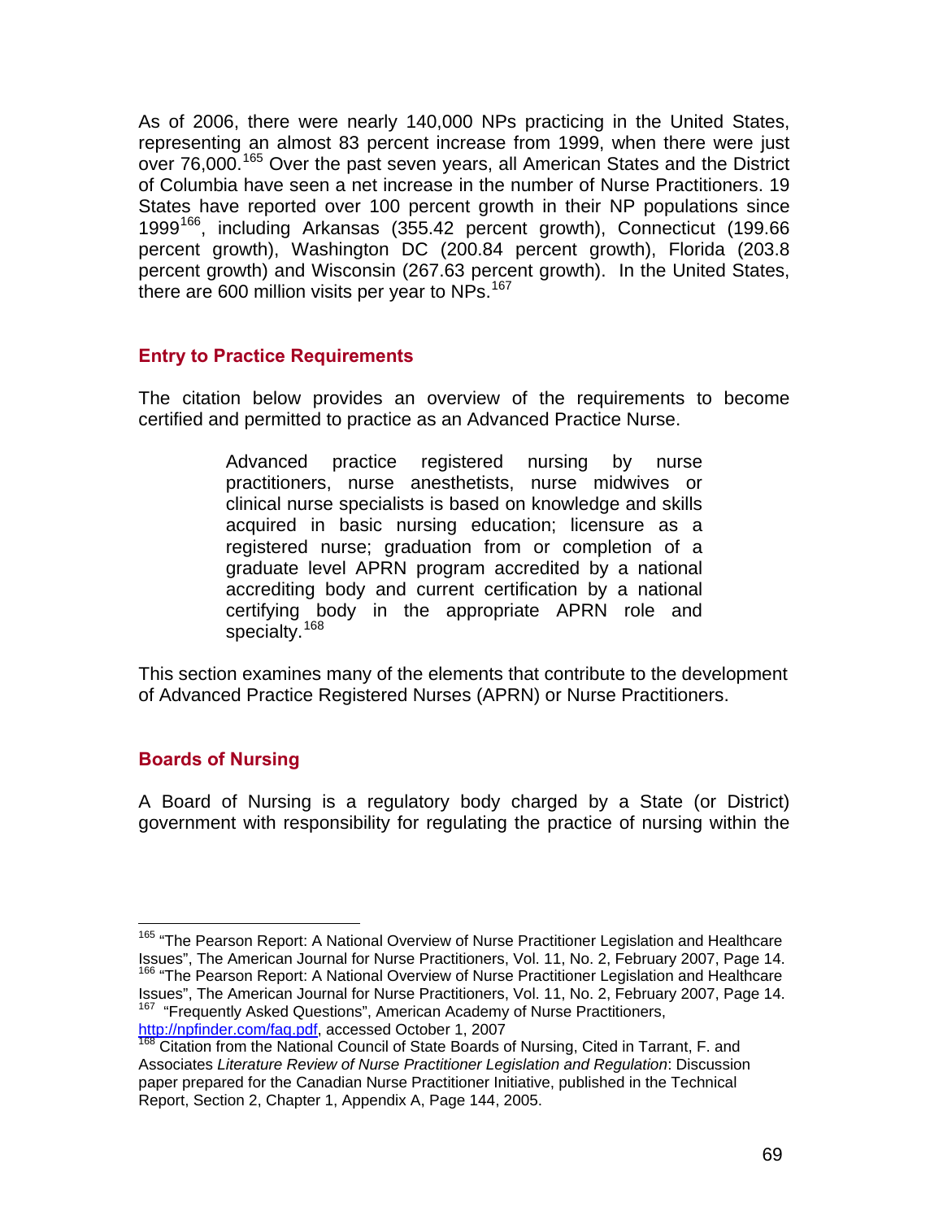As of 2006, there were nearly 140,000 NPs practicing in the United States, representing an almost 83 percent increase from 1999, when there were just over 76,000.[165] Over the past seven years, all American States and the District of Columbia have seen a net increase in the number of Nurse Practitioners. 19 States have reported over 100 percent growth in their NP populations since 1999[166], including Arkansas (355.42 percent growth), Connecticut (199.66 percent growth), Washington DC (200.84 percent growth), Florida (203.8 percent growth) and Wisconsin (267.63 percent growth). In the United States, there are 600 million visits per year to NPs.[167]

## Entry to Practice Requirements

The citation below provides an overview of the requirements to become certified and permitted to practice as an Advanced Practice Nurse.

> Advanced practice registered nursing by nurse practitioners, nurse anesthetists, nurse midwives or clinical nurse specialists is based on knowledge and skills acquired in basic nursing education; licensure as a registered nurse; graduation from or completion of a graduate level APRN program accredited by a national accrediting body and current certification by a national certifying body in the appropriate APRN role and specialty.[168]

This section examines many of the elements that contribute to the development of Advanced Practice Registered Nurses (APRN) or Nurse Practitioners.

## Boards of Nursing

A Board of Nursing is a regulatory body charged by a State (or District) government with responsibility for regulating the practice of nursing within the

---

[165] "The Pearson Report: A National Overview of Nurse Practitioner Legislation and Healthcare Issues", The American Journal for Nurse Practitioners, Vol. 11, No. 2, February 2007, Page 14.

[166] "The Pearson Report: A National Overview of Nurse Practitioner Legislation and Healthcare Issues", The American Journal for Nurse Practitioners, Vol. 11, No. 2, February 2007, Page 14.

[167] "Frequently Asked Questions", American Academy of Nurse Practitioners, http://npfinder.com/faq.pdf, accessed October 1, 2007

[168] Citation from the National Council of State Boards of Nursing, Cited in Tarrant, F. and Associates *Literature Review of Nurse Practitioner Legislation and Regulation*: Discussion paper prepared for the Canadian Nurse Practitioner Initiative, published in the Technical Report, Section 2, Chapter 1, Appendix A, Page 144, 2005.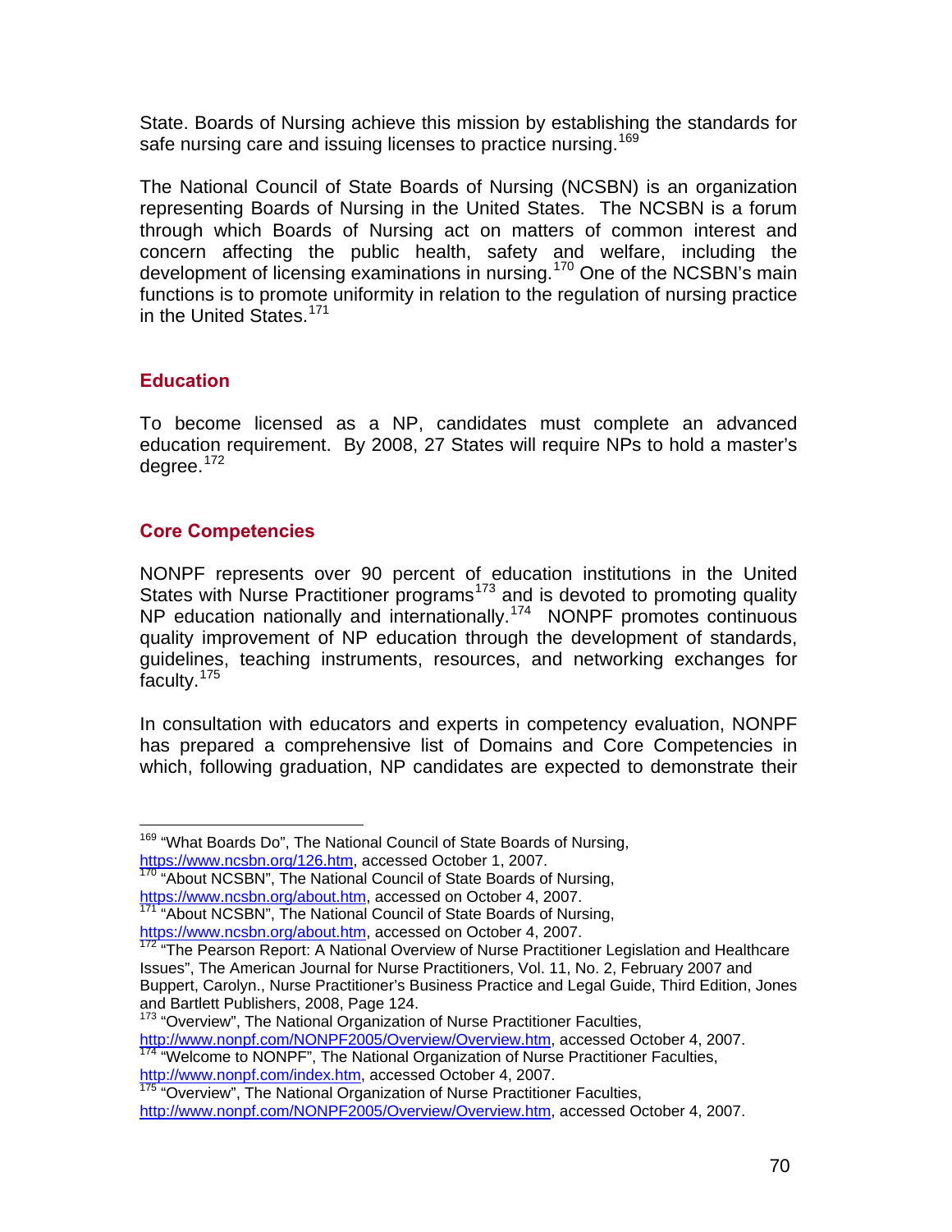State. Boards of Nursing achieve this mission by establishing the standards for safe nursing care and issuing licenses to practice nursing.[169]

The National Council of State Boards of Nursing (NCSBN) is an organization representing Boards of Nursing in the United States. The NCSBN is a forum through which Boards of Nursing act on matters of common interest and concern affecting the public health, safety and welfare, including the development of licensing examinations in nursing.[170] One of the NCSBN's main functions is to promote uniformity in relation to the regulation of nursing practice in the United States.[171]

## Education

To become licensed as a NP, candidates must complete an advanced education requirement. By 2008, 27 States will require NPs to hold a master's degree.[172]

## Core Competencies

NONPF represents over 90 percent of education institutions in the United States with Nurse Practitioner programs[173] and is devoted to promoting quality NP education nationally and internationally.[174] NONPF promotes continuous quality improvement of NP education through the development of standards, guidelines, teaching instruments, resources, and networking exchanges for faculty.[175]

In consultation with educators and experts in competency evaluation, NONPF has prepared a comprehensive list of Domains and Core Competencies in which, following graduation, NP candidates are expected to demonstrate their

---

[169] "What Boards Do", The National Council of State Boards of Nursing, https://www.ncsbn.org/126.htm, accessed October 1, 2007.

[170] "About NCSBN", The National Council of State Boards of Nursing, https://www.ncsbn.org/about.htm, accessed on October 4, 2007.

[171] "About NCSBN", The National Council of State Boards of Nursing, https://www.ncsbn.org/about.htm, accessed on October 4, 2007.

[172] "The Pearson Report: A National Overview of Nurse Practitioner Legislation and Healthcare Issues", The American Journal for Nurse Practitioners, Vol. 11, No. 2, February 2007 and Buppert, Carolyn., Nurse Practitioner's Business Practice and Legal Guide, Third Edition, Jones and Bartlett Publishers, 2008, Page 124.

[173] "Overview", The National Organization of Nurse Practitioner Faculties, http://www.nonpf.com/NONPF2005/Overview/Overview.htm, accessed October 4, 2007.

[174] "Welcome to NONPF", The National Organization of Nurse Practitioner Faculties, http://www.nonpf.com/index.htm, accessed October 4, 2007.

[175] "Overview", The National Organization of Nurse Practitioner Faculties, http://www.nonpf.com/NONPF2005/Overview/Overview.htm, accessed October 4, 2007.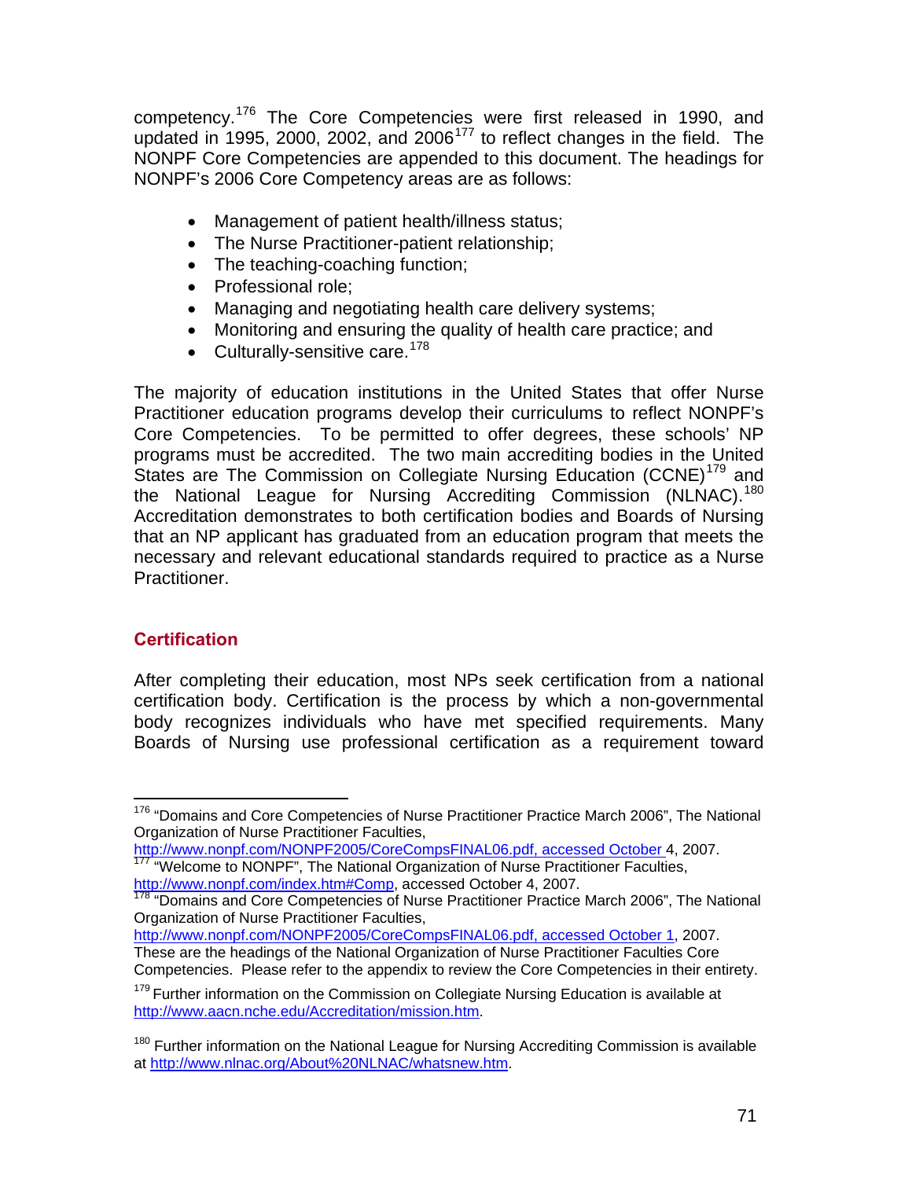competency.[176] The Core Competencies were first released in 1990, and updated in 1995, 2000, 2002, and 2006[177] to reflect changes in the field. The NONPF Core Competencies are appended to this document. The headings for NONPF's 2006 Core Competency areas are as follows:

- Management of patient health/illness status;
- The Nurse Practitioner-patient relationship;
- The teaching-coaching function;
- Professional role;
- Managing and negotiating health care delivery systems;
- Monitoring and ensuring the quality of health care practice; and
- Culturally-sensitive care.[178]

The majority of education institutions in the United States that offer Nurse Practitioner education programs develop their curriculums to reflect NONPF's Core Competencies. To be permitted to offer degrees, these schools' NP programs must be accredited. The two main accrediting bodies in the United States are The Commission on Collegiate Nursing Education (CCNE)[179] and the National League for Nursing Accrediting Commission (NLNAC).[180] Accreditation demonstrates to both certification bodies and Boards of Nursing that an NP applicant has graduated from an education program that meets the necessary and relevant educational standards required to practice as a Nurse Practitioner.

## Certification

After completing their education, most NPs seek certification from a national certification body. Certification is the process by which a non-governmental body recognizes individuals who have met specified requirements. Many Boards of Nursing use professional certification as a requirement toward

---

[176] "Domains and Core Competencies of Nurse Practitioner Practice March 2006", The National Organization of Nurse Practitioner Faculties, http://www.nonpf.com/NONPF2005/CoreCompsFINAL06.pdf, accessed October 4, 2007.

[177] "Welcome to NONPF", The National Organization of Nurse Practitioner Faculties, http://www.nonpf.com/index.htm#Comp, accessed October 4, 2007.

[178] "Domains and Core Competencies of Nurse Practitioner Practice March 2006", The National Organization of Nurse Practitioner Faculties, http://www.nonpf.com/NONPF2005/CoreCompsFINAL06.pdf, accessed October 1, 2007. These are the headings of the National Organization of Nurse Practitioner Faculties Core Competencies. Please refer to the appendix to review the Core Competencies in their entirety.

[179] Further information on the Commission on Collegiate Nursing Education is available at http://www.aacn.nche.edu/Accreditation/mission.htm.

[180] Further information on the National League for Nursing Accrediting Commission is available at http://www.nlnac.org/About%20NLNAC/whatsnew.htm.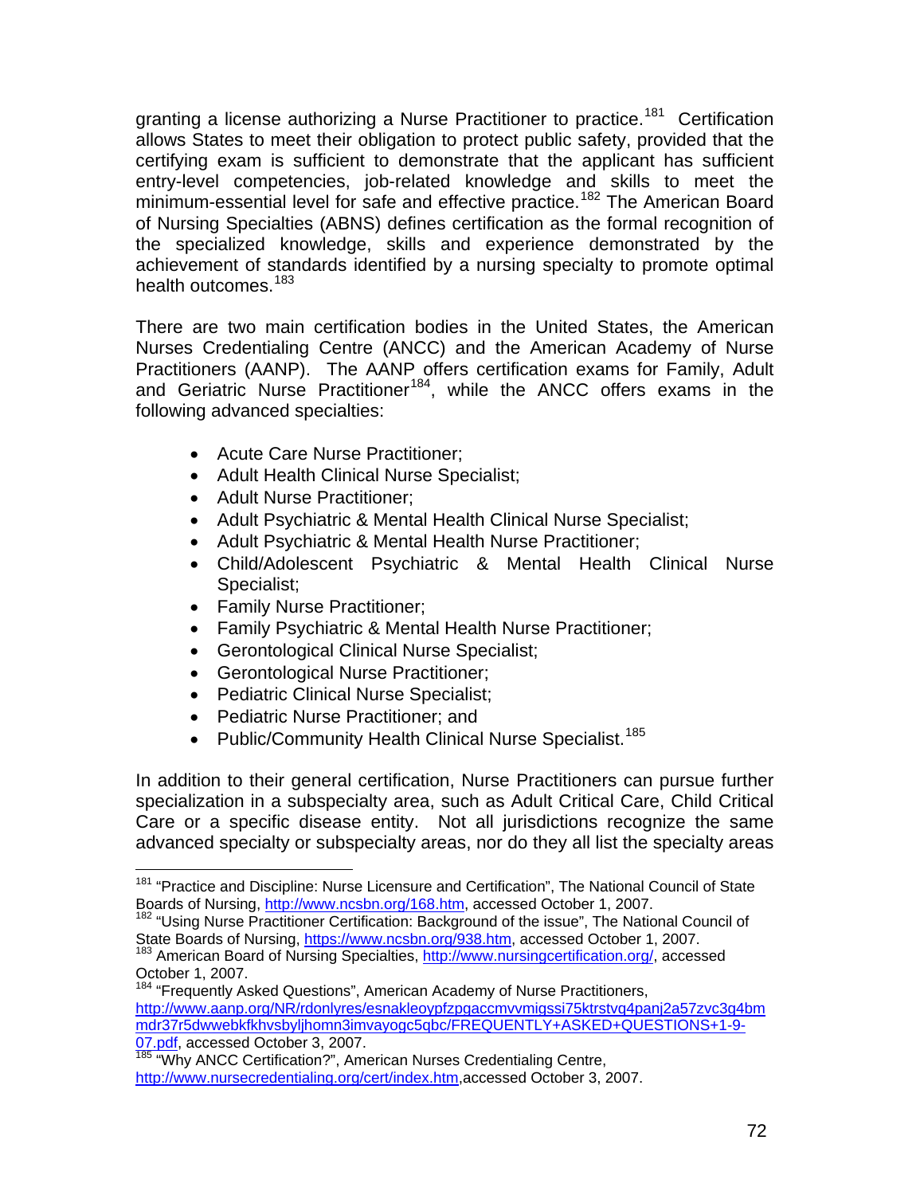granting a license authorizing a Nurse Practitioner to practice.[181] Certification allows States to meet their obligation to protect public safety, provided that the certifying exam is sufficient to demonstrate that the applicant has sufficient entry-level competencies, job-related knowledge and skills to meet the minimum-essential level for safe and effective practice.[182] The American Board of Nursing Specialties (ABNS) defines certification as the formal recognition of the specialized knowledge, skills and experience demonstrated by the achievement of standards identified by a nursing specialty to promote optimal health outcomes.[183]

There are two main certification bodies in the United States, the American Nurses Credentialing Centre (ANCC) and the American Academy of Nurse Practitioners (AANP). The AANP offers certification exams for Family, Adult and Geriatric Nurse Practitioner[184], while the ANCC offers exams in the following advanced specialties:

- Acute Care Nurse Practitioner;
- Adult Health Clinical Nurse Specialist;
- Adult Nurse Practitioner;
- Adult Psychiatric & Mental Health Clinical Nurse Specialist;
- Adult Psychiatric & Mental Health Nurse Practitioner;
- Child/Adolescent Psychiatric & Mental Health Clinical Nurse Specialist;
- Family Nurse Practitioner;
- Family Psychiatric & Mental Health Nurse Practitioner;
- Gerontological Clinical Nurse Specialist;
- Gerontological Nurse Practitioner;
- Pediatric Clinical Nurse Specialist;
- Pediatric Nurse Practitioner; and
- Public/Community Health Clinical Nurse Specialist.[185]

In addition to their general certification, Nurse Practitioners can pursue further specialization in a subspecialty area, such as Adult Critical Care, Child Critical Care or a specific disease entity. Not all jurisdictions recognize the same advanced specialty or subspecialty areas, nor do they all list the specialty areas

---

[181] "Practice and Discipline: Nurse Licensure and Certification", The National Council of State Boards of Nursing, http://www.ncsbn.org/168.htm, accessed October 1, 2007.

[182] "Using Nurse Practitioner Certification: Background of the issue", The National Council of State Boards of Nursing, https://www.ncsbn.org/938.htm, accessed October 1, 2007.

[183] American Board of Nursing Specialties, http://www.nursingcertification.org/, accessed October 1, 2007.

[184] "Frequently Asked Questions", American Academy of Nurse Practitioners, http://www.aanp.org/NR/rdonlyres/esnakleoypfzpgaccmvvmigssi75ktrstvq4panj2a57zvc3g4bmmdr37r5dwwebkfkhvsbyljhomn3imvayogc5qbc/FREQUENTLY+ASKED+QUESTIONS+1-9-07.pdf, accessed October 3, 2007.

[185] "Why ANCC Certification?", American Nurses Credentialing Centre, http://www.nursecredentialing.org/cert/index.htm,accessed October 3, 2007.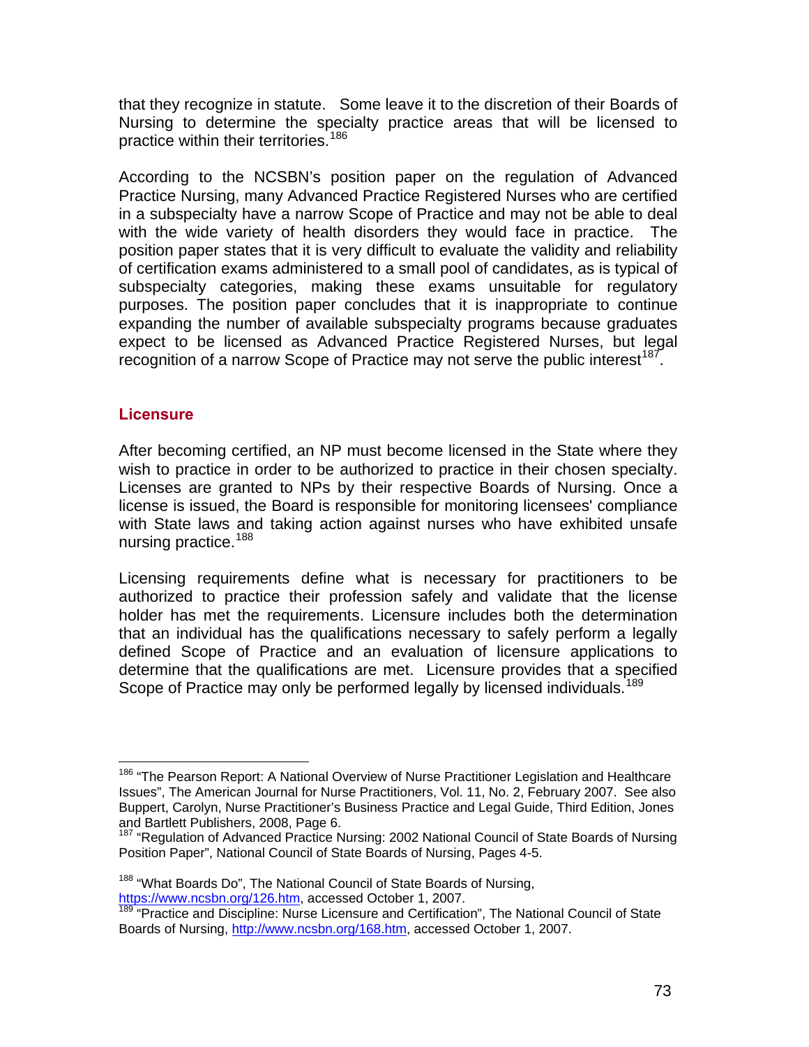that they recognize in statute. Some leave it to the discretion of their Boards of Nursing to determine the specialty practice areas that will be licensed to practice within their territories.[186]

According to the NCSBN's position paper on the regulation of Advanced Practice Nursing, many Advanced Practice Registered Nurses who are certified in a subspecialty have a narrow Scope of Practice and may not be able to deal with the wide variety of health disorders they would face in practice. The position paper states that it is very difficult to evaluate the validity and reliability of certification exams administered to a small pool of candidates, as is typical of subspecialty categories, making these exams unsuitable for regulatory purposes. The position paper concludes that it is inappropriate to continue expanding the number of available subspecialty programs because graduates expect to be licensed as Advanced Practice Registered Nurses, but legal recognition of a narrow Scope of Practice may not serve the public interest[187].

## Licensure

After becoming certified, an NP must become licensed in the State where they wish to practice in order to be authorized to practice in their chosen specialty. Licenses are granted to NPs by their respective Boards of Nursing. Once a license is issued, the Board is responsible for monitoring licensees' compliance with State laws and taking action against nurses who have exhibited unsafe nursing practice.[188]

Licensing requirements define what is necessary for practitioners to be authorized to practice their profession safely and validate that the license holder has met the requirements. Licensure includes both the determination that an individual has the qualifications necessary to safely perform a legally defined Scope of Practice and an evaluation of licensure applications to determine that the qualifications are met. Licensure provides that a specified Scope of Practice may only be performed legally by licensed individuals.[189]

---

[186] "The Pearson Report: A National Overview of Nurse Practitioner Legislation and Healthcare Issues", The American Journal for Nurse Practitioners, Vol. 11, No. 2, February 2007. See also Buppert, Carolyn, Nurse Practitioner's Business Practice and Legal Guide, Third Edition, Jones and Bartlett Publishers, 2008, Page 6.

[187] "Regulation of Advanced Practice Nursing: 2002 National Council of State Boards of Nursing Position Paper", National Council of State Boards of Nursing, Pages 4-5.

[188] "What Boards Do", The National Council of State Boards of Nursing, https://www.ncsbn.org/126.htm, accessed October 1, 2007.

[189] "Practice and Discipline: Nurse Licensure and Certification", The National Council of State Boards of Nursing, http://www.ncsbn.org/168.htm, accessed October 1, 2007.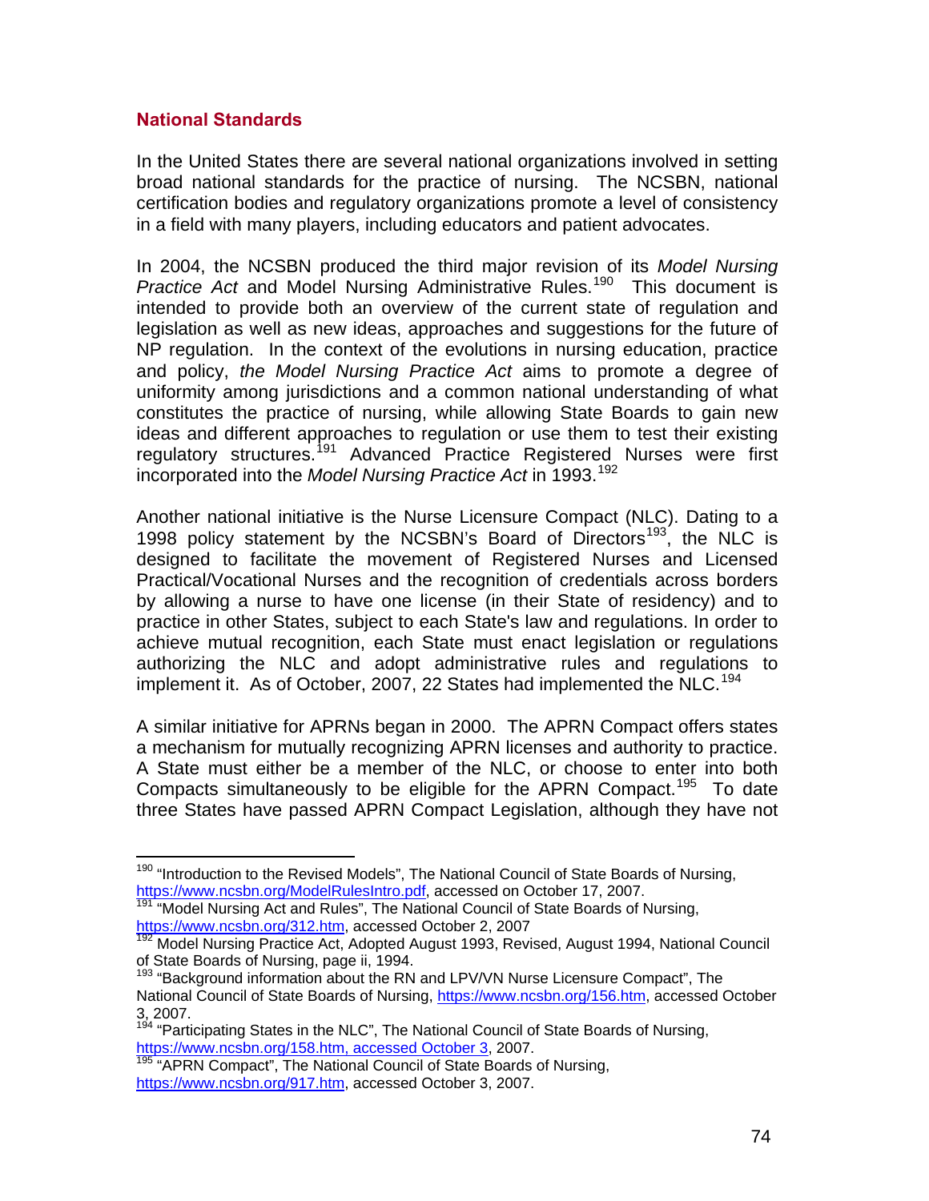### National Standards

In the United States there are several national organizations involved in setting broad national standards for the practice of nursing. The NCSBN, national certification bodies and regulatory organizations promote a level of consistency in a field with many players, including educators and patient advocates.

In 2004, the NCSBN produced the third major revision of its *Model Nursing Practice Act* and Model Nursing Administrative Rules.[190] This document is intended to provide both an overview of the current state of regulation and legislation as well as new ideas, approaches and suggestions for the future of NP regulation. In the context of the evolutions in nursing education, practice and policy, *the Model Nursing Practice Act* aims to promote a degree of uniformity among jurisdictions and a common national understanding of what constitutes the practice of nursing, while allowing State Boards to gain new ideas and different approaches to regulation or use them to test their existing regulatory structures.[191] Advanced Practice Registered Nurses were first incorporated into the *Model Nursing Practice Act* in 1993.[192]

Another national initiative is the Nurse Licensure Compact (NLC). Dating to a 1998 policy statement by the NCSBN's Board of Directors[193], the NLC is designed to facilitate the movement of Registered Nurses and Licensed Practical/Vocational Nurses and the recognition of credentials across borders by allowing a nurse to have one license (in their State of residency) and to practice in other States, subject to each State's law and regulations. In order to achieve mutual recognition, each State must enact legislation or regulations authorizing the NLC and adopt administrative rules and regulations to implement it. As of October, 2007, 22 States had implemented the NLC.[194]

A similar initiative for APRNs began in 2000. The APRN Compact offers states a mechanism for mutually recognizing APRN licenses and authority to practice. A State must either be a member of the NLC, or choose to enter into both Compacts simultaneously to be eligible for the APRN Compact.[195] To date three States have passed APRN Compact Legislation, although they have not

---

[190] "Introduction to the Revised Models", The National Council of State Boards of Nursing, https://www.ncsbn.org/ModelRulesIntro.pdf, accessed on October 17, 2007.

[191] "Model Nursing Act and Rules", The National Council of State Boards of Nursing, https://www.ncsbn.org/312.htm, accessed October 2, 2007

[192] Model Nursing Practice Act, Adopted August 1993, Revised, August 1994, National Council of State Boards of Nursing, page ii, 1994.

[193] "Background information about the RN and LPV/VN Nurse Licensure Compact", The National Council of State Boards of Nursing, https://www.ncsbn.org/156.htm, accessed October 3, 2007.

[194] "Participating States in the NLC", The National Council of State Boards of Nursing, https://www.ncsbn.org/158.htm, accessed October 3, 2007.

[195] "APRN Compact", The National Council of State Boards of Nursing, https://www.ncsbn.org/917.htm, accessed October 3, 2007.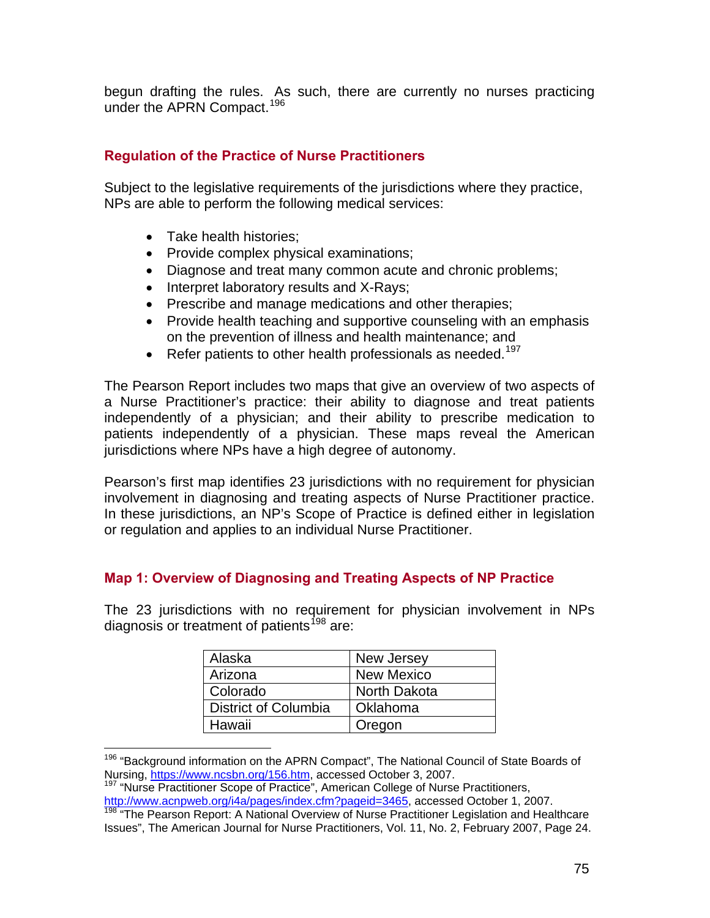begun drafting the rules. As such, there are currently no nurses practicing under the APRN Compact.[196]

## Regulation of the Practice of Nurse Practitioners

Subject to the legislative requirements of the jurisdictions where they practice, NPs are able to perform the following medical services:

- Take health histories;
- Provide complex physical examinations;
- Diagnose and treat many common acute and chronic problems;
- Interpret laboratory results and X-Rays;
- Prescribe and manage medications and other therapies;
- Provide health teaching and supportive counseling with an emphasis on the prevention of illness and health maintenance; and
- Refer patients to other health professionals as needed.[197]

The Pearson Report includes two maps that give an overview of two aspects of a Nurse Practitioner's practice: their ability to diagnose and treat patients independently of a physician; and their ability to prescribe medication to patients independently of a physician. These maps reveal the American jurisdictions where NPs have a high degree of autonomy.

Pearson's first map identifies 23 jurisdictions with no requirement for physician involvement in diagnosing and treating aspects of Nurse Practitioner practice. In these jurisdictions, an NP's Scope of Practice is defined either in legislation or regulation and applies to an individual Nurse Practitioner.

## Map 1: Overview of Diagnosing and Treating Aspects of NP Practice

The 23 jurisdictions with no requirement for physician involvement in NPs diagnosis or treatment of patients[198] are:

| | |
|---|---|
| Alaska | New Jersey |
| Arizona | New Mexico |
| Colorado | North Dakota |
| District of Columbia | Oklahoma |
| Hawaii | Oregon |

[196] "Background information on the APRN Compact", The National Council of State Boards of Nursing, https://www.ncsbn.org/156.htm, accessed October 3, 2007.

[197] "Nurse Practitioner Scope of Practice", American College of Nurse Practitioners, http://www.acnpweb.org/i4a/pages/index.cfm?pageid=3465, accessed October 1, 2007.

[198] "The Pearson Report: A National Overview of Nurse Practitioner Legislation and Healthcare Issues", The American Journal for Nurse Practitioners, Vol. 11, No. 2, February 2007, Page 24.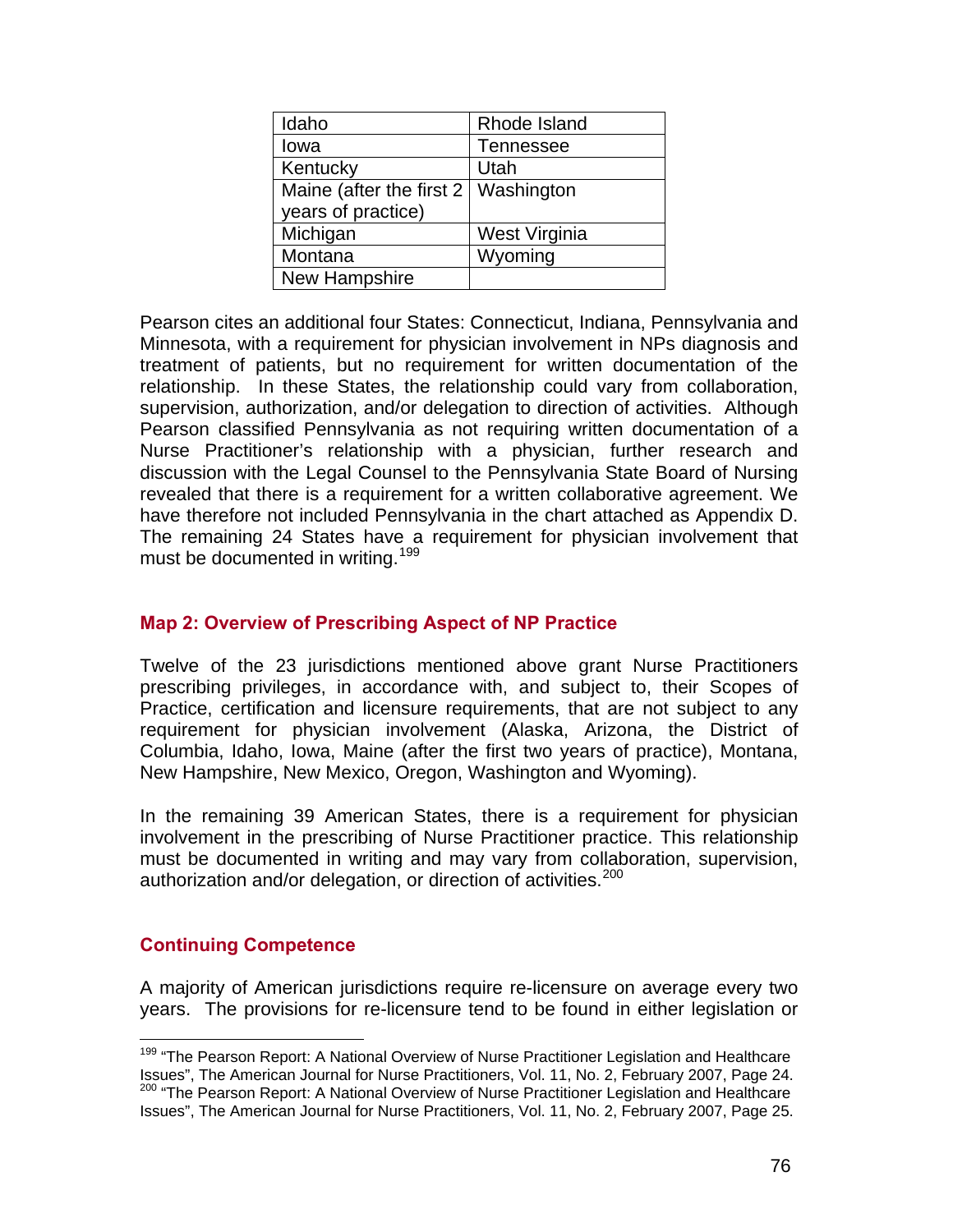| Idaho | Rhode Island |
|---|---|
| Iowa | Tennessee |
| Kentucky | Utah |
| Maine (after the first 2 years of practice) | Washington |
| Michigan | West Virginia |
| Montana | Wyoming |
| New Hampshire | |

Pearson cites an additional four States: Connecticut, Indiana, Pennsylvania and Minnesota, with a requirement for physician involvement in NPs diagnosis and treatment of patients, but no requirement for written documentation of the relationship. In these States, the relationship could vary from collaboration, supervision, authorization, and/or delegation to direction of activities. Although Pearson classified Pennsylvania as not requiring written documentation of a Nurse Practitioner's relationship with a physician, further research and discussion with the Legal Counsel to the Pennsylvania State Board of Nursing revealed that there is a requirement for a written collaborative agreement. We have therefore not included Pennsylvania in the chart attached as Appendix D. The remaining 24 States have a requirement for physician involvement that must be documented in writing.[199]

### Map 2: Overview of Prescribing Aspect of NP Practice

Twelve of the 23 jurisdictions mentioned above grant Nurse Practitioners prescribing privileges, in accordance with, and subject to, their Scopes of Practice, certification and licensure requirements, that are not subject to any requirement for physician involvement (Alaska, Arizona, the District of Columbia, Idaho, Iowa, Maine (after the first two years of practice), Montana, New Hampshire, New Mexico, Oregon, Washington and Wyoming).

In the remaining 39 American States, there is a requirement for physician involvement in the prescribing of Nurse Practitioner practice. This relationship must be documented in writing and may vary from collaboration, supervision, authorization and/or delegation, or direction of activities.[200]

### Continuing Competence

A majority of American jurisdictions require re-licensure on average every two years. The provisions for re-licensure tend to be found in either legislation or

---

[199] "The Pearson Report: A National Overview of Nurse Practitioner Legislation and Healthcare Issues", The American Journal for Nurse Practitioners, Vol. 11, No. 2, February 2007, Page 24.

[200] "The Pearson Report: A National Overview of Nurse Practitioner Legislation and Healthcare Issues", The American Journal for Nurse Practitioners, Vol. 11, No. 2, February 2007, Page 25.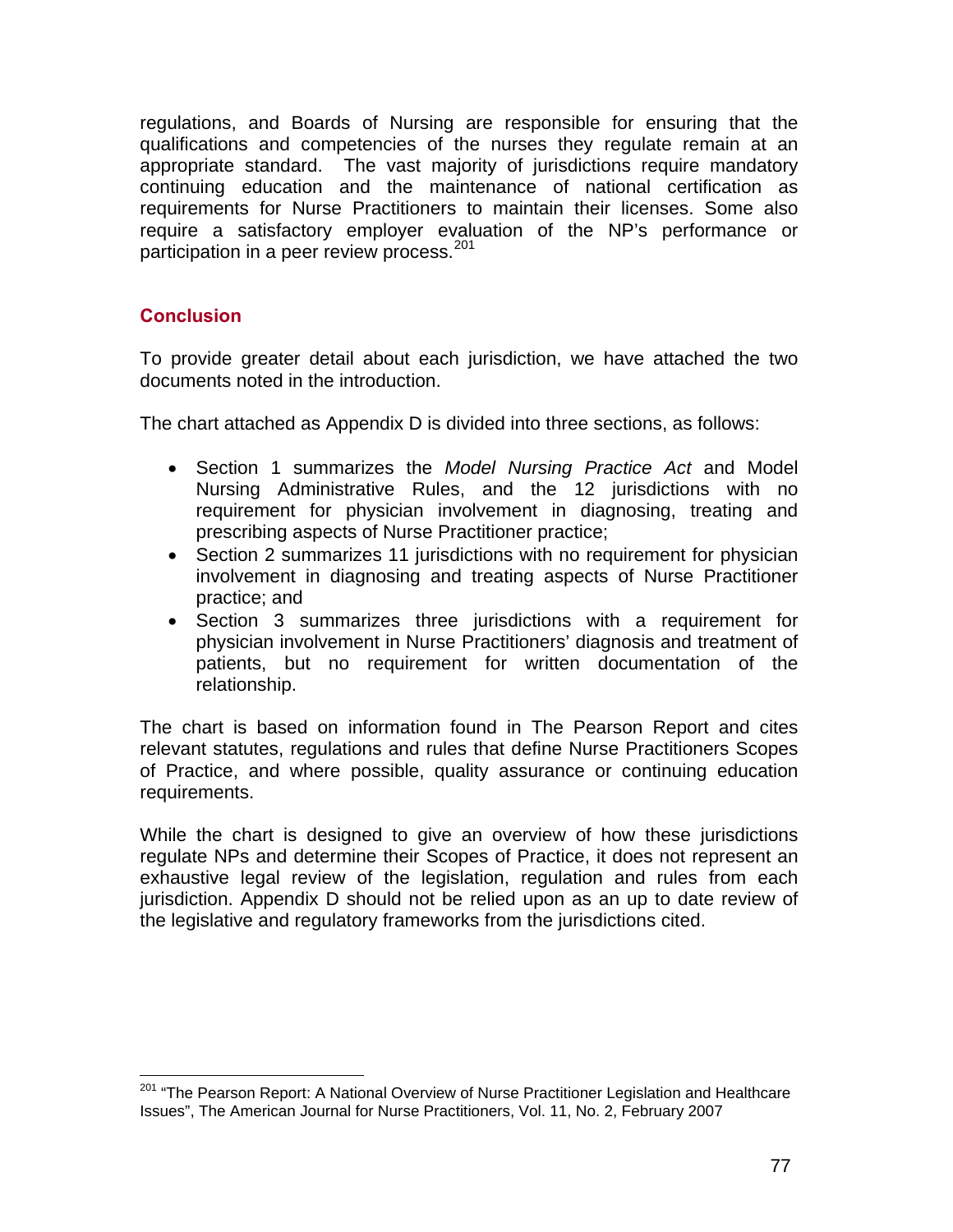regulations, and Boards of Nursing are responsible for ensuring that the qualifications and competencies of the nurses they regulate remain at an appropriate standard. The vast majority of jurisdictions require mandatory continuing education and the maintenance of national certification as requirements for Nurse Practitioners to maintain their licenses. Some also require a satisfactory employer evaluation of the NP's performance or participation in a peer review process.[201]

## Conclusion

To provide greater detail about each jurisdiction, we have attached the two documents noted in the introduction.

The chart attached as Appendix D is divided into three sections, as follows:

- Section 1 summarizes the *Model Nursing Practice Act* and Model Nursing Administrative Rules, and the 12 jurisdictions with no requirement for physician involvement in diagnosing, treating and prescribing aspects of Nurse Practitioner practice;
- Section 2 summarizes 11 jurisdictions with no requirement for physician involvement in diagnosing and treating aspects of Nurse Practitioner practice; and
- Section 3 summarizes three jurisdictions with a requirement for physician involvement in Nurse Practitioners' diagnosis and treatment of patients, but no requirement for written documentation of the relationship.

The chart is based on information found in The Pearson Report and cites relevant statutes, regulations and rules that define Nurse Practitioners Scopes of Practice, and where possible, quality assurance or continuing education requirements.

While the chart is designed to give an overview of how these jurisdictions regulate NPs and determine their Scopes of Practice, it does not represent an exhaustive legal review of the legislation, regulation and rules from each jurisdiction. Appendix D should not be relied upon as an up to date review of the legislative and regulatory frameworks from the jurisdictions cited.

---

[201] "The Pearson Report: A National Overview of Nurse Practitioner Legislation and Healthcare Issues", The American Journal for Nurse Practitioners, Vol. 11, No. 2, February 2007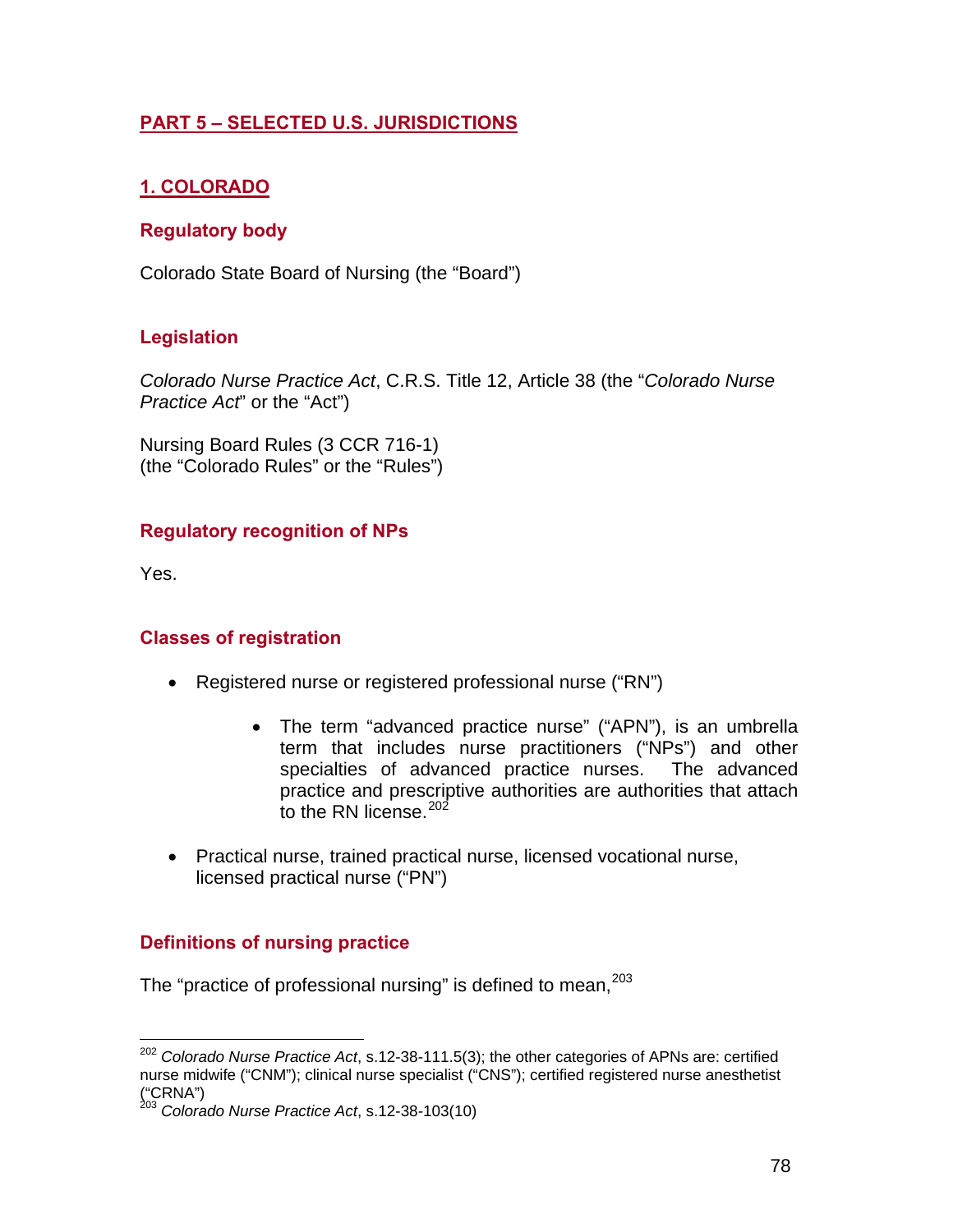## PART 5 – SELECTED U.S. JURISDICTIONS

### 1. COLORADO

#### Regulatory body

Colorado State Board of Nursing (the "Board")

#### Legislation

*Colorado Nurse Practice Act*, C.R.S. Title 12, Article 38 (the "*Colorado Nurse Practice Act*" or the "Act")

Nursing Board Rules (3 CCR 716-1)
(the "Colorado Rules" or the "Rules")

#### Regulatory recognition of NPs

Yes.

#### Classes of registration

- Registered nurse or registered professional nurse ("RN")
  - The term "advanced practice nurse" ("APN"), is an umbrella term that includes nurse practitioners ("NPs") and other specialties of advanced practice nurses. The advanced practice and prescriptive authorities are authorities that attach to the RN license.[202]
- Practical nurse, trained practical nurse, licensed vocational nurse, licensed practical nurse ("PN")

#### Definitions of nursing practice

The "practice of professional nursing" is defined to mean,[203]

---

[202] *Colorado Nurse Practice Act*, s.12-38-111.5(3); the other categories of APNs are: certified nurse midwife ("CNM"); clinical nurse specialist ("CNS"); certified registered nurse anesthetist ("CRNA")

[203] *Colorado Nurse Practice Act*, s.12-38-103(10)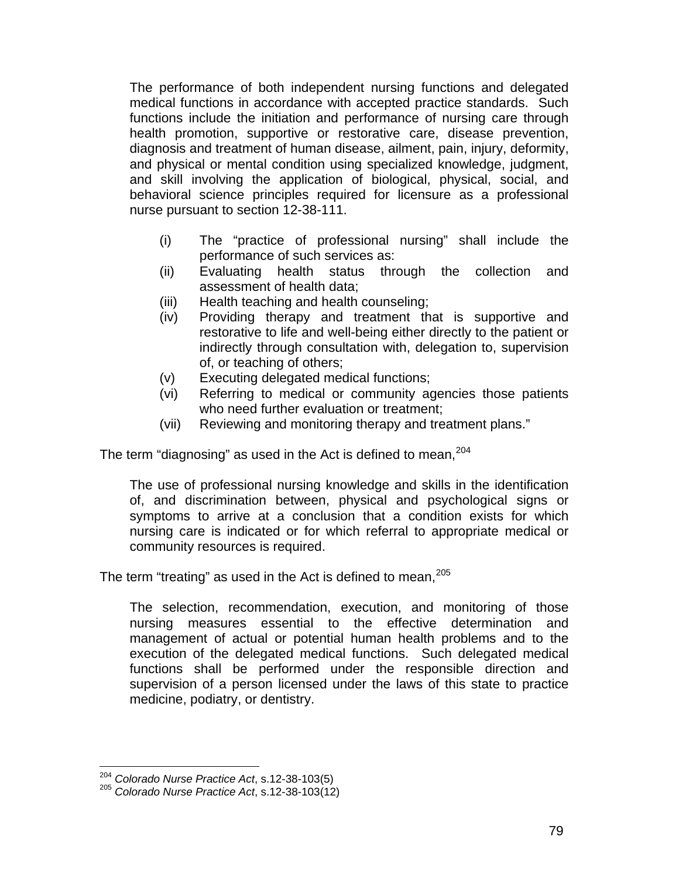> The performance of both independent nursing functions and delegated medical functions in accordance with accepted practice standards. Such functions include the initiation and performance of nursing care through health promotion, supportive or restorative care, disease prevention, diagnosis and treatment of human disease, ailment, pain, injury, deformity, and physical or mental condition using specialized knowledge, judgment, and skill involving the application of biological, physical, social, and behavioral science principles required for licensure as a professional nurse pursuant to section 12-38-111.
>
> (i) The "practice of professional nursing" shall include the performance of such services as:
> (ii) Evaluating health status through the collection and assessment of health data;
> (iii) Health teaching and health counseling;
> (iv) Providing therapy and treatment that is supportive and restorative to life and well-being either directly to the patient or indirectly through consultation with, delegation to, supervision of, or teaching of others;
> (v) Executing delegated medical functions;
> (vi) Referring to medical or community agencies those patients who need further evaluation or treatment;
> (vii) Reviewing and monitoring therapy and treatment plans."

The term "diagnosing" as used in the Act is defined to mean,[204]

> The use of professional nursing knowledge and skills in the identification of, and discrimination between, physical and psychological signs or symptoms to arrive at a conclusion that a condition exists for which nursing care is indicated or for which referral to appropriate medical or community resources is required.

The term "treating" as used in the Act is defined to mean,[205]

> The selection, recommendation, execution, and monitoring of those nursing measures essential to the effective determination and management of actual or potential human health problems and to the execution of the delegated medical functions. Such delegated medical functions shall be performed under the responsible direction and supervision of a person licensed under the laws of this state to practice medicine, podiatry, or dentistry.

---

[204] *Colorado Nurse Practice Act*, s.12-38-103(5)

[205] *Colorado Nurse Practice Act*, s.12-38-103(12)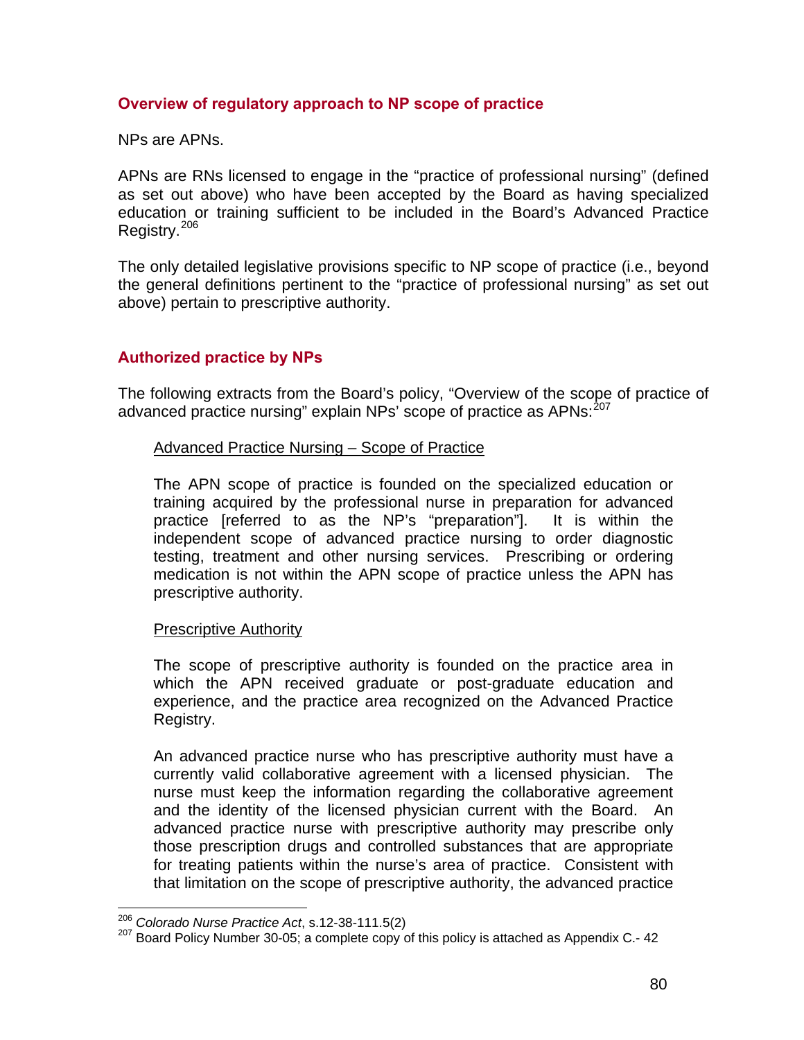### Overview of regulatory approach to NP scope of practice

NPs are APNs.

APNs are RNs licensed to engage in the "practice of professional nursing" (defined as set out above) who have been accepted by the Board as having specialized education or training sufficient to be included in the Board's Advanced Practice Registry.[206]

The only detailed legislative provisions specific to NP scope of practice (i.e., beyond the general definitions pertinent to the "practice of professional nursing" as set out above) pertain to prescriptive authority.

### Authorized practice by NPs

The following extracts from the Board's policy, "Overview of the scope of practice of advanced practice nursing" explain NPs' scope of practice as APNs:[207]

> <u>Advanced Practice Nursing – Scope of Practice</u>
>
> The APN scope of practice is founded on the specialized education or training acquired by the professional nurse in preparation for advanced practice [referred to as the NP's "preparation"]. It is within the independent scope of advanced practice nursing to order diagnostic testing, treatment and other nursing services. Prescribing or ordering medication is not within the APN scope of practice unless the APN has prescriptive authority.
>
> <u>Prescriptive Authority</u>
>
> The scope of prescriptive authority is founded on the practice area in which the APN received graduate or post-graduate education and experience, and the practice area recognized on the Advanced Practice Registry.
>
> An advanced practice nurse who has prescriptive authority must have a currently valid collaborative agreement with a licensed physician. The nurse must keep the information regarding the collaborative agreement and the identity of the licensed physician current with the Board. An advanced practice nurse with prescriptive authority may prescribe only those prescription drugs and controlled substances that are appropriate for treating patients within the nurse's area of practice. Consistent with that limitation on the scope of prescriptive authority, the advanced practice

---

[206] *Colorado Nurse Practice Act*, s.12-38-111.5(2)

[207] Board Policy Number 30-05; a complete copy of this policy is attached as Appendix C.- 42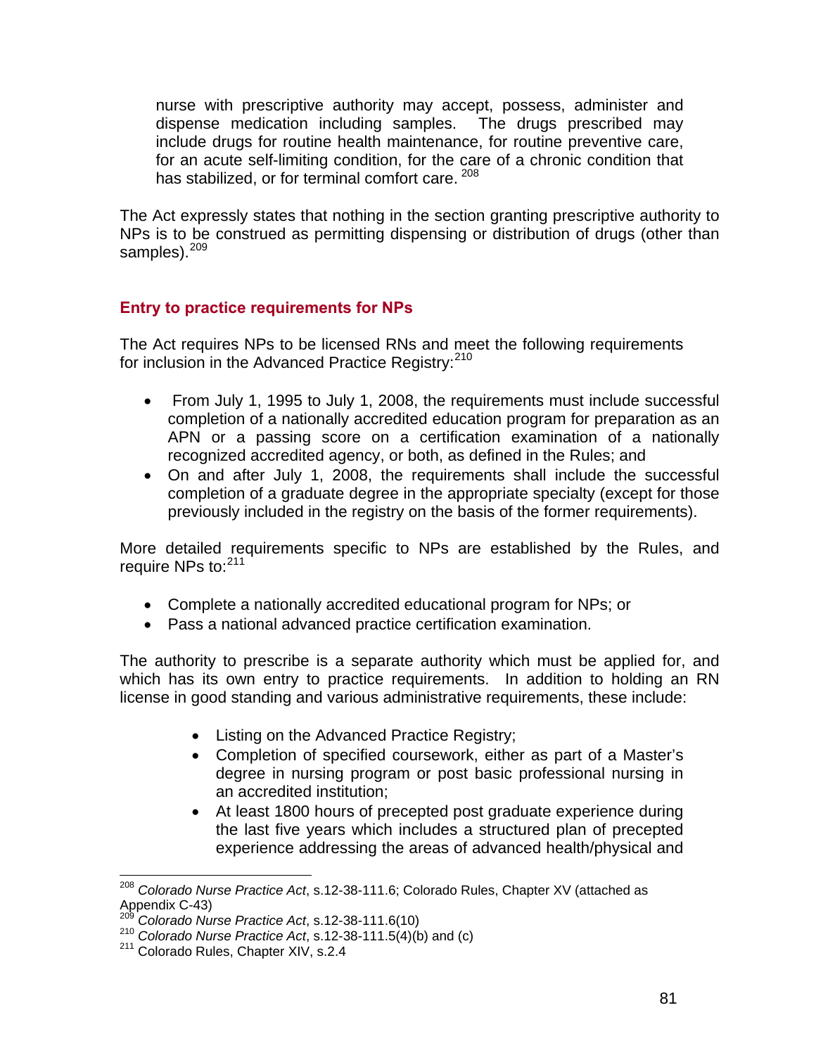nurse with prescriptive authority may accept, possess, administer and dispense medication including samples. The drugs prescribed may include drugs for routine health maintenance, for routine preventive care, for an acute self-limiting condition, for the care of a chronic condition that has stabilized, or for terminal comfort care. [208]

The Act expressly states that nothing in the section granting prescriptive authority to NPs is to be construed as permitting dispensing or distribution of drugs (other than samples).[209]

### Entry to practice requirements for NPs

The Act requires NPs to be licensed RNs and meet the following requirements for inclusion in the Advanced Practice Registry:[210]

- From July 1, 1995 to July 1, 2008, the requirements must include successful completion of a nationally accredited education program for preparation as an APN or a passing score on a certification examination of a nationally recognized accredited agency, or both, as defined in the Rules; and
- On and after July 1, 2008, the requirements shall include the successful completion of a graduate degree in the appropriate specialty (except for those previously included in the registry on the basis of the former requirements).

More detailed requirements specific to NPs are established by the Rules, and require NPs to:[211]

- Complete a nationally accredited educational program for NPs; or
- Pass a national advanced practice certification examination.

The authority to prescribe is a separate authority which must be applied for, and which has its own entry to practice requirements. In addition to holding an RN license in good standing and various administrative requirements, these include:

- Listing on the Advanced Practice Registry;
- Completion of specified coursework, either as part of a Master's degree in nursing program or post basic professional nursing in an accredited institution;
- At least 1800 hours of precepted post graduate experience during the last five years which includes a structured plan of precepted experience addressing the areas of advanced health/physical and

---

[208] *Colorado Nurse Practice Act*, s.12-38-111.6; Colorado Rules, Chapter XV (attached as Appendix C-43)

[209] *Colorado Nurse Practice Act*, s.12-38-111.6(10)

[210] *Colorado Nurse Practice Act*, s.12-38-111.5(4)(b) and (c)

[211] Colorado Rules, Chapter XIV, s.2.4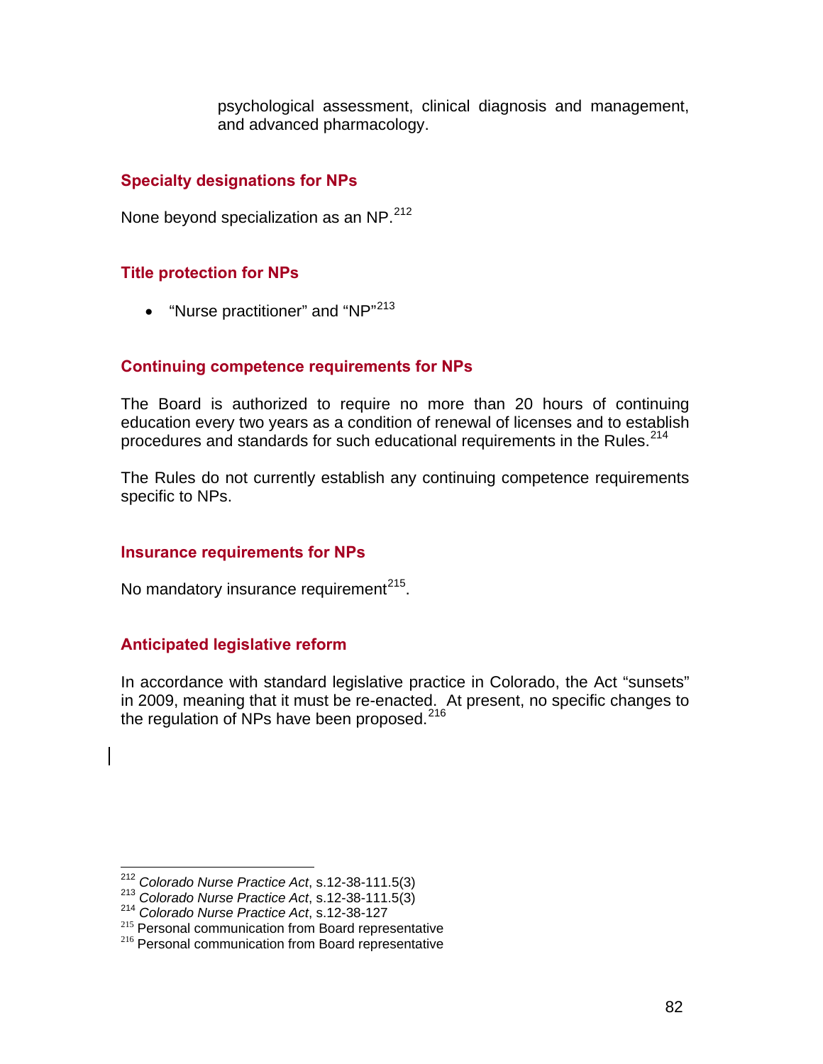psychological assessment, clinical diagnosis and management, and advanced pharmacology.

### Specialty designations for NPs

None beyond specialization as an NP.[212]

### Title protection for NPs

- "Nurse practitioner" and "NP"[213]

### Continuing competence requirements for NPs

The Board is authorized to require no more than 20 hours of continuing education every two years as a condition of renewal of licenses and to establish procedures and standards for such educational requirements in the Rules.[214]

The Rules do not currently establish any continuing competence requirements specific to NPs.

### Insurance requirements for NPs

No mandatory insurance requirement[215].

### Anticipated legislative reform

In accordance with standard legislative practice in Colorado, the Act "sunsets" in 2009, meaning that it must be re-enacted. At present, no specific changes to the regulation of NPs have been proposed.[216]

---

[212] *Colorado Nurse Practice Act*, s.12-38-111.5(3)
[213] *Colorado Nurse Practice Act*, s.12-38-111.5(3)
[214] *Colorado Nurse Practice Act*, s.12-38-127
[215] Personal communication from Board representative
[216] Personal communication from Board representative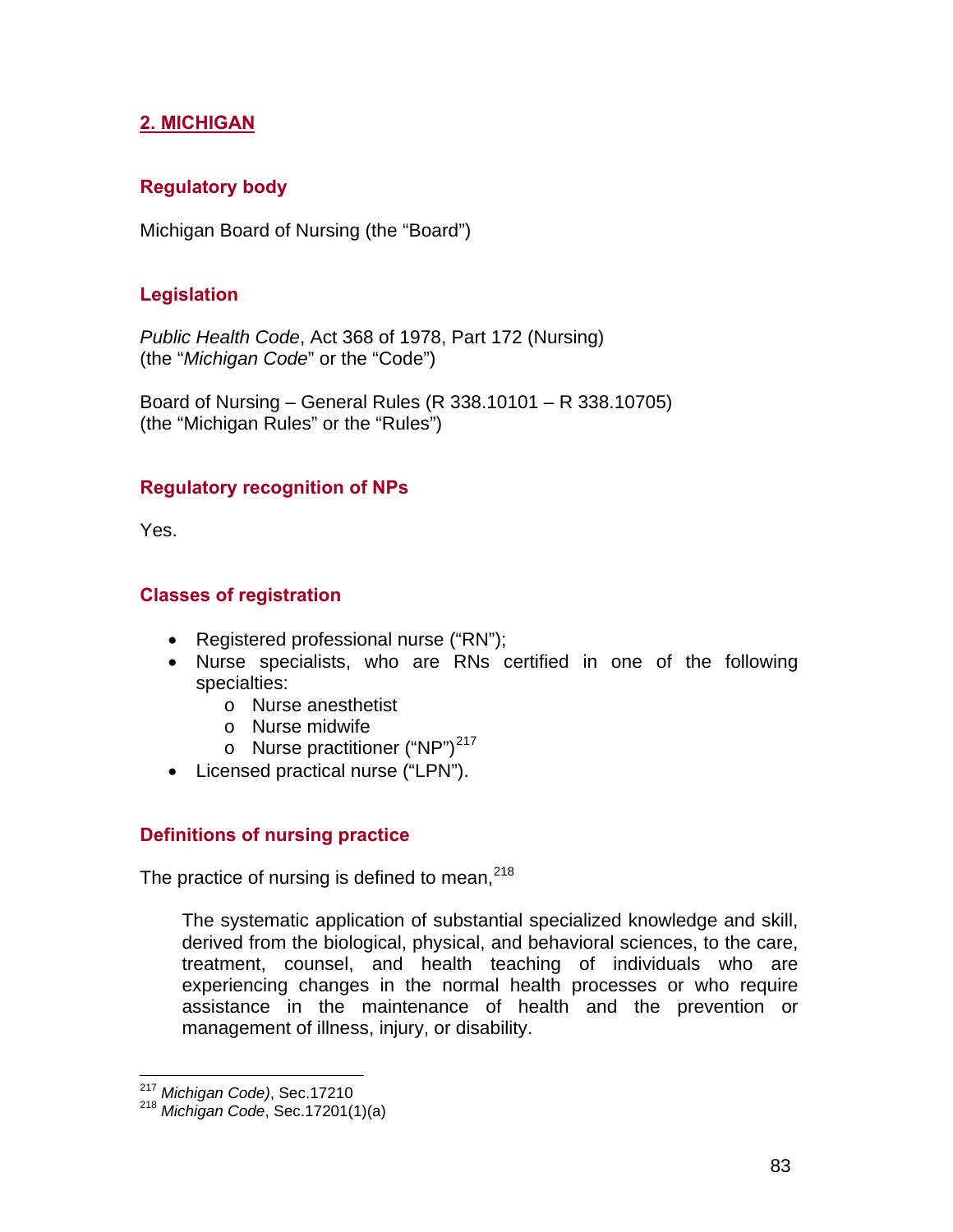## 2. MICHIGAN

### Regulatory body

Michigan Board of Nursing (the "Board")

### Legislation

*Public Health Code*, Act 368 of 1978, Part 172 (Nursing)
(the "*Michigan Code*" or the "Code")

Board of Nursing – General Rules (R 338.10101 – R 338.10705)
(the "Michigan Rules" or the "Rules")

### Regulatory recognition of NPs

Yes.

### Classes of registration

- Registered professional nurse ("RN");
- Nurse specialists, who are RNs certified in one of the following specialties:
    - Nurse anesthetist
    - Nurse midwife
    - Nurse practitioner ("NP")[217]
- Licensed practical nurse ("LPN").

### Definitions of nursing practice

The practice of nursing is defined to mean,[218]

> The systematic application of substantial specialized knowledge and skill, derived from the biological, physical, and behavioral sciences, to the care, treatment, counsel, and health teaching of individuals who are experiencing changes in the normal health processes or who require assistance in the maintenance of health and the prevention or management of illness, injury, or disability.

---

[217] *Michigan Code)*, Sec.17210
[218] *Michigan Code*, Sec.17201(1)(a)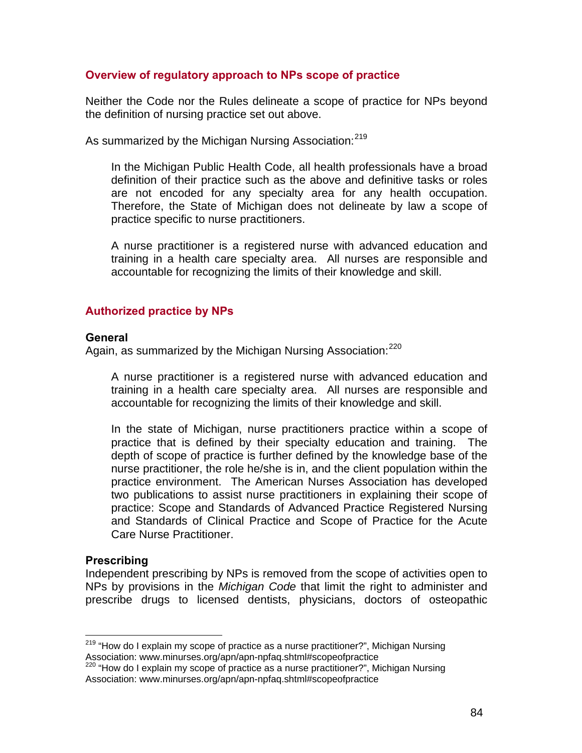## Overview of regulatory approach to NPs scope of practice

Neither the Code nor the Rules delineate a scope of practice for NPs beyond the definition of nursing practice set out above.

As summarized by the Michigan Nursing Association:[219]

> In the Michigan Public Health Code, all health professionals have a broad definition of their practice such as the above and definitive tasks or roles are not encoded for any specialty area for any health occupation. Therefore, the State of Michigan does not delineate by law a scope of practice specific to nurse practitioners.
>
> A nurse practitioner is a registered nurse with advanced education and training in a health care specialty area. All nurses are responsible and accountable for recognizing the limits of their knowledge and skill.

## Authorized practice by NPs

### General

Again, as summarized by the Michigan Nursing Association:[220]

> A nurse practitioner is a registered nurse with advanced education and training in a health care specialty area. All nurses are responsible and accountable for recognizing the limits of their knowledge and skill.
>
> In the state of Michigan, nurse practitioners practice within a scope of practice that is defined by their specialty education and training. The depth of scope of practice is further defined by the knowledge base of the nurse practitioner, the role he/she is in, and the client population within the practice environment. The American Nurses Association has developed two publications to assist nurse practitioners in explaining their scope of practice: Scope and Standards of Advanced Practice Registered Nursing and Standards of Clinical Practice and Scope of Practice for the Acute Care Nurse Practitioner.

### Prescribing

Independent prescribing by NPs is removed from the scope of activities open to NPs by provisions in the *Michigan Code* that limit the right to administer and prescribe drugs to licensed dentists, physicians, doctors of osteopathic

---

[219] "How do I explain my scope of practice as a nurse practitioner?", Michigan Nursing Association: www.minurses.org/apn/apn-npfaq.shtml#scopeofpractice

[220] "How do I explain my scope of practice as a nurse practitioner?", Michigan Nursing Association: www.minurses.org/apn/apn-npfaq.shtml#scopeofpractice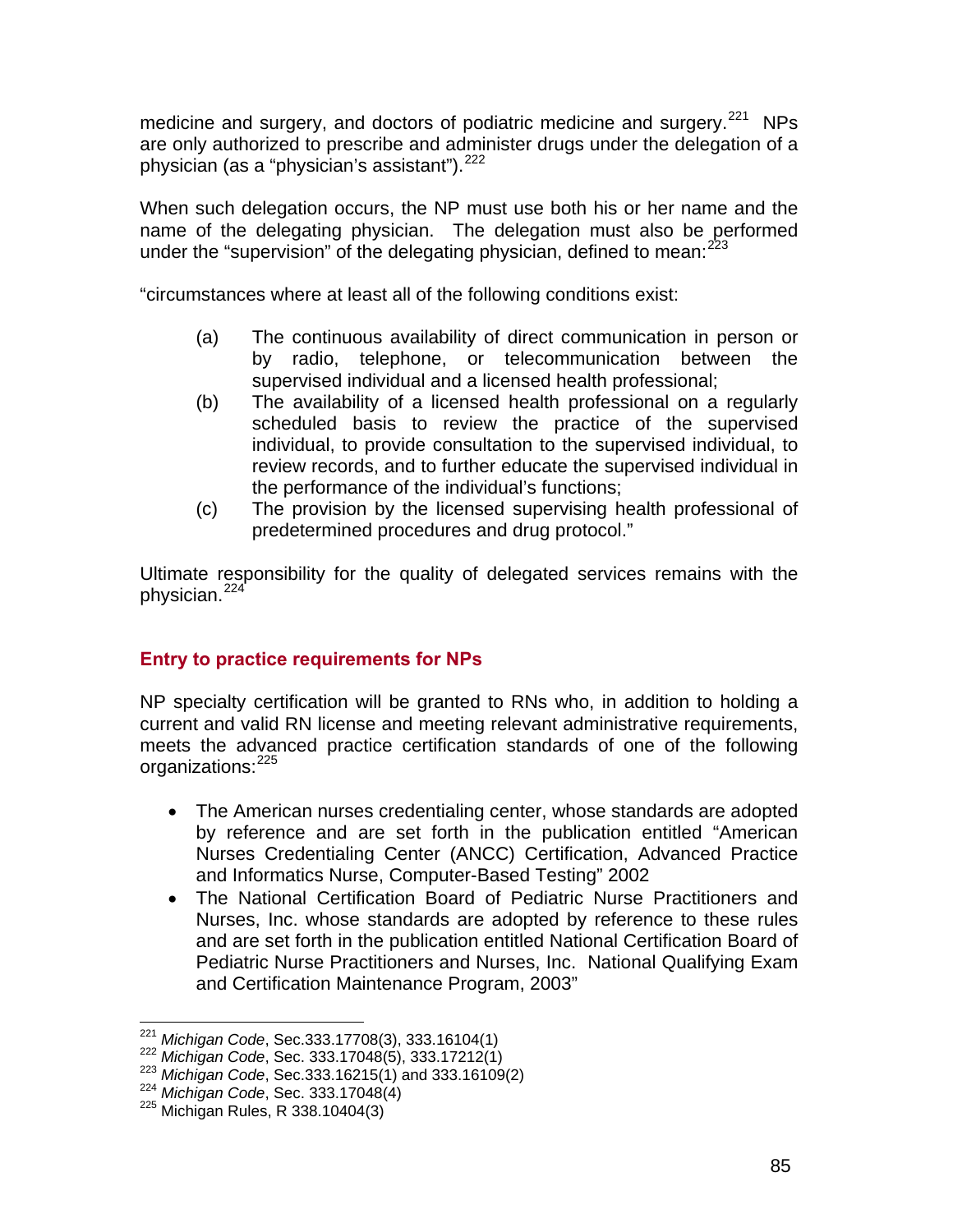medicine and surgery, and doctors of podiatric medicine and surgery.[221] NPs are only authorized to prescribe and administer drugs under the delegation of a physician (as a "physician's assistant").[222]

When such delegation occurs, the NP must use both his or her name and the name of the delegating physician. The delegation must also be performed under the "supervision" of the delegating physician, defined to mean:[223]

"circumstances where at least all of the following conditions exist:

- (a) The continuous availability of direct communication in person or by radio, telephone, or telecommunication between the supervised individual and a licensed health professional;
- (b) The availability of a licensed health professional on a regularly scheduled basis to review the practice of the supervised individual, to provide consultation to the supervised individual, to review records, and to further educate the supervised individual in the performance of the individual's functions;
- (c) The provision by the licensed supervising health professional of predetermined procedures and drug protocol."

Ultimate responsibility for the quality of delegated services remains with the physician.[224]

### Entry to practice requirements for NPs

NP specialty certification will be granted to RNs who, in addition to holding a current and valid RN license and meeting relevant administrative requirements, meets the advanced practice certification standards of one of the following organizations:[225]

- The American nurses credentialing center, whose standards are adopted by reference and are set forth in the publication entitled "American Nurses Credentialing Center (ANCC) Certification, Advanced Practice and Informatics Nurse, Computer-Based Testing" 2002
- The National Certification Board of Pediatric Nurse Practitioners and Nurses, Inc. whose standards are adopted by reference to these rules and are set forth in the publication entitled National Certification Board of Pediatric Nurse Practitioners and Nurses, Inc. National Qualifying Exam and Certification Maintenance Program, 2003"

---

[221] *Michigan Code*, Sec.333.17708(3), 333.16104(1)
[222] *Michigan Code*, Sec. 333.17048(5), 333.17212(1)
[223] *Michigan Code*, Sec.333.16215(1) and 333.16109(2)
[224] *Michigan Code*, Sec. 333.17048(4)
[225] Michigan Rules, R 338.10404(3)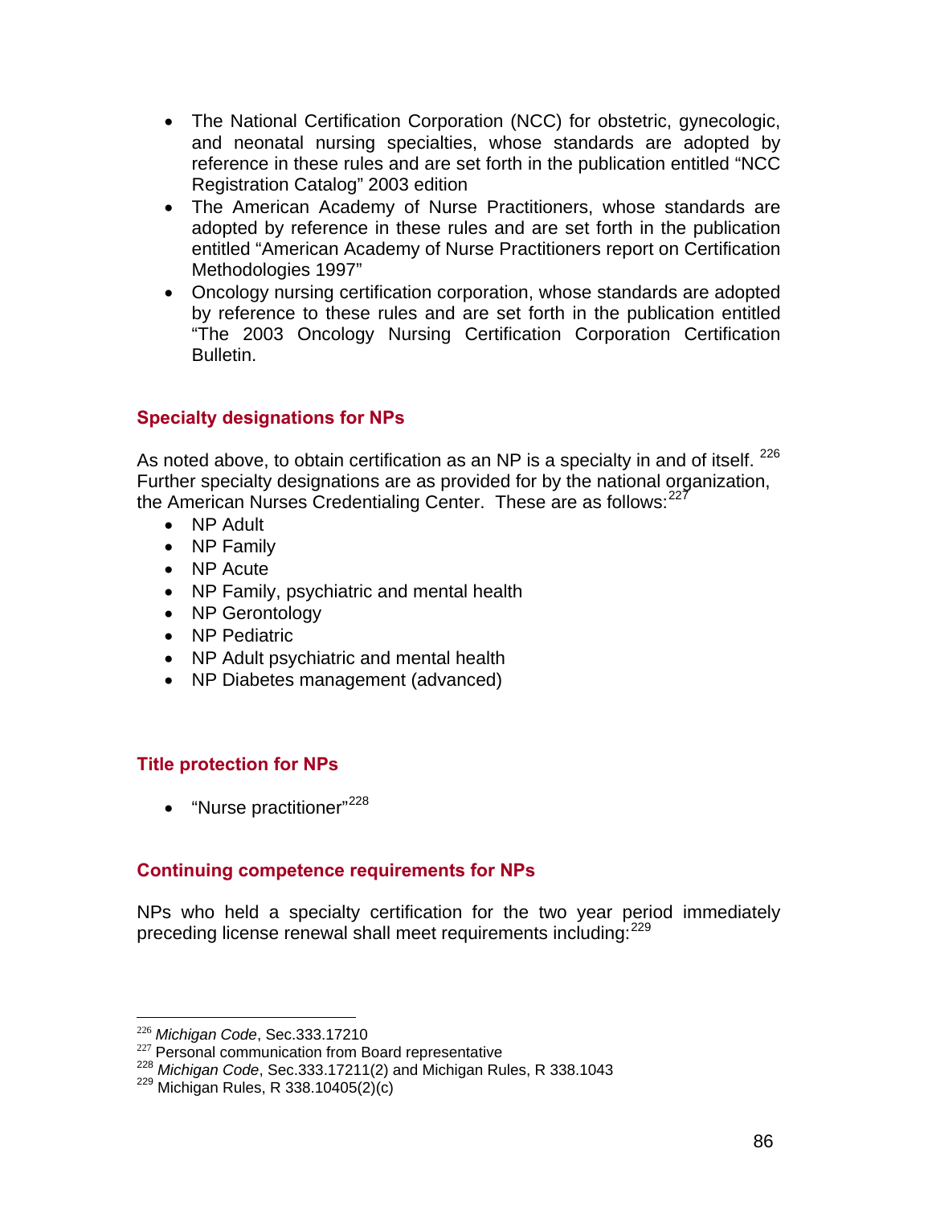- The National Certification Corporation (NCC) for obstetric, gynecologic, and neonatal nursing specialties, whose standards are adopted by reference in these rules and are set forth in the publication entitled "NCC Registration Catalog" 2003 edition
- The American Academy of Nurse Practitioners, whose standards are adopted by reference in these rules and are set forth in the publication entitled "American Academy of Nurse Practitioners report on Certification Methodologies 1997"
- Oncology nursing certification corporation, whose standards are adopted by reference to these rules and are set forth in the publication entitled "The 2003 Oncology Nursing Certification Corporation Certification Bulletin.

### Specialty designations for NPs

As noted above, to obtain certification as an NP is a specialty in and of itself. [226] Further specialty designations are as provided for by the national organization, the American Nurses Credentialing Center. These are as follows:[227]

- NP Adult
- NP Family
- NP Acute
- NP Family, psychiatric and mental health
- NP Gerontology
- NP Pediatric
- NP Adult psychiatric and mental health
- NP Diabetes management (advanced)

### Title protection for NPs

- "Nurse practitioner"[228]

### Continuing competence requirements for NPs

NPs who held a specialty certification for the two year period immediately preceding license renewal shall meet requirements including:[229]

---

[226] *Michigan Code*, Sec.333.17210
[227] Personal communication from Board representative
[228] *Michigan Code*, Sec.333.17211(2) and Michigan Rules, R 338.1043
[229] Michigan Rules, R 338.10405(2)(c)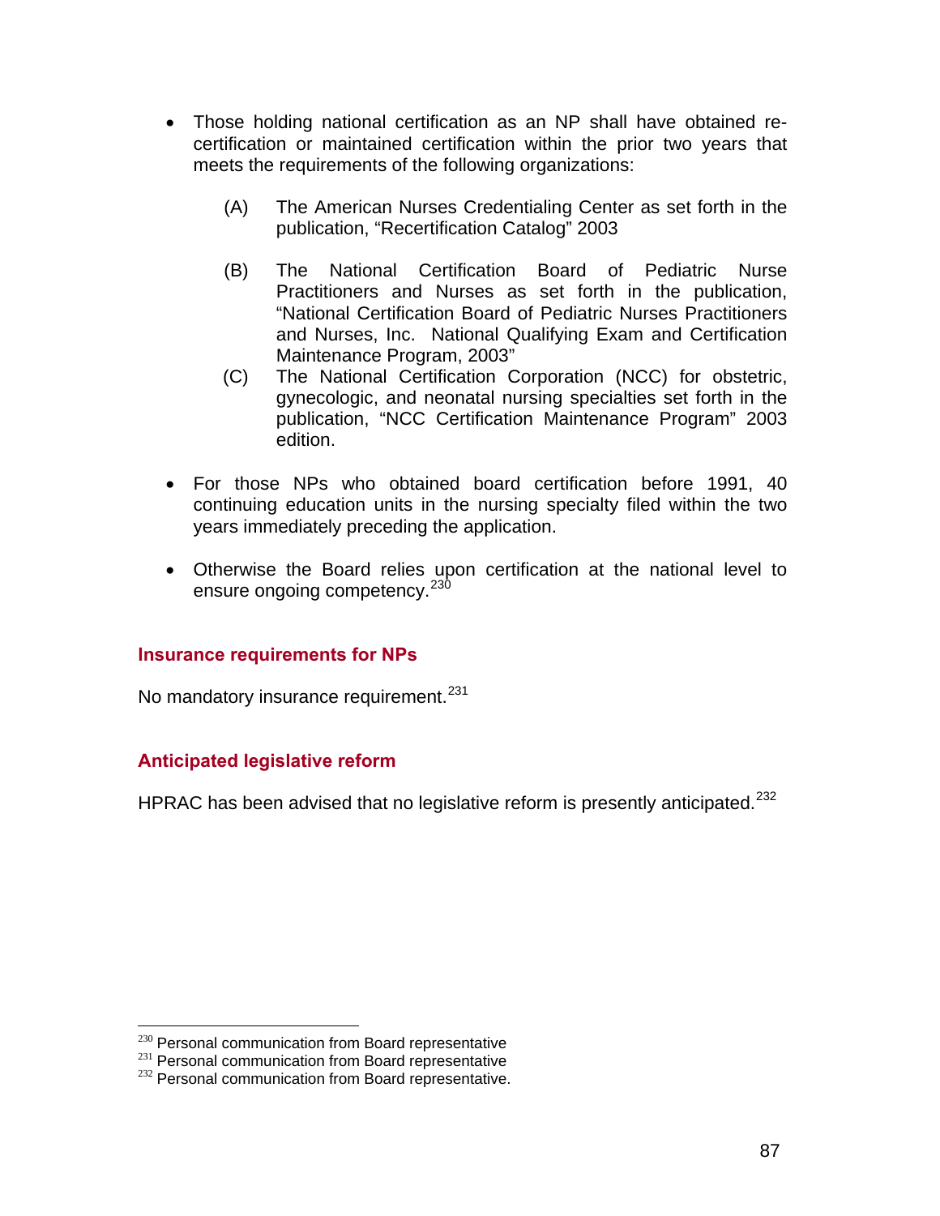- Those holding national certification as an NP shall have obtained re-certification or maintained certification within the prior two years that meets the requirements of the following organizations:

  (A) The American Nurses Credentialing Center as set forth in the publication, "Recertification Catalog" 2003

  (B) The National Certification Board of Pediatric Nurse Practitioners and Nurses as set forth in the publication, "National Certification Board of Pediatric Nurses Practitioners and Nurses, Inc. National Qualifying Exam and Certification Maintenance Program, 2003"

  (C) The National Certification Corporation (NCC) for obstetric, gynecologic, and neonatal nursing specialties set forth in the publication, "NCC Certification Maintenance Program" 2003 edition.

- For those NPs who obtained board certification before 1991, 40 continuing education units in the nursing specialty filed within the two years immediately preceding the application.

- Otherwise the Board relies upon certification at the national level to ensure ongoing competency.[230]

### Insurance requirements for NPs

No mandatory insurance requirement.[231]

### Anticipated legislative reform

HPRAC has been advised that no legislative reform is presently anticipated.[232]

---

[230] Personal communication from Board representative

[231] Personal communication from Board representative

[232] Personal communication from Board representative.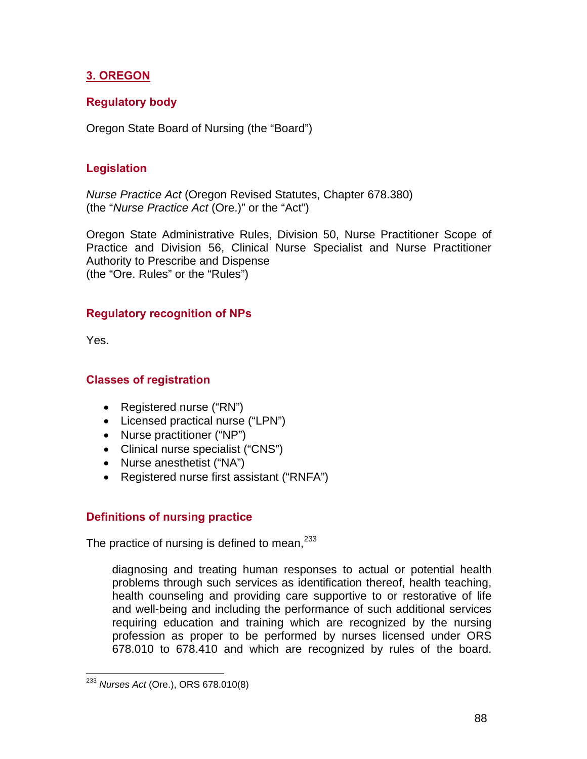## 3. OREGON

### Regulatory body

Oregon State Board of Nursing (the "Board")

### Legislation

*Nurse Practice Act* (Oregon Revised Statutes, Chapter 678.380)
(the "*Nurse Practice Act* (Ore.)" or the "Act")

Oregon State Administrative Rules, Division 50, Nurse Practitioner Scope of Practice and Division 56, Clinical Nurse Specialist and Nurse Practitioner Authority to Prescribe and Dispense
(the "Ore. Rules" or the "Rules")

### Regulatory recognition of NPs

Yes.

### Classes of registration

- Registered nurse ("RN")
- Licensed practical nurse ("LPN")
- Nurse practitioner ("NP")
- Clinical nurse specialist ("CNS")
- Nurse anesthetist ("NA")
- Registered nurse first assistant ("RNFA")

### Definitions of nursing practice

The practice of nursing is defined to mean,[233]

> diagnosing and treating human responses to actual or potential health problems through such services as identification thereof, health teaching, health counseling and providing care supportive to or restorative of life and well-being and including the performance of such additional services requiring education and training which are recognized by the nursing profession as proper to be performed by nurses licensed under ORS 678.010 to 678.410 and which are recognized by rules of the board.

---

[233] *Nurses Act* (Ore.), ORS 678.010(8)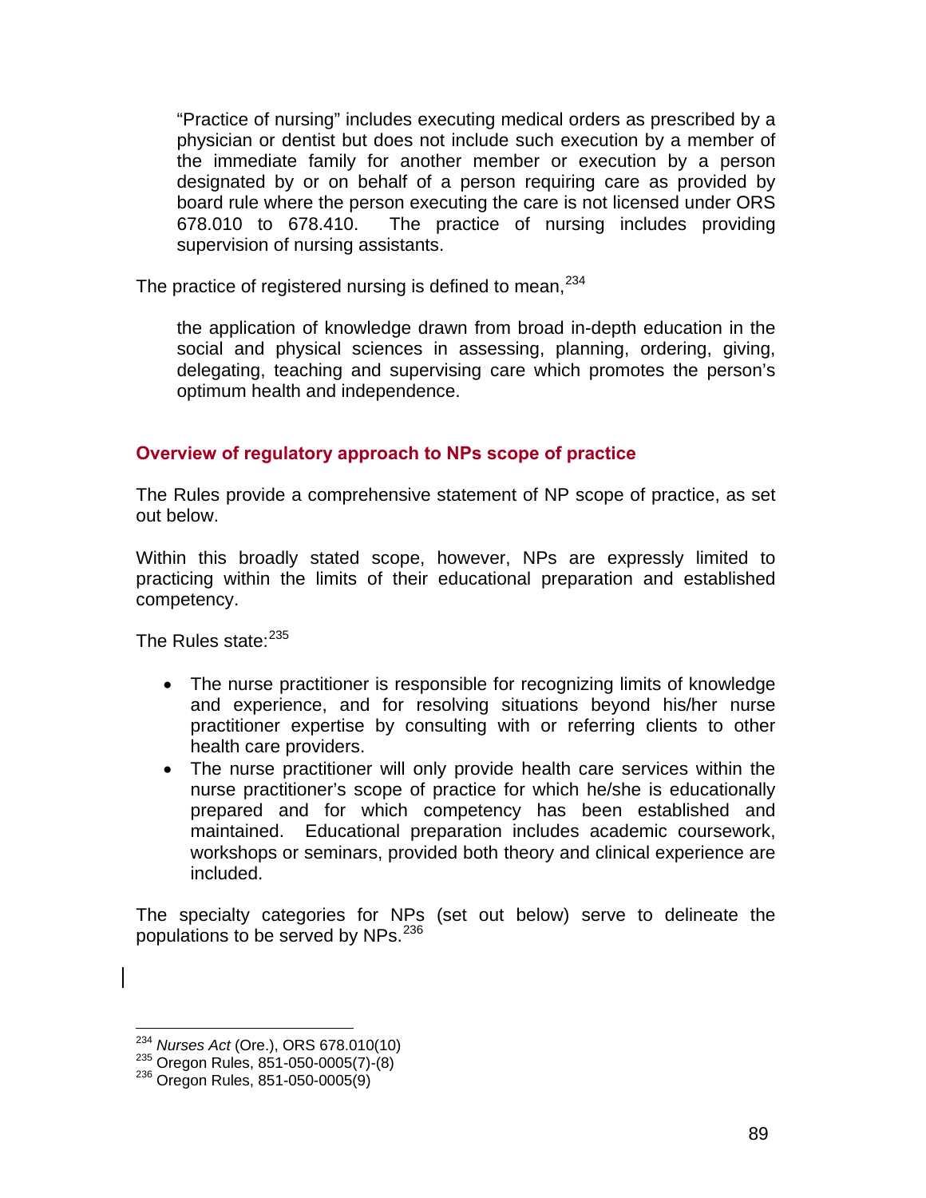> "Practice of nursing" includes executing medical orders as prescribed by a physician or dentist but does not include such execution by a member of the immediate family for another member or execution by a person designated by or on behalf of a person requiring care as provided by board rule where the person executing the care is not licensed under ORS 678.010 to 678.410. The practice of nursing includes providing supervision of nursing assistants.

The practice of registered nursing is defined to mean,[234]

> the application of knowledge drawn from broad in-depth education in the social and physical sciences in assessing, planning, ordering, giving, delegating, teaching and supervising care which promotes the person's optimum health and independence.

### Overview of regulatory approach to NPs scope of practice

The Rules provide a comprehensive statement of NP scope of practice, as set out below.

Within this broadly stated scope, however, NPs are expressly limited to practicing within the limits of their educational preparation and established competency.

The Rules state:[235]

- The nurse practitioner is responsible for recognizing limits of knowledge and experience, and for resolving situations beyond his/her nurse practitioner expertise by consulting with or referring clients to other health care providers.
- The nurse practitioner will only provide health care services within the nurse practitioner's scope of practice for which he/she is educationally prepared and for which competency has been established and maintained. Educational preparation includes academic coursework, workshops or seminars, provided both theory and clinical experience are included.

The specialty categories for NPs (set out below) serve to delineate the populations to be served by NPs.[236]

---

[234] *Nurses Act* (Ore.), ORS 678.010(10)
[235] Oregon Rules, 851-050-0005(7)-(8)
[236] Oregon Rules, 851-050-0005(9)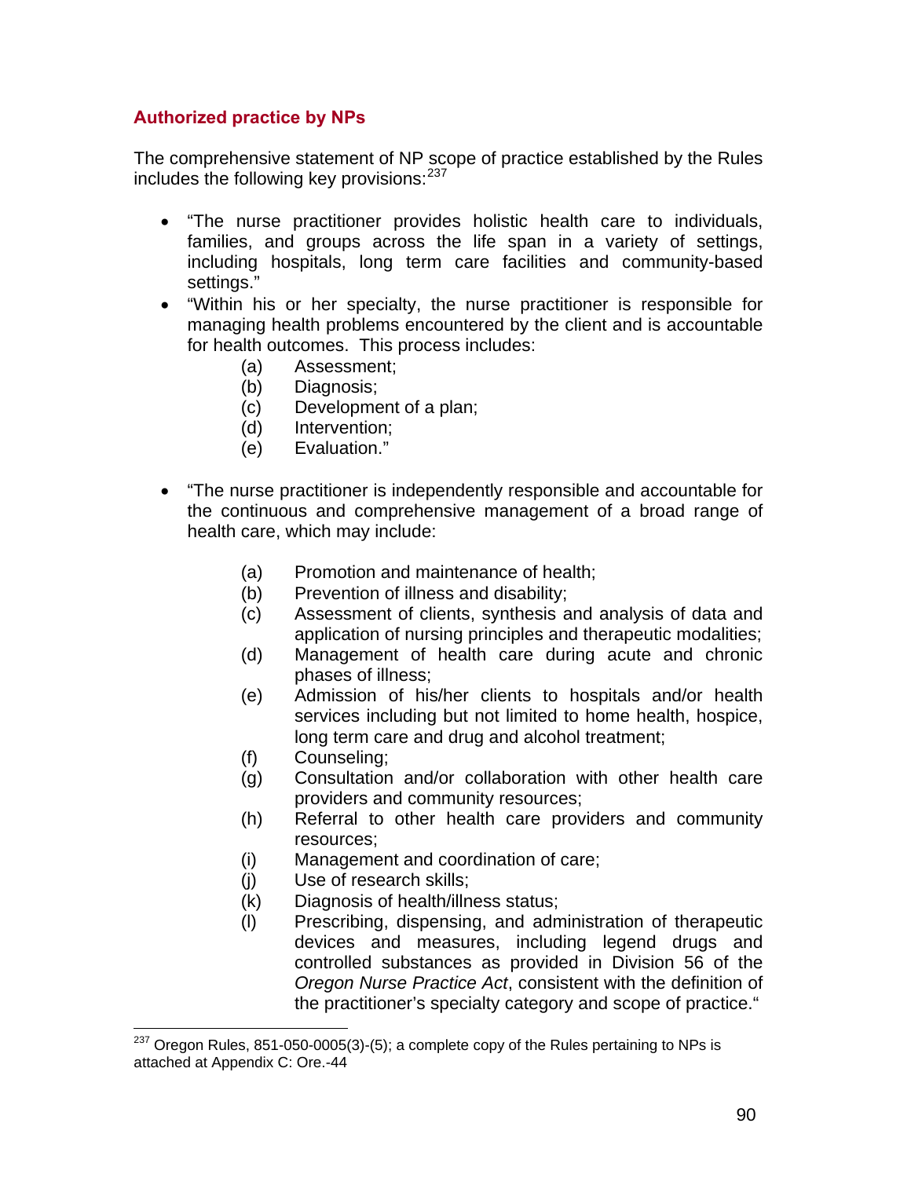## Authorized practice by NPs

The comprehensive statement of NP scope of practice established by the Rules includes the following key provisions:[237]

- "The nurse practitioner provides holistic health care to individuals, families, and groups across the life span in a variety of settings, including hospitals, long term care facilities and community-based settings."
- "Within his or her specialty, the nurse practitioner is responsible for managing health problems encountered by the client and is accountable for health outcomes. This process includes:
  - (a) Assessment;
  - (b) Diagnosis;
  - (c) Development of a plan;
  - (d) Intervention;
  - (e) Evaluation."
- "The nurse practitioner is independently responsible and accountable for the continuous and comprehensive management of a broad range of health care, which may include:
  - (a) Promotion and maintenance of health;
  - (b) Prevention of illness and disability;
  - (c) Assessment of clients, synthesis and analysis of data and application of nursing principles and therapeutic modalities;
  - (d) Management of health care during acute and chronic phases of illness;
  - (e) Admission of his/her clients to hospitals and/or health services including but not limited to home health, hospice, long term care and drug and alcohol treatment;
  - (f) Counseling;
  - (g) Consultation and/or collaboration with other health care providers and community resources;
  - (h) Referral to other health care providers and community resources;
  - (i) Management and coordination of care;
  - (j) Use of research skills;
  - (k) Diagnosis of health/illness status;
  - (l) Prescribing, dispensing, and administration of therapeutic devices and measures, including legend drugs and controlled substances as provided in Division 56 of the *Oregon Nurse Practice Act*, consistent with the definition of the practitioner's specialty category and scope of practice."

---

[237] Oregon Rules, 851-050-0005(3)-(5); a complete copy of the Rules pertaining to NPs is attached at Appendix C: Ore.-44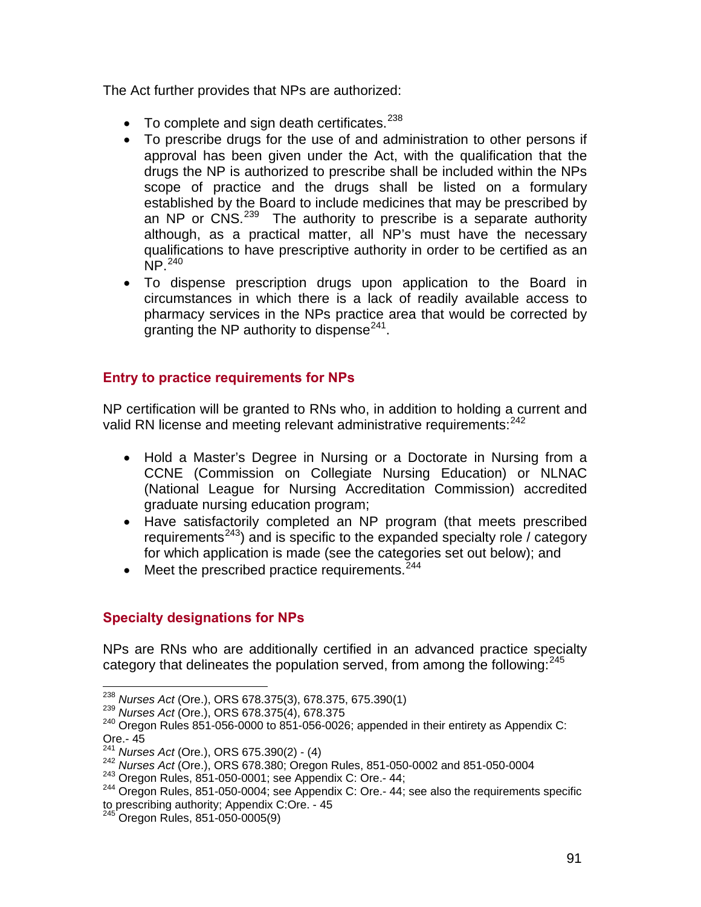The Act further provides that NPs are authorized:

- To complete and sign death certificates.[238]
- To prescribe drugs for the use of and administration to other persons if approval has been given under the Act, with the qualification that the drugs the NP is authorized to prescribe shall be included within the NPs scope of practice and the drugs shall be listed on a formulary established by the Board to include medicines that may be prescribed by an NP or CNS.[239] The authority to prescribe is a separate authority although, as a practical matter, all NP's must have the necessary qualifications to have prescriptive authority in order to be certified as an NP.[240]
- To dispense prescription drugs upon application to the Board in circumstances in which there is a lack of readily available access to pharmacy services in the NPs practice area that would be corrected by granting the NP authority to dispense[241].

### Entry to practice requirements for NPs

NP certification will be granted to RNs who, in addition to holding a current and valid RN license and meeting relevant administrative requirements:[242]

- Hold a Master's Degree in Nursing or a Doctorate in Nursing from a CCNE (Commission on Collegiate Nursing Education) or NLNAC (National League for Nursing Accreditation Commission) accredited graduate nursing education program;
- Have satisfactorily completed an NP program (that meets prescribed requirements[243]) and is specific to the expanded specialty role / category for which application is made (see the categories set out below); and
- Meet the prescribed practice requirements.[244]

### Specialty designations for NPs

NPs are RNs who are additionally certified in an advanced practice specialty category that delineates the population served, from among the following:[245]

---

[238] *Nurses Act* (Ore.), ORS 678.375(3), 678.375, 675.390(1)
[239] *Nurses Act* (Ore.), ORS 678.375(4), 678.375
[240] Oregon Rules 851-056-0000 to 851-056-0026; appended in their entirety as Appendix C: Ore.- 45
[241] *Nurses Act* (Ore.), ORS 675.390(2) - (4)
[242] *Nurses Act* (Ore.), ORS 678.380; Oregon Rules, 851-050-0002 and 851-050-0004
[243] Oregon Rules, 851-050-0001; see Appendix C: Ore.- 44;
[244] Oregon Rules, 851-050-0004; see Appendix C: Ore.- 44; see also the requirements specific to prescribing authority; Appendix C:Ore. - 45
[245] Oregon Rules, 851-050-0005(9)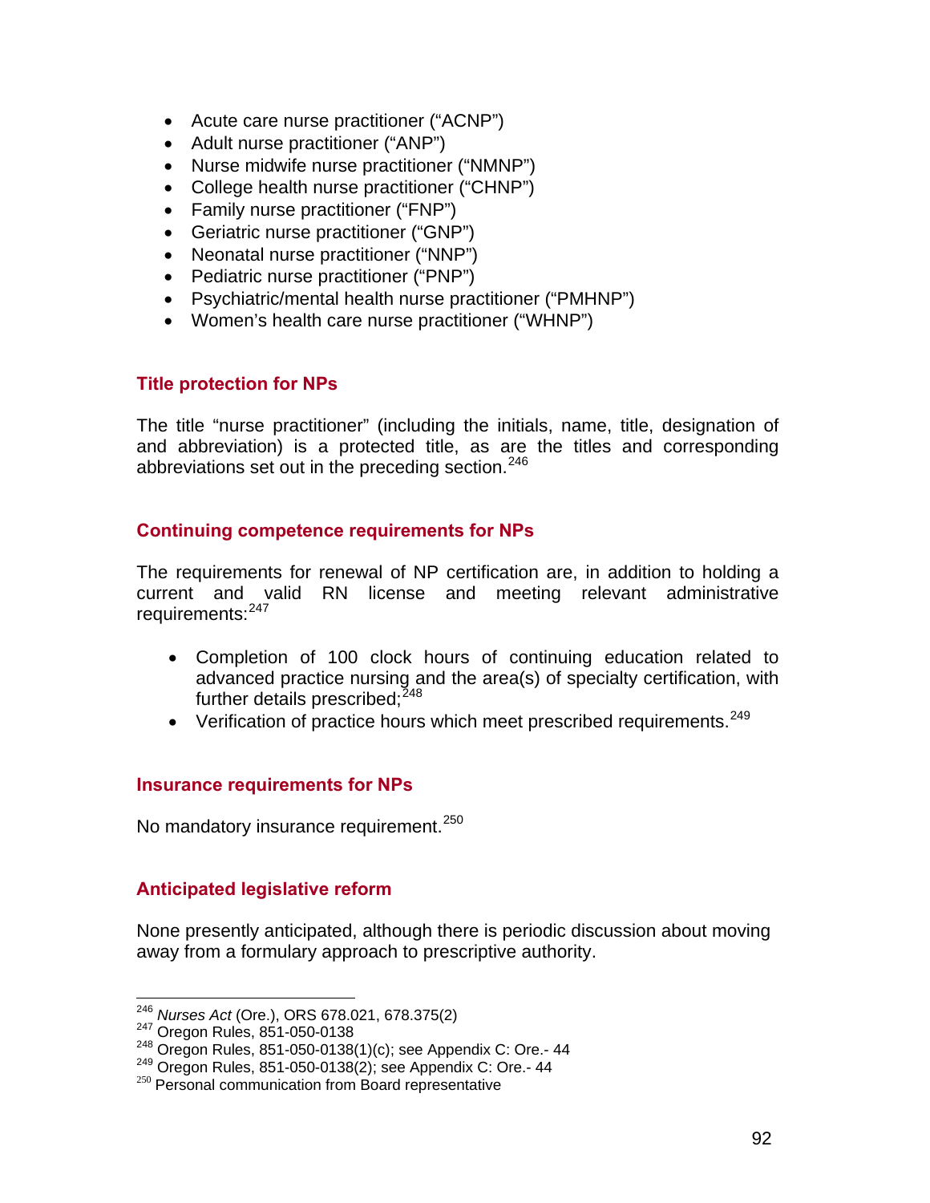- Acute care nurse practitioner ("ACNP")
- Adult nurse practitioner ("ANP")
- Nurse midwife nurse practitioner ("NMNP")
- College health nurse practitioner ("CHNP")
- Family nurse practitioner ("FNP")
- Geriatric nurse practitioner ("GNP")
- Neonatal nurse practitioner ("NNP")
- Pediatric nurse practitioner ("PNP")
- Psychiatric/mental health nurse practitioner ("PMHNP")
- Women's health care nurse practitioner ("WHNP")

### Title protection for NPs

The title "nurse practitioner" (including the initials, name, title, designation of and abbreviation) is a protected title, as are the titles and corresponding abbreviations set out in the preceding section.[246]

### Continuing competence requirements for NPs

The requirements for renewal of NP certification are, in addition to holding a current and valid RN license and meeting relevant administrative requirements:[247]

- Completion of 100 clock hours of continuing education related to advanced practice nursing and the area(s) of specialty certification, with further details prescribed;[248]
- Verification of practice hours which meet prescribed requirements.[249]

### Insurance requirements for NPs

No mandatory insurance requirement.[250]

### Anticipated legislative reform

None presently anticipated, although there is periodic discussion about moving away from a formulary approach to prescriptive authority.

---

[246] *Nurses Act* (Ore.), ORS 678.021, 678.375(2)
[247] Oregon Rules, 851-050-0138
[248] Oregon Rules, 851-050-0138(1)(c); see Appendix C: Ore.- 44
[249] Oregon Rules, 851-050-0138(2); see Appendix C: Ore.- 44
[250] Personal communication from Board representative